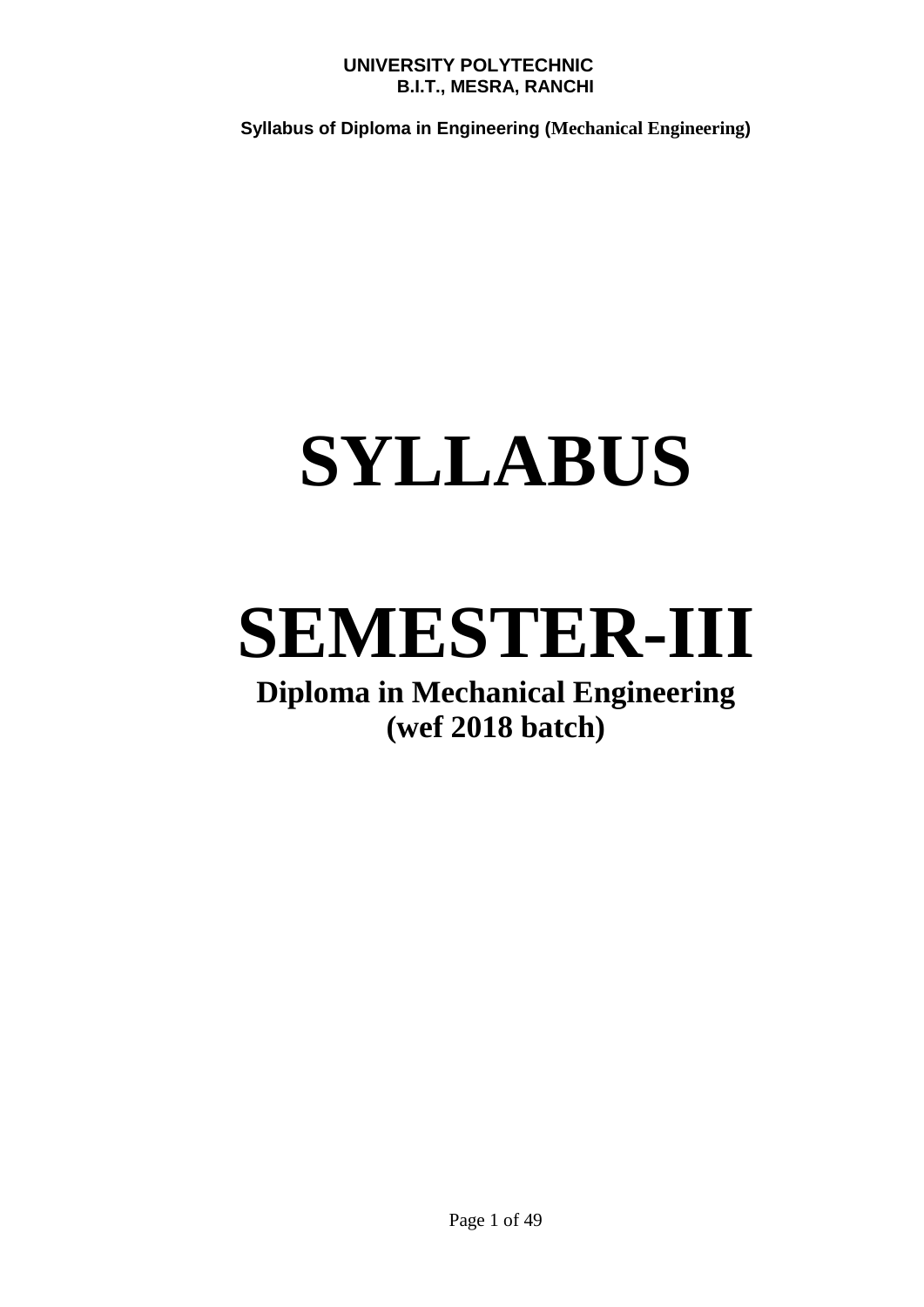**UNIVERSITY POLYTECHNIC**
**B.I.T., MESRA, RANCHI**

**Syllabus of Diploma in Engineering (Mechanical Engineering)**

# SYLLABUS

# SEMESTER-III

## Diploma in Mechanical Engineering
## (wef 2018 batch)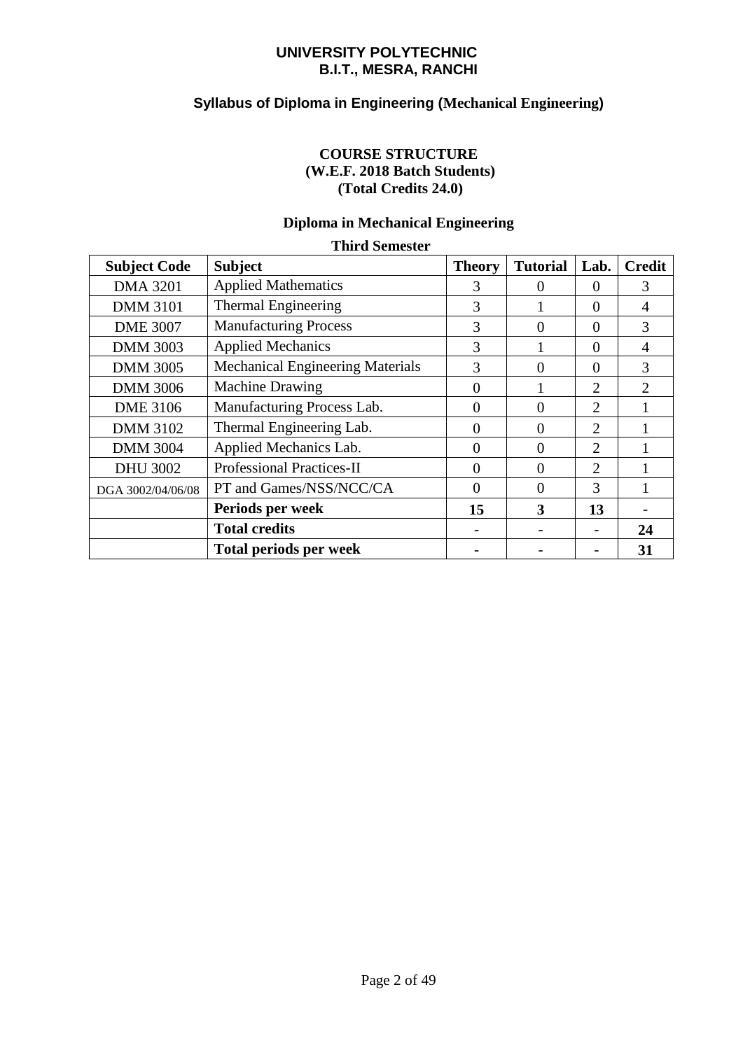# UNIVERSITY POLYTECHNIC
## B.I.T., MESRA, RANCHI

### Syllabus of Diploma in Engineering (Mechanical Engineering)

**COURSE STRUCTURE**
**(W.E.F. 2018 Batch Students)**
**(Total Credits 24.0)**

**Diploma in Mechanical Engineering**

**Third Semester**

| Subject Code | Subject | Theory | Tutorial | Lab. | Credit |
|---|---|---|---|---|---|
| DMA 3201 | Applied Mathematics | 3 | 0 | 0 | 3 |
| DMM 3101 | Thermal Engineering | 3 | 1 | 0 | 4 |
| DME 3007 | Manufacturing Process | 3 | 0 | 0 | 3 |
| DMM 3003 | Applied Mechanics | 3 | 1 | 0 | 4 |
| DMM 3005 | Mechanical Engineering Materials | 3 | 0 | 0 | 3 |
| DMM 3006 | Machine Drawing | 0 | 1 | 2 | 2 |
| DME 3106 | Manufacturing Process Lab. | 0 | 0 | 2 | 1 |
| DMM 3102 | Thermal Engineering Lab. | 0 | 0 | 2 | 1 |
| DMM 3004 | Applied Mechanics Lab. | 0 | 0 | 2 | 1 |
| DHU 3002 | Professional Practices-II | 0 | 0 | 2 | 1 |
| DGA 3002/04/06/08 | PT and Games/NSS/NCC/CA | 0 | 0 | 3 | 1 |
| | **Periods per week** | **15** | **3** | **13** | - |
| | **Total credits** | - | - | - | **24** |
| | **Total periods per week** | - | - | - | **31** |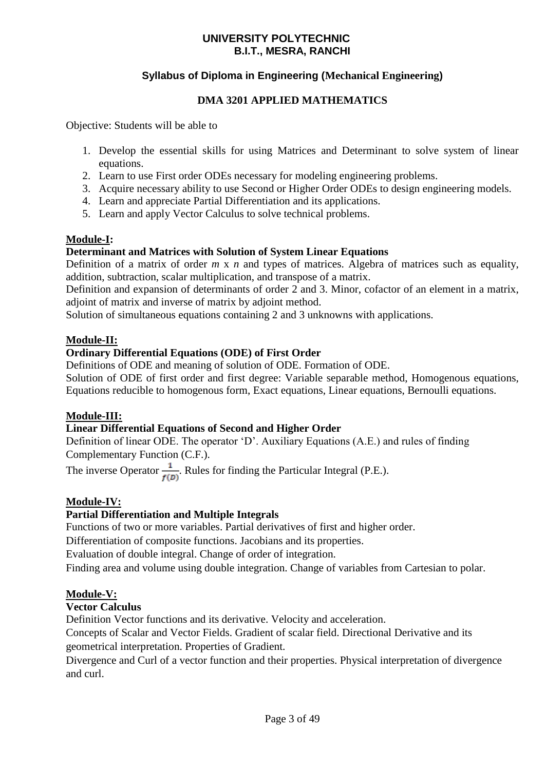# UNIVERSITY POLYTECHNIC
## B.I.T., MESRA, RANCHI

### Syllabus of Diploma in Engineering (Mechanical Engineering)

### DMA 3201 APPLIED MATHEMATICS

Objective: Students will be able to

1. Develop the essential skills for using Matrices and Determinant to solve system of linear equations.
2. Learn to use First order ODEs necessary for modeling engineering problems.
3. Acquire necessary ability to use Second or Higher Order ODEs to design engineering models.
4. Learn and appreciate Partial Differentiation and its applications.
5. Learn and apply Vector Calculus to solve technical problems.

**Module-I:**

**Determinant and Matrices with Solution of System Linear Equations**

Definition of a matrix of order $m$ x $n$ and types of matrices. Algebra of matrices such as equality, addition, subtraction, scalar multiplication, and transpose of a matrix.

Definition and expansion of determinants of order 2 and 3. Minor, cofactor of an element in a matrix, adjoint of matrix and inverse of matrix by adjoint method.

Solution of simultaneous equations containing 2 and 3 unknowns with applications.

**Module-II:**

**Ordinary Differential Equations (ODE) of First Order**

Definitions of ODE and meaning of solution of ODE. Formation of ODE.

Solution of ODE of first order and first degree: Variable separable method, Homogenous equations, Equations reducible to homogenous form, Exact equations, Linear equations, Bernoulli equations.

**Module-III:**

**Linear Differential Equations of Second and Higher Order**

Definition of linear ODE. The operator 'D'. Auxiliary Equations (A.E.) and rules of finding Complementary Function (C.F.).

The inverse Operator $\frac{1}{f(D)}$. Rules for finding the Particular Integral (P.E.).

**Module-IV:**

**Partial Differentiation and Multiple Integrals**

Functions of two or more variables. Partial derivatives of first and higher order.

Differentiation of composite functions. Jacobians and its properties.

Evaluation of double integral. Change of order of integration.

Finding area and volume using double integration. Change of variables from Cartesian to polar.

**Module-V:**

**Vector Calculus**

Definition Vector functions and its derivative. Velocity and acceleration.

Concepts of Scalar and Vector Fields. Gradient of scalar field. Directional Derivative and its geometrical interpretation. Properties of Gradient.

Divergence and Curl of a vector function and their properties. Physical interpretation of divergence and curl.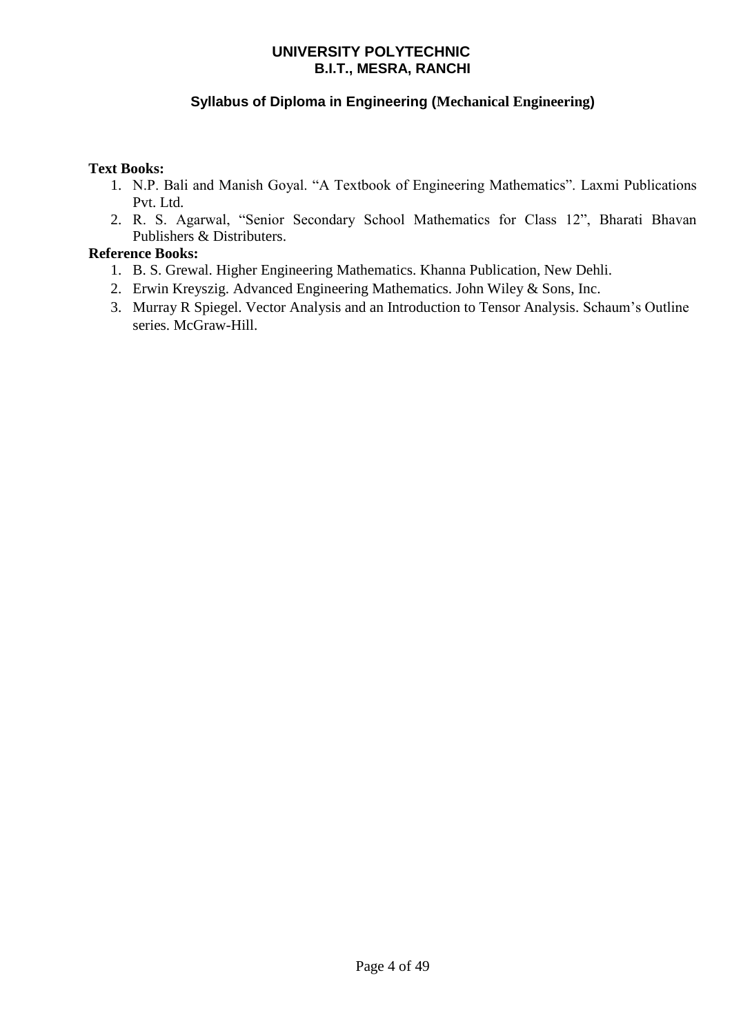**Text Books:**

1. N.P. Bali and Manish Goyal. “A Textbook of Engineering Mathematics”. Laxmi Publications Pvt. Ltd.
2. R. S. Agarwal, “Senior Secondary School Mathematics for Class 12”, Bharati Bhavan Publishers & Distributers.

**Reference Books:**

1. B. S. Grewal. Higher Engineering Mathematics. Khanna Publication, New Dehli.
2. Erwin Kreyszig. Advanced Engineering Mathematics. John Wiley & Sons, Inc.
3. Murray R Spiegel. Vector Analysis and an Introduction to Tensor Analysis. Schaum’s Outline series. McGraw-Hill.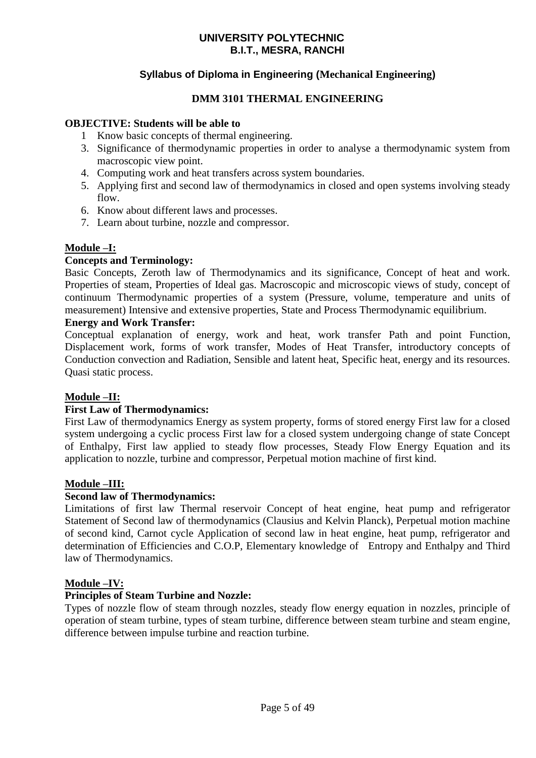# UNIVERSITY POLYTECHNIC
## B.I.T., MESRA, RANCHI

### Syllabus of Diploma in Engineering (Mechanical Engineering)

### DMM 3101 THERMAL ENGINEERING

**OBJECTIVE: Students will be able to**

1 Know basic concepts of thermal engineering.
3. Significance of thermodynamic properties in order to analyse a thermodynamic system from macroscopic view point.
4. Computing work and heat transfers across system boundaries.
5. Applying first and second law of thermodynamics in closed and open systems involving steady flow.
6. Know about different laws and processes.
7. Learn about turbine, nozzle and compressor.

**Module –I:**

**Concepts and Terminology:**

Basic Concepts, Zeroth law of Thermodynamics and its significance, Concept of heat and work. Properties of steam, Properties of Ideal gas. Macroscopic and microscopic views of study, concept of continuum Thermodynamic properties of a system (Pressure, volume, temperature and units of measurement) Intensive and extensive properties, State and Process Thermodynamic equilibrium.

**Energy and Work Transfer:**

Conceptual explanation of energy, work and heat, work transfer Path and point Function, Displacement work, forms of work transfer, Modes of Heat Transfer, introductory concepts of Conduction convection and Radiation, Sensible and latent heat, Specific heat, energy and its resources. Quasi static process.

**Module –II:**

**First Law of Thermodynamics:**

First Law of thermodynamics Energy as system property, forms of stored energy First law for a closed system undergoing a cyclic process First law for a closed system undergoing change of state Concept of Enthalpy, First law applied to steady flow processes, Steady Flow Energy Equation and its application to nozzle, turbine and compressor, Perpetual motion machine of first kind.

**Module –III:**

**Second law of Thermodynamics:**

Limitations of first law Thermal reservoir Concept of heat engine, heat pump and refrigerator Statement of Second law of thermodynamics (Clausius and Kelvin Planck), Perpetual motion machine of second kind, Carnot cycle Application of second law in heat engine, heat pump, refrigerator and determination of Efficiencies and C.O.P, Elementary knowledge of Entropy and Enthalpy and Third law of Thermodynamics.

**Module –IV:**

**Principles of Steam Turbine and Nozzle:**

Types of nozzle flow of steam through nozzles, steady flow energy equation in nozzles, principle of operation of steam turbine, types of steam turbine, difference between steam turbine and steam engine, difference between impulse turbine and reaction turbine.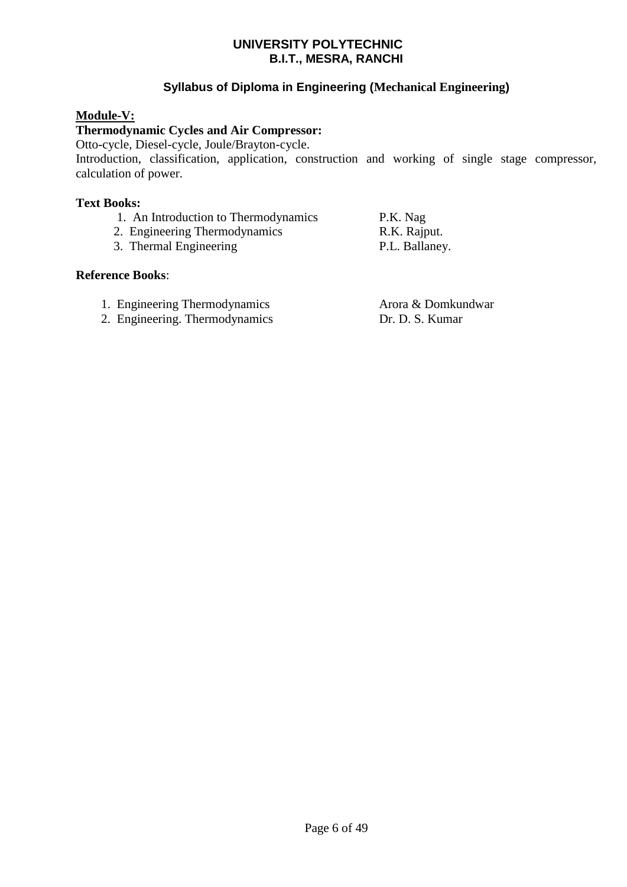**Module-V:**

**Thermodynamic Cycles and Air Compressor:**

Otto-cycle, Diesel-cycle, Joule/Brayton-cycle.

Introduction, classification, application, construction and working of single stage compressor, calculation of power.

**Text Books:**

1. An Introduction to Thermodynamics — P.K. Nag
2. Engineering Thermodynamics — R.K. Rajput.
3. Thermal Engineering — P.L. Ballaney.

**Reference Books**:

1. Engineering Thermodynamics — Arora & Domkundwar
2. Engineering. Thermodynamics — Dr. D. S. Kumar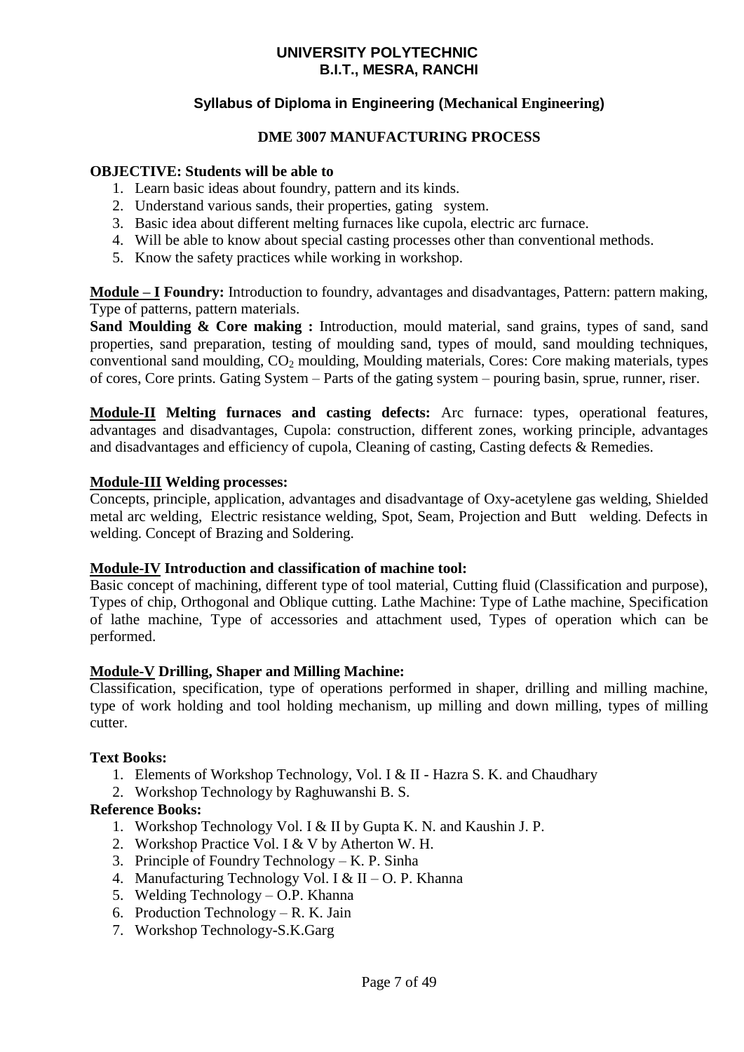# UNIVERSITY POLYTECHNIC
## B.I.T., MESRA, RANCHI

### Syllabus of Diploma in Engineering (Mechanical Engineering)

### DME 3007 MANUFACTURING PROCESS

**OBJECTIVE: Students will be able to**

1. Learn basic ideas about foundry, pattern and its kinds.
2. Understand various sands, their properties, gating system.
3. Basic idea about different melting furnaces like cupola, electric arc furnace.
4. Will be able to know about special casting processes other than conventional methods.
5. Know the safety practices while working in workshop.

**Module – I Foundry:** Introduction to foundry, advantages and disadvantages, Pattern: pattern making, Type of patterns, pattern materials.

**Sand Moulding & Core making :** Introduction, mould material, sand grains, types of sand, sand properties, sand preparation, testing of moulding sand, types of mould, sand moulding techniques, conventional sand moulding, $CO_2$ moulding, Moulding materials, Cores: Core making materials, types of cores, Core prints. Gating System – Parts of the gating system – pouring basin, sprue, runner, riser.

**Module-II Melting furnaces and casting defects:** Arc furnace: types, operational features, advantages and disadvantages, Cupola: construction, different zones, working principle, advantages and disadvantages and efficiency of cupola, Cleaning of casting, Casting defects & Remedies.

**Module-III Welding processes:**

Concepts, principle, application, advantages and disadvantage of Oxy-acetylene gas welding, Shielded metal arc welding, Electric resistance welding, Spot, Seam, Projection and Butt welding. Defects in welding. Concept of Brazing and Soldering.

**Module-IV Introduction and classification of machine tool:**

Basic concept of machining, different type of tool material, Cutting fluid (Classification and purpose), Types of chip, Orthogonal and Oblique cutting. Lathe Machine: Type of Lathe machine, Specification of lathe machine, Type of accessories and attachment used, Types of operation which can be performed.

**Module-V Drilling, Shaper and Milling Machine:**

Classification, specification, type of operations performed in shaper, drilling and milling machine, type of work holding and tool holding mechanism, up milling and down milling, types of milling cutter.

**Text Books:**

1. Elements of Workshop Technology, Vol. I & II - Hazra S. K. and Chaudhary
2. Workshop Technology by Raghuwanshi B. S.

**Reference Books:**

1. Workshop Technology Vol. I & II by Gupta K. N. and Kaushin J. P.
2. Workshop Practice Vol. I & V by Atherton W. H.
3. Principle of Foundry Technology – K. P. Sinha
4. Manufacturing Technology Vol. I & II – O. P. Khanna
5. Welding Technology – O.P. Khanna
6. Production Technology – R. K. Jain
7. Workshop Technology-S.K.Garg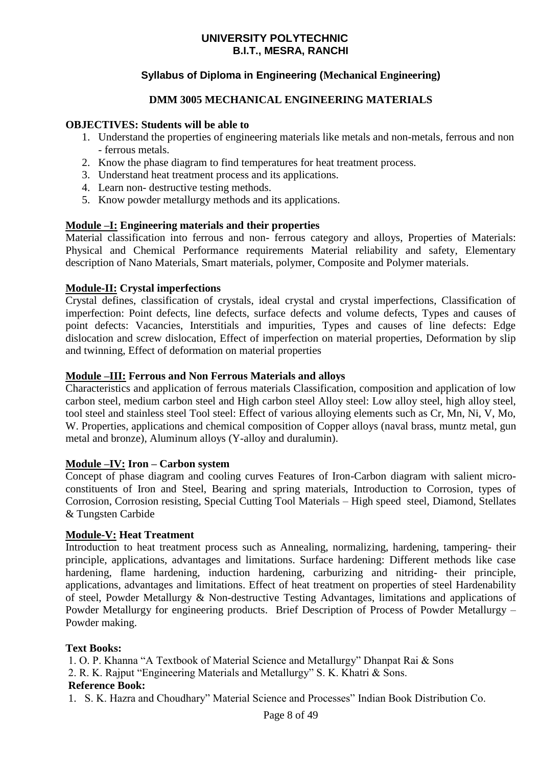# UNIVERSITY POLYTECHNIC
## B.I.T., MESRA, RANCHI

### Syllabus of Diploma in Engineering (Mechanical Engineering)

### DMM 3005 MECHANICAL ENGINEERING MATERIALS

**OBJECTIVES: Students will be able to**

1. Understand the properties of engineering materials like metals and non-metals, ferrous and non - ferrous metals.
2. Know the phase diagram to find temperatures for heat treatment process.
3. Understand heat treatment process and its applications.
4. Learn non- destructive testing methods.
5. Know powder metallurgy methods and its applications.

**Module –I: Engineering materials and their properties**

Material classification into ferrous and non- ferrous category and alloys, Properties of Materials: Physical and Chemical Performance requirements Material reliability and safety, Elementary description of Nano Materials, Smart materials, polymer, Composite and Polymer materials.

**Module-II: Crystal imperfections**

Crystal defines, classification of crystals, ideal crystal and crystal imperfections, Classification of imperfection: Point defects, line defects, surface defects and volume defects, Types and causes of point defects: Vacancies, Interstitials and impurities, Types and causes of line defects: Edge dislocation and screw dislocation, Effect of imperfection on material properties, Deformation by slip and twinning, Effect of deformation on material properties

**Module –III: Ferrous and Non Ferrous Materials and alloys**

Characteristics and application of ferrous materials Classification, composition and application of low carbon steel, medium carbon steel and High carbon steel Alloy steel: Low alloy steel, high alloy steel, tool steel and stainless steel Tool steel: Effect of various alloying elements such as Cr, Mn, Ni, V, Mo, W. Properties, applications and chemical composition of Copper alloys (naval brass, muntz metal, gun metal and bronze), Aluminum alloys (Y-alloy and duralumin).

**Module –IV: Iron – Carbon system**

Concept of phase diagram and cooling curves Features of Iron-Carbon diagram with salient micro-constituents of Iron and Steel, Bearing and spring materials, Introduction to Corrosion, types of Corrosion, Corrosion resisting, Special Cutting Tool Materials – High speed steel, Diamond, Stellates & Tungsten Carbide

**Module-V: Heat Treatment**

Introduction to heat treatment process such as Annealing, normalizing, hardening, tampering- their principle, applications, advantages and limitations. Surface hardening: Different methods like case hardening, flame hardening, induction hardening, carburizing and nitriding- their principle, applications, advantages and limitations. Effect of heat treatment on properties of steel Hardenability of steel, Powder Metallurgy & Non-destructive Testing Advantages, limitations and applications of Powder Metallurgy for engineering products. Brief Description of Process of Powder Metallurgy – Powder making.

**Text Books:**

1. O. P. Khanna "A Textbook of Material Science and Metallurgy" Dhanpat Rai & Sons
2. R. K. Rajput "Engineering Materials and Metallurgy" S. K. Khatri & Sons.

**Reference Book:**

1. S. K. Hazra and Choudhary" Material Science and Processes" Indian Book Distribution Co.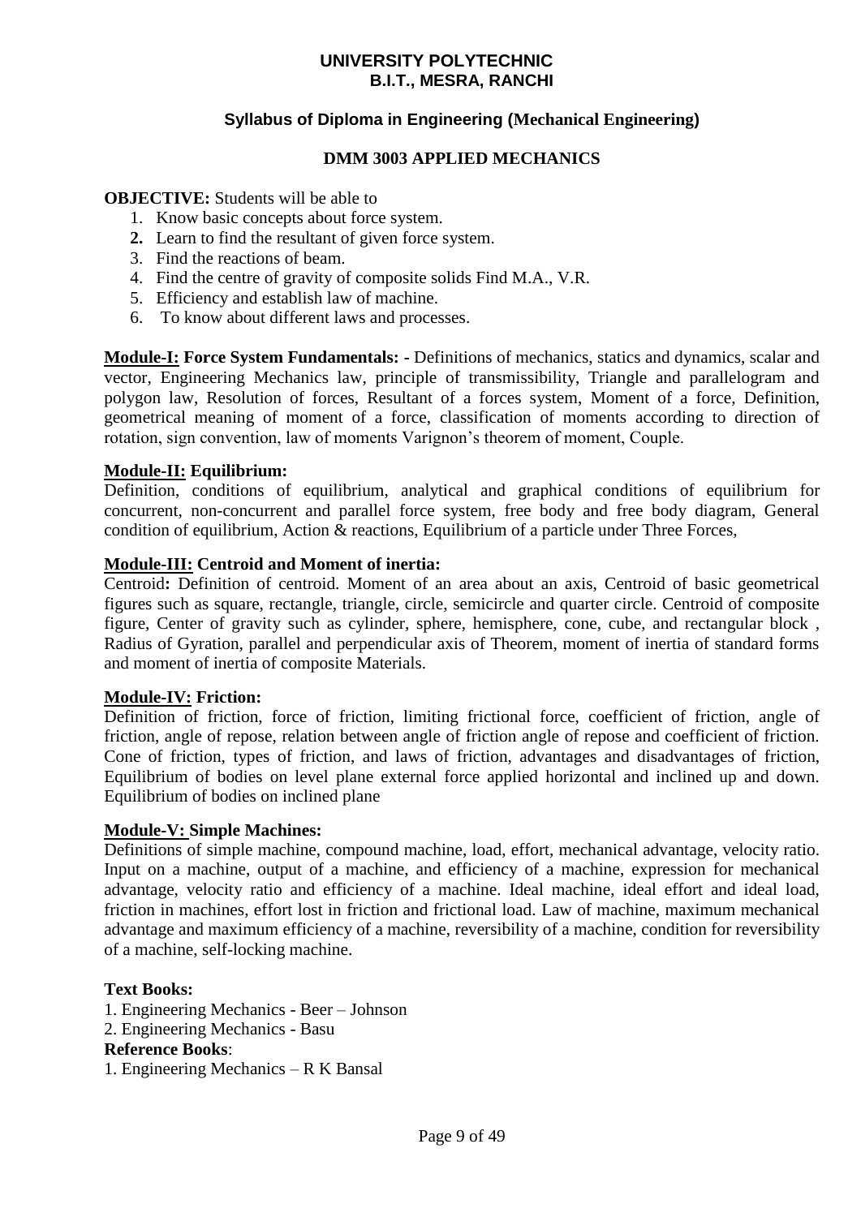# UNIVERSITY POLYTECHNIC
## B.I.T., MESRA, RANCHI

### Syllabus of Diploma in Engineering (Mechanical Engineering)

### DMM 3003 APPLIED MECHANICS

**OBJECTIVE:** Students will be able to

1. Know basic concepts about force system.
2. Learn to find the resultant of given force system.
3. Find the reactions of beam.
4. Find the centre of gravity of composite solids Find M.A., V.R.
5. Efficiency and establish law of machine.
6. To know about different laws and processes.

**Module-I: Force System Fundamentals: -** Definitions of mechanics, statics and dynamics, scalar and vector, Engineering Mechanics law, principle of transmissibility, Triangle and parallelogram and polygon law, Resolution of forces, Resultant of a forces system, Moment of a force, Definition, geometrical meaning of moment of a force, classification of moments according to direction of rotation, sign convention, law of moments Varignon's theorem of moment, Couple.

**Module-II: Equilibrium:**

Definition, conditions of equilibrium, analytical and graphical conditions of equilibrium for concurrent, non-concurrent and parallel force system, free body and free body diagram, General condition of equilibrium, Action & reactions, Equilibrium of a particle under Three Forces,

**Module-III: Centroid and Moment of inertia:**

Centroid**:** Definition of centroid. Moment of an area about an axis, Centroid of basic geometrical figures such as square, rectangle, triangle, circle, semicircle and quarter circle. Centroid of composite figure, Center of gravity such as cylinder, sphere, hemisphere, cone, cube, and rectangular block , Radius of Gyration, parallel and perpendicular axis of Theorem, moment of inertia of standard forms and moment of inertia of composite Materials.

**Module-IV: Friction:**

Definition of friction, force of friction, limiting frictional force, coefficient of friction, angle of friction, angle of repose, relation between angle of friction angle of repose and coefficient of friction. Cone of friction, types of friction, and laws of friction, advantages and disadvantages of friction, Equilibrium of bodies on level plane external force applied horizontal and inclined up and down. Equilibrium of bodies on inclined plane

**Module-V: Simple Machines:**

Definitions of simple machine, compound machine, load, effort, mechanical advantage, velocity ratio. Input on a machine, output of a machine, and efficiency of a machine, expression for mechanical advantage, velocity ratio and efficiency of a machine. Ideal machine, ideal effort and ideal load, friction in machines, effort lost in friction and frictional load. Law of machine, maximum mechanical advantage and maximum efficiency of a machine, reversibility of a machine, condition for reversibility of a machine, self-locking machine.

**Text Books:**

1. Engineering Mechanics - Beer – Johnson
2. Engineering Mechanics - Basu

**Reference Books**:

1. Engineering Mechanics – R K Bansal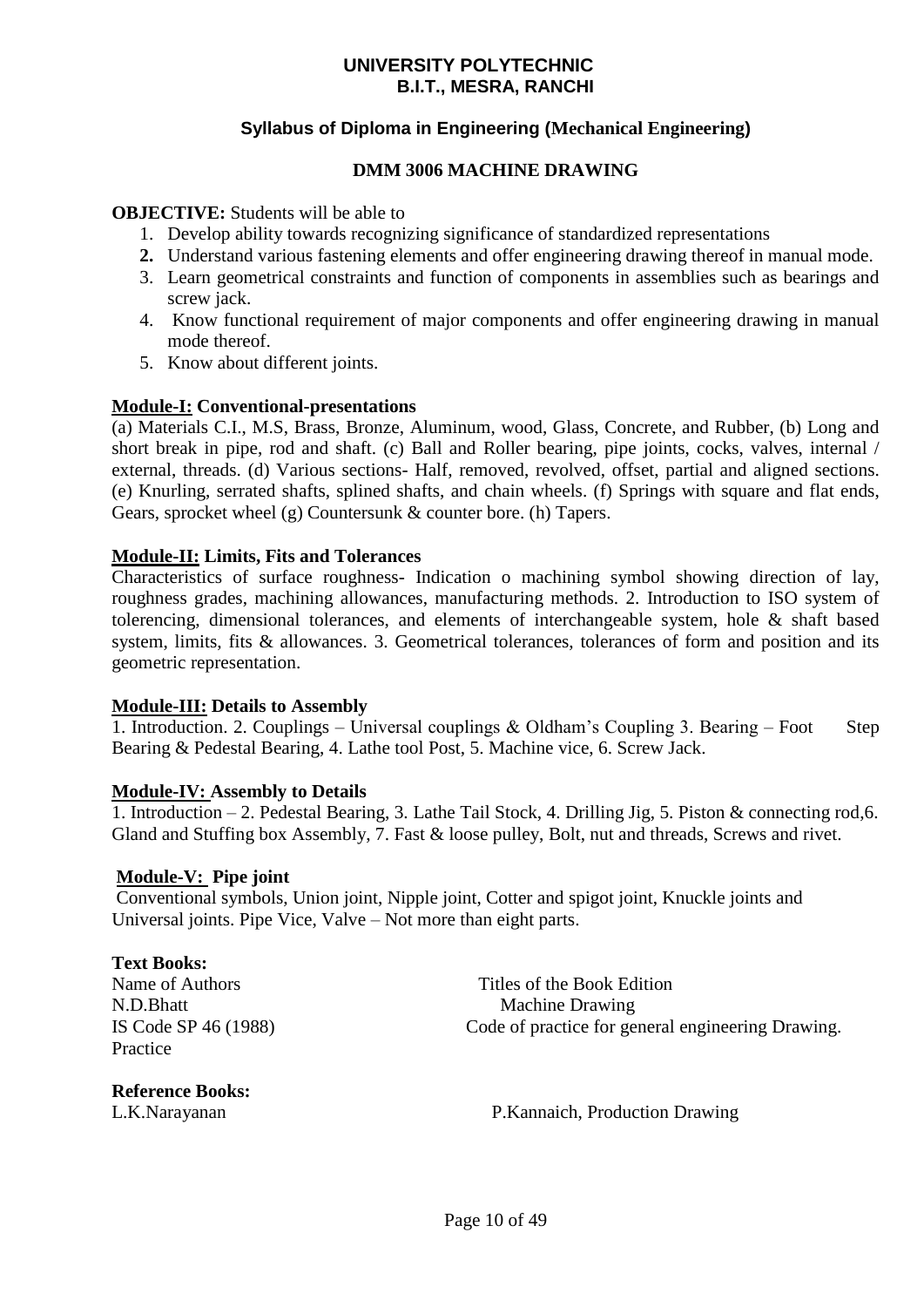**UNIVERSITY POLYTECHNIC**
**B.I.T., MESRA, RANCHI**

**Syllabus of Diploma in Engineering (Mechanical Engineering)**

**DMM 3006 MACHINE DRAWING**

**OBJECTIVE:** Students will be able to

1. Develop ability towards recognizing significance of standardized representations
2. **Understand various fastening elements and offer engineering drawing thereof in manual mode.**
3. Learn geometrical constraints and function of components in assemblies such as bearings and screw jack.
4. Know functional requirement of major components and offer engineering drawing in manual mode thereof.
5. Know about different joints.

**Module-I: Conventional-presentations**

(a) Materials C.I., M.S, Brass, Bronze, Aluminum, wood, Glass, Concrete, and Rubber, (b) Long and short break in pipe, rod and shaft. (c) Ball and Roller bearing, pipe joints, cocks, valves, internal / external, threads. (d) Various sections- Half, removed, revolved, offset, partial and aligned sections. (e) Knurling, serrated shafts, splined shafts, and chain wheels. (f) Springs with square and flat ends, Gears, sprocket wheel (g) Countersunk & counter bore. (h) Tapers.

**Module-II: Limits, Fits and Tolerances**

Characteristics of surface roughness- Indication o machining symbol showing direction of lay, roughness grades, machining allowances, manufacturing methods. 2. Introduction to ISO system of tolerencing, dimensional tolerances, and elements of interchangeable system, hole & shaft based system, limits, fits & allowances. 3. Geometrical tolerances, tolerances of form and position and its geometric representation.

**Module-III: Details to Assembly**

1. Introduction. 2. Couplings – Universal couplings & Oldham's Coupling 3. Bearing – Foot Step Bearing & Pedestal Bearing, 4. Lathe tool Post, 5. Machine vice, 6. Screw Jack.

**Module-IV: Assembly to Details**

1. Introduction – 2. Pedestal Bearing, 3. Lathe Tail Stock, 4. Drilling Jig, 5. Piston & connecting rod,6. Gland and Stuffing box Assembly, 7. Fast & loose pulley, Bolt, nut and threads, Screws and rivet.

**Module-V: Pipe joint**

Conventional symbols, Union joint, Nipple joint, Cotter and spigot joint, Knuckle joints and Universal joints. Pipe Vice, Valve – Not more than eight parts.

**Text Books:**

| Name of Authors | Titles of the Book Edition |
|---|---|
| N.D.Bhatt | Machine Drawing |
| IS Code SP 46 (1988) Practice | Code of practice for general engineering Drawing. |

**Reference Books:**

| | |
|---|---|
| L.K.Narayanan | P.Kannaich, Production Drawing |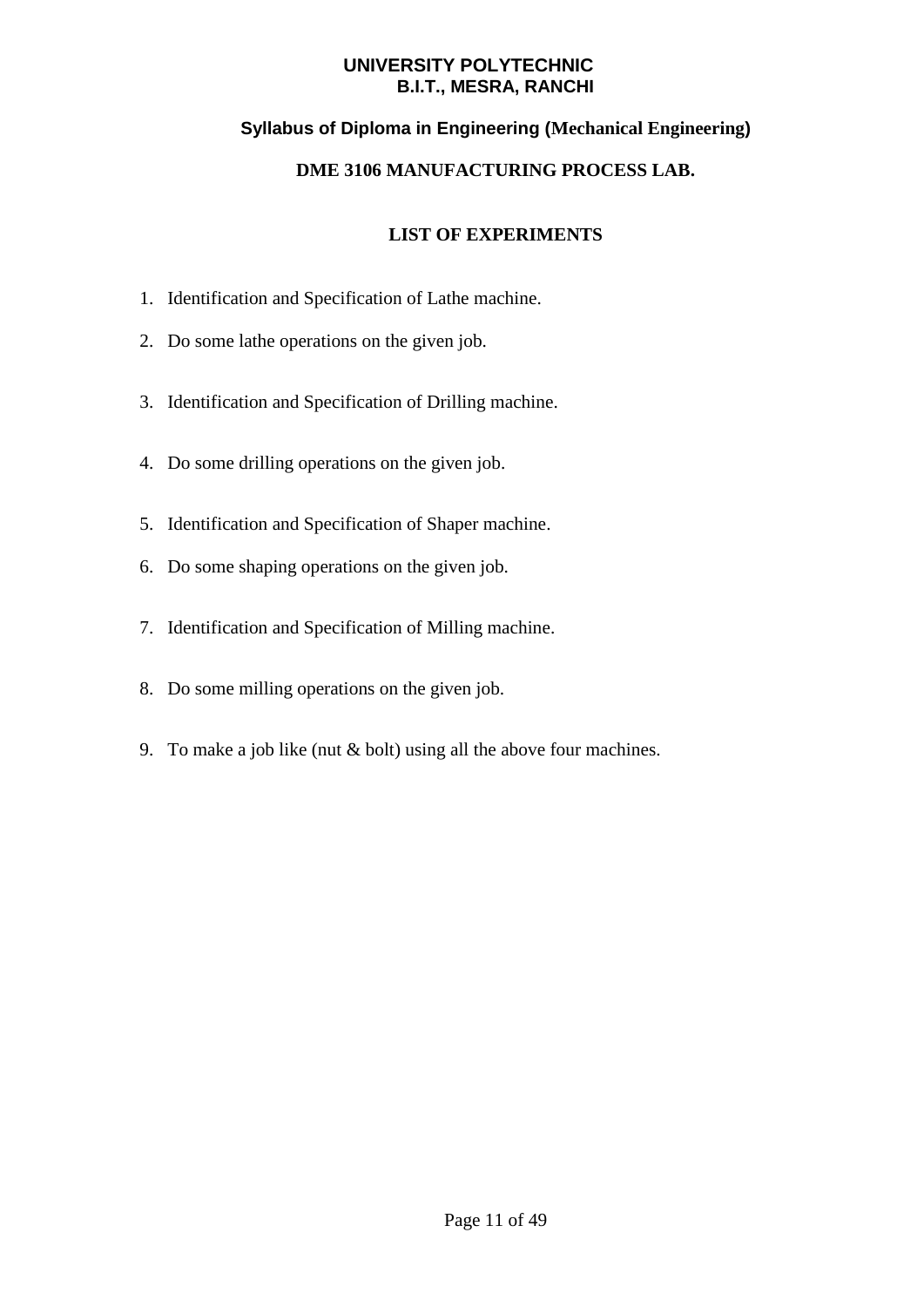**UNIVERSITY POLYTECHNIC**
**B.I.T., MESRA, RANCHI**

**Syllabus of Diploma in Engineering (Mechanical Engineering)**

## DME 3106 MANUFACTURING PROCESS LAB.

### LIST OF EXPERIMENTS

1. Identification and Specification of Lathe machine.
2. Do some lathe operations on the given job.
3. Identification and Specification of Drilling machine.
4. Do some drilling operations on the given job.
5. Identification and Specification of Shaper machine.
6. Do some shaping operations on the given job.
7. Identification and Specification of Milling machine.
8. Do some milling operations on the given job.
9. To make a job like (nut & bolt) using all the above four machines.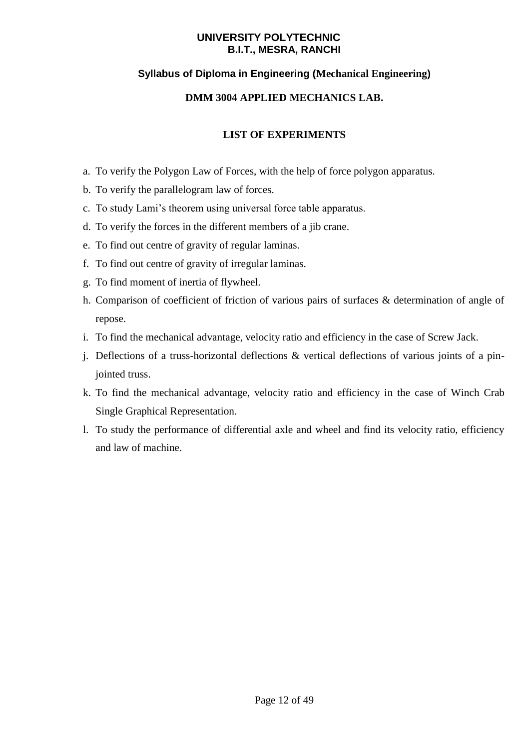**UNIVERSITY POLYTECHNIC**
**B.I.T., MESRA, RANCHI**

**Syllabus of Diploma in Engineering (Mechanical Engineering)**

## DMM 3004 APPLIED MECHANICS LAB.

### LIST OF EXPERIMENTS

a. To verify the Polygon Law of Forces, with the help of force polygon apparatus.
b. To verify the parallelogram law of forces.
c. To study Lami's theorem using universal force table apparatus.
d. To verify the forces in the different members of a jib crane.
e. To find out centre of gravity of regular laminas.
f. To find out centre of gravity of irregular laminas.
g. To find moment of inertia of flywheel.
h. Comparison of coefficient of friction of various pairs of surfaces & determination of angle of repose.
i. To find the mechanical advantage, velocity ratio and efficiency in the case of Screw Jack.
j. Deflections of a truss-horizontal deflections & vertical deflections of various joints of a pin-jointed truss.
k. To find the mechanical advantage, velocity ratio and efficiency in the case of Winch Crab Single Graphical Representation.
l. To study the performance of differential axle and wheel and find its velocity ratio, efficiency and law of machine.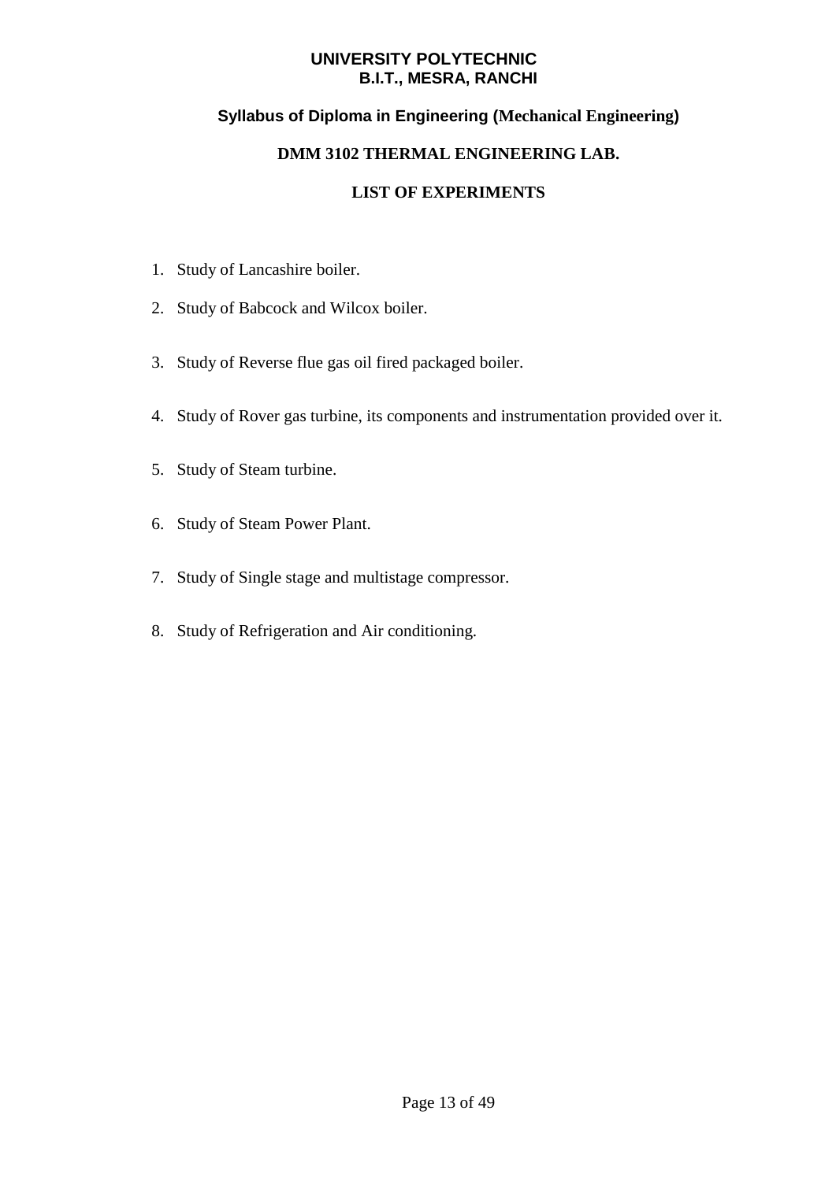**UNIVERSITY POLYTECHNIC**
**B.I.T., MESRA, RANCHI**

**Syllabus of Diploma in Engineering (Mechanical Engineering)**

## DMM 3102 THERMAL ENGINEERING LAB.

### LIST OF EXPERIMENTS

1. Study of Lancashire boiler.
2. Study of Babcock and Wilcox boiler.
3. Study of Reverse flue gas oil fired packaged boiler.
4. Study of Rover gas turbine, its components and instrumentation provided over it.
5. Study of Steam turbine.
6. Study of Steam Power Plant.
7. Study of Single stage and multistage compressor.
8. Study of Refrigeration and Air conditioning.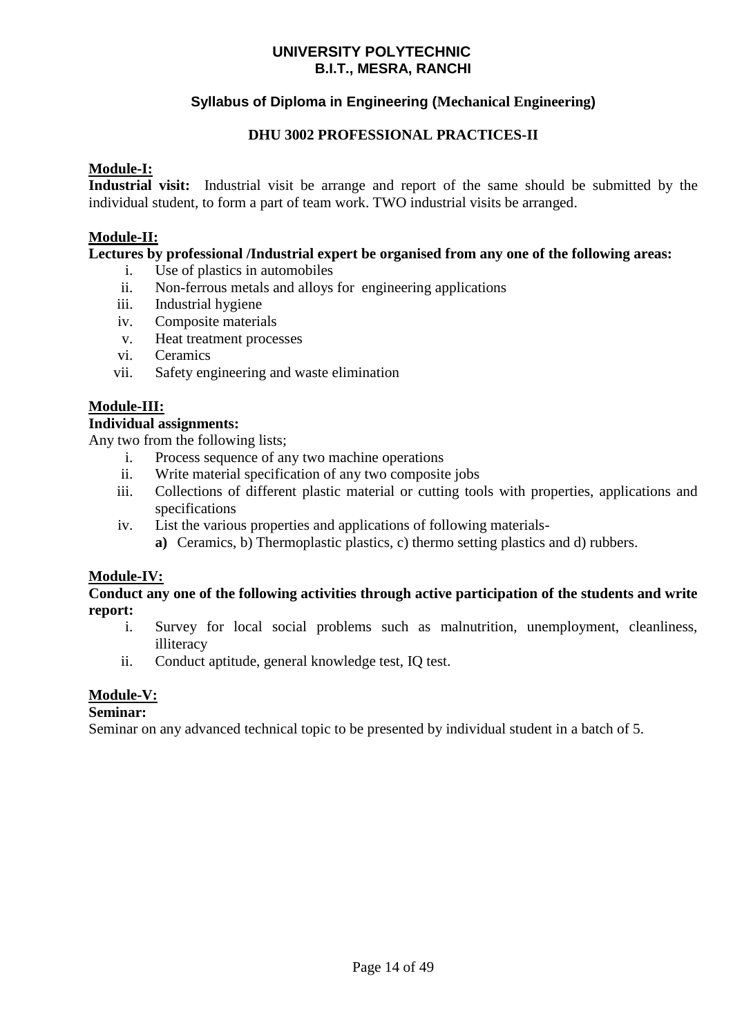**UNIVERSITY POLYTECHNIC**
**B.I.T., MESRA, RANCHI**

**Syllabus of Diploma in Engineering (Mechanical Engineering)**

## DHU 3002 PROFESSIONAL PRACTICES-II

### Module-I:

**Industrial visit:** Industrial visit be arrange and report of the same should be submitted by the individual student, to form a part of team work. TWO industrial visits be arranged.

### Module-II:

**Lectures by professional /Industrial expert be organised from any one of the following areas:**

i. Use of plastics in automobiles
ii. Non-ferrous metals and alloys for engineering applications
iii. Industrial hygiene
iv. Composite materials
v. Heat treatment processes
vi. Ceramics
vii. Safety engineering and waste elimination

### Module-III:

**Individual assignments:**

Any two from the following lists;

i. Process sequence of any two machine operations
ii. Write material specification of any two composite jobs
iii. Collections of different plastic material or cutting tools with properties, applications and specifications
iv. List the various properties and applications of following materials-
   **a)** Ceramics, b) Thermoplastic plastics, c) thermo setting plastics and d) rubbers.

### Module-IV:

**Conduct any one of the following activities through active participation of the students and write report:**

i. Survey for local social problems such as malnutrition, unemployment, cleanliness, illiteracy
ii. Conduct aptitude, general knowledge test, IQ test.

### Module-V:

**Seminar:**

Seminar on any advanced technical topic to be presented by individual student in a batch of 5.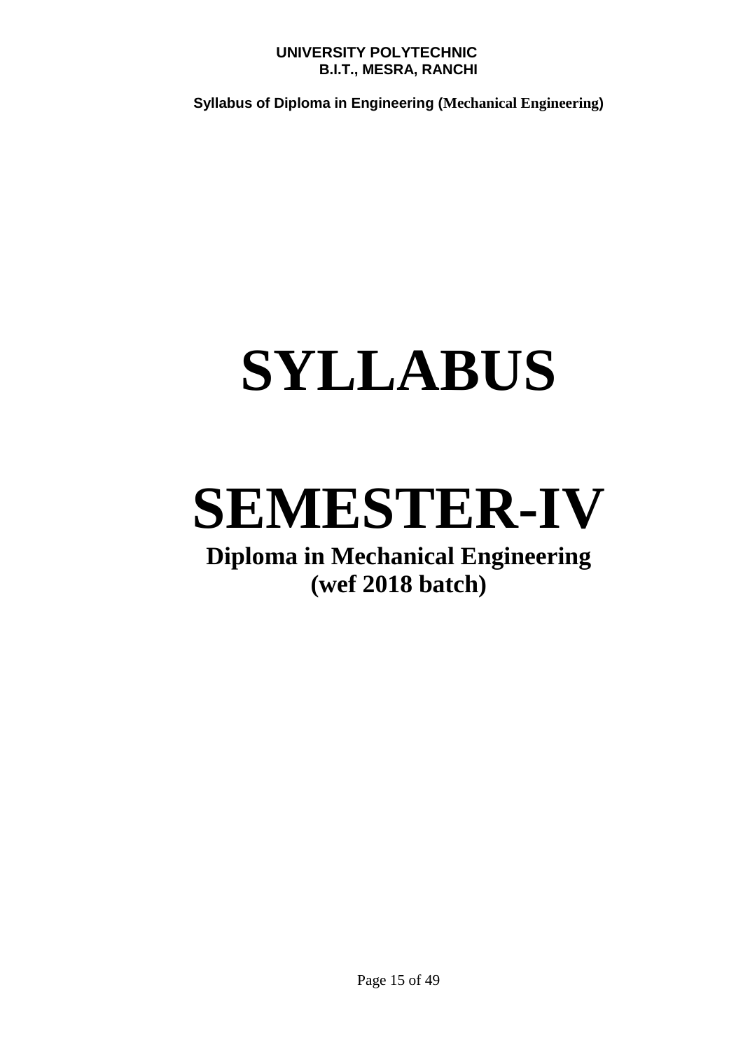# SYLLABUS

# SEMESTER-IV

## Diploma in Mechanical Engineering
## (wef 2018 batch)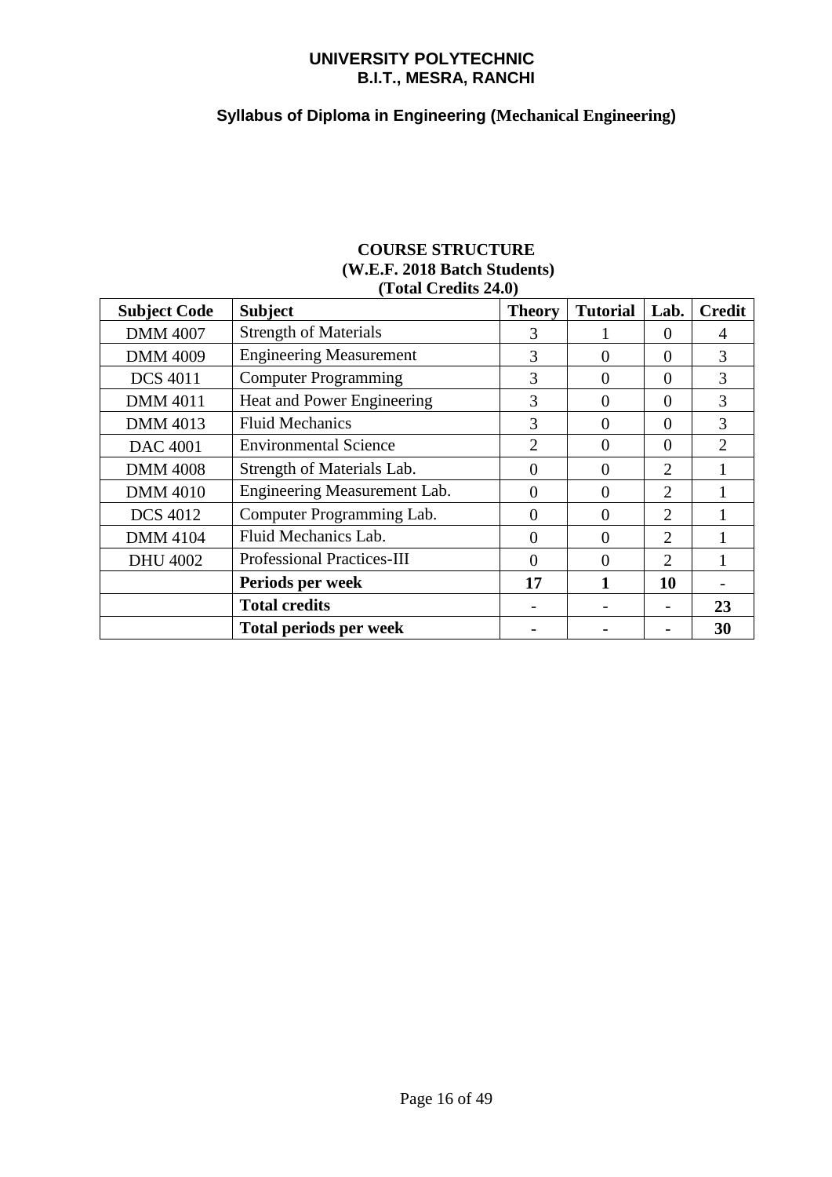**UNIVERSITY POLYTECHNIC**
**B.I.T., MESRA, RANCHI**

**Syllabus of Diploma in Engineering (Mechanical Engineering)**

**COURSE STRUCTURE**
**(W.E.F. 2018 Batch Students)**
**(Total Credits 24.0)**

| Subject Code | Subject | Theory | Tutorial | Lab. | Credit |
|---|---|---|---|---|---|
| DMM 4007 | Strength of Materials | 3 | 1 | 0 | 4 |
| DMM 4009 | Engineering Measurement | 3 | 0 | 0 | 3 |
| DCS 4011 | Computer Programming | 3 | 0 | 0 | 3 |
| DMM 4011 | Heat and Power Engineering | 3 | 0 | 0 | 3 |
| DMM 4013 | Fluid Mechanics | 3 | 0 | 0 | 3 |
| DAC 4001 | Environmental Science | 2 | 0 | 0 | 2 |
| DMM 4008 | Strength of Materials Lab. | 0 | 0 | 2 | 1 |
| DMM 4010 | Engineering Measurement Lab. | 0 | 0 | 2 | 1 |
| DCS 4012 | Computer Programming Lab. | 0 | 0 | 2 | 1 |
| DMM 4104 | Fluid Mechanics Lab. | 0 | 0 | 2 | 1 |
| DHU 4002 | Professional Practices-III | 0 | 0 | 2 | 1 |
| | **Periods per week** | **17** | **1** | **10** | - |
| | **Total credits** | - | - | - | **23** |
| | **Total periods per week** | - | - | - | **30** |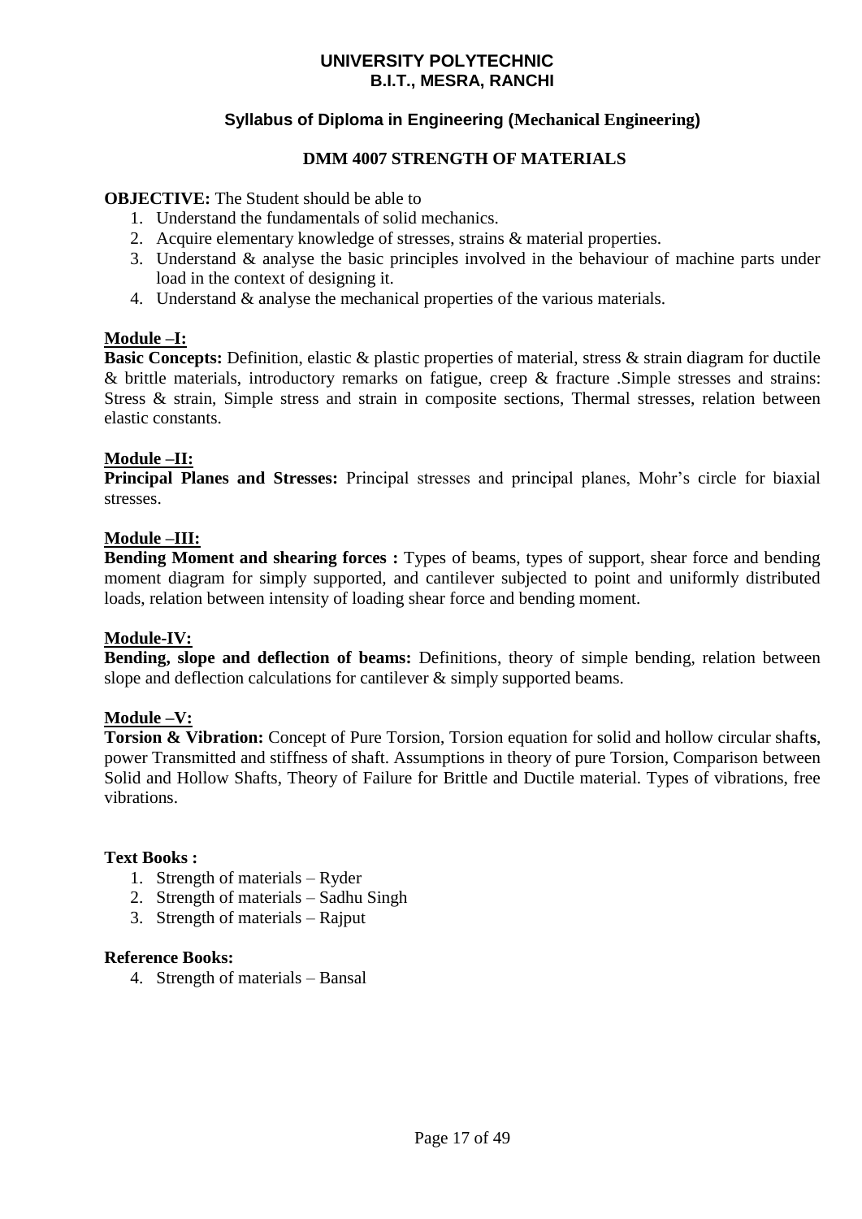**UNIVERSITY POLYTECHNIC**
**B.I.T., MESRA, RANCHI**

**Syllabus of Diploma in Engineering (Mechanical Engineering)**

## DMM 4007 STRENGTH OF MATERIALS

**OBJECTIVE:** The Student should be able to

1. Understand the fundamentals of solid mechanics.
2. Acquire elementary knowledge of stresses, strains & material properties.
3. Understand & analyse the basic principles involved in the behaviour of machine parts under load in the context of designing it.
4. Understand & analyse the mechanical properties of the various materials.

### Module –I:

**Basic Concepts:** Definition, elastic & plastic properties of material, stress & strain diagram for ductile & brittle materials, introductory remarks on fatigue, creep & fracture .Simple stresses and strains: Stress & strain, Simple stress and strain in composite sections, Thermal stresses, relation between elastic constants.

### Module –II:

**Principal Planes and Stresses:** Principal stresses and principal planes, Mohr's circle for biaxial stresses.

### Module –III:

**Bending Moment and shearing forces :** Types of beams, types of support, shear force and bending moment diagram for simply supported, and cantilever subjected to point and uniformly distributed loads, relation between intensity of loading shear force and bending moment.

### Module-IV:

**Bending, slope and deflection of beams:** Definitions, theory of simple bending, relation between slope and deflection calculations for cantilever & simply supported beams.

### Module –V:

**Torsion & Vibration:** Concept of Pure Torsion, Torsion equation for solid and hollow circular shafts, power Transmitted and stiffness of shaft. Assumptions in theory of pure Torsion, Comparison between Solid and Hollow Shafts, Theory of Failure for Brittle and Ductile material. Types of vibrations, free vibrations.

**Text Books :**

1. Strength of materials – Ryder
2. Strength of materials – Sadhu Singh
3. Strength of materials – Rajput

**Reference Books:**

4. Strength of materials – Bansal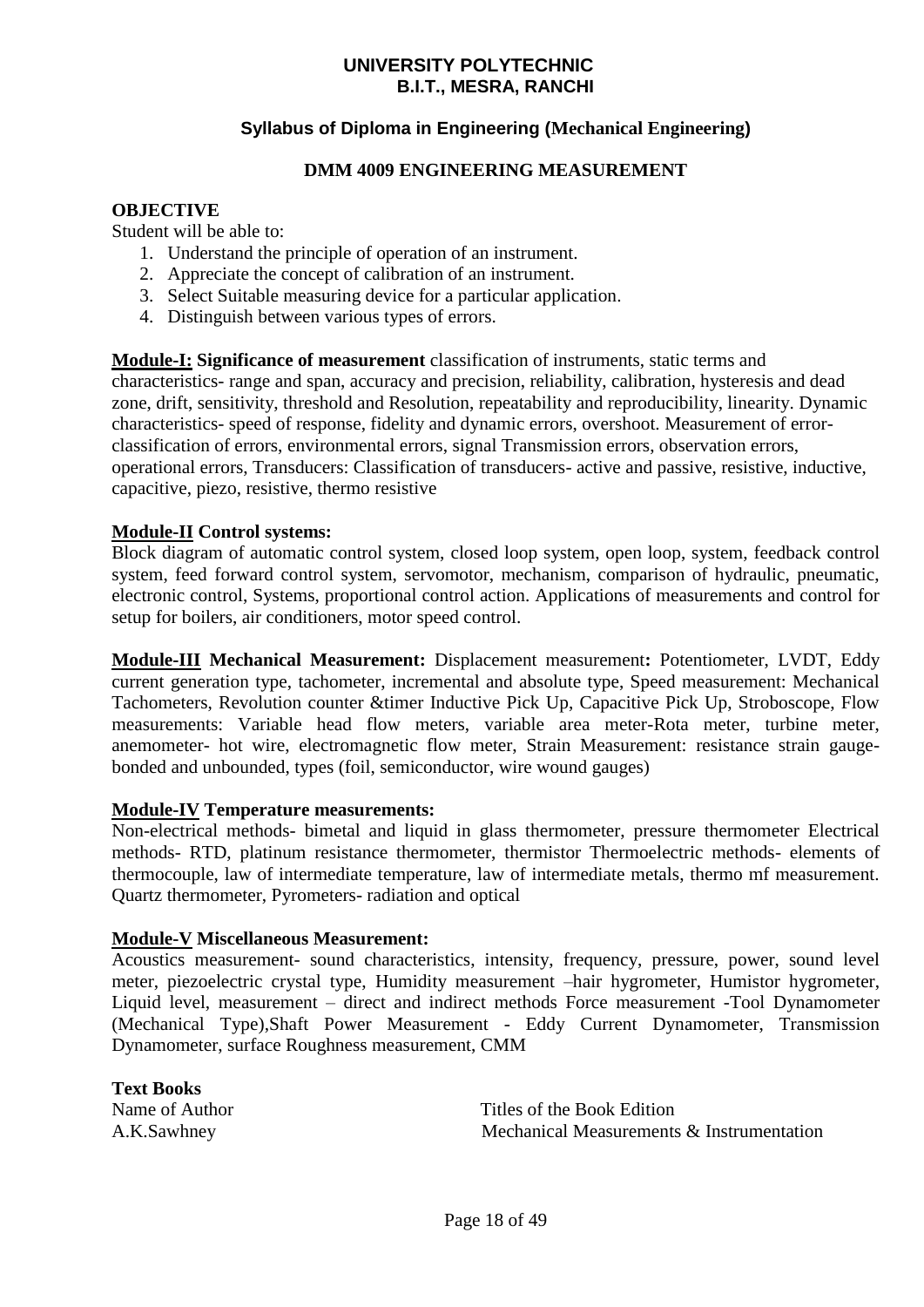**UNIVERSITY POLYTECHNIC**
**B.I.T., MESRA, RANCHI**

**Syllabus of Diploma in Engineering (Mechanical Engineering)**

**DMM 4009 ENGINEERING MEASUREMENT**

**OBJECTIVE**

Student will be able to:

1. Understand the principle of operation of an instrument.
2. Appreciate the concept of calibration of an instrument.
3. Select Suitable measuring device for a particular application.
4. Distinguish between various types of errors.

**Module-I: Significance of measurement** classification of instruments, static terms and characteristics- range and span, accuracy and precision, reliability, calibration, hysteresis and dead zone, drift, sensitivity, threshold and Resolution, repeatability and reproducibility, linearity. Dynamic characteristics- speed of response, fidelity and dynamic errors, overshoot. Measurement of error- classification of errors, environmental errors, signal Transmission errors, observation errors, operational errors, Transducers: Classification of transducers- active and passive, resistive, inductive, capacitive, piezo, resistive, thermo resistive

**Module-II Control systems:**

Block diagram of automatic control system, closed loop system, open loop, system, feedback control system, feed forward control system, servomotor, mechanism, comparison of hydraulic, pneumatic, electronic control, Systems, proportional control action. Applications of measurements and control for setup for boilers, air conditioners, motor speed control.

**Module-III Mechanical Measurement:** Displacement measurement**:** Potentiometer, LVDT, Eddy current generation type, tachometer, incremental and absolute type, Speed measurement: Mechanical Tachometers, Revolution counter &timer Inductive Pick Up, Capacitive Pick Up, Stroboscope, Flow measurements: Variable head flow meters, variable area meter-Rota meter, turbine meter, anemometer- hot wire, electromagnetic flow meter, Strain Measurement: resistance strain gauge- bonded and unbounded, types (foil, semiconductor, wire wound gauges)

**Module-IV Temperature measurements:**

Non-electrical methods- bimetal and liquid in glass thermometer, pressure thermometer Electrical methods- RTD, platinum resistance thermometer, thermistor Thermoelectric methods- elements of thermocouple, law of intermediate temperature, law of intermediate metals, thermo mf measurement. Quartz thermometer, Pyrometers- radiation and optical

**Module-V Miscellaneous Measurement:**

Acoustics measurement- sound characteristics, intensity, frequency, pressure, power, sound level meter, piezoelectric crystal type, Humidity measurement –hair hygrometer, Humistor hygrometer, Liquid level, measurement – direct and indirect methods Force measurement -Tool Dynamometer (Mechanical Type),Shaft Power Measurement - Eddy Current Dynamometer, Transmission Dynamometer, surface Roughness measurement, CMM

**Text Books**

| Name of Author | Titles of the Book Edition |
|---|---|
| A.K.Sawhney | Mechanical Measurements & Instrumentation |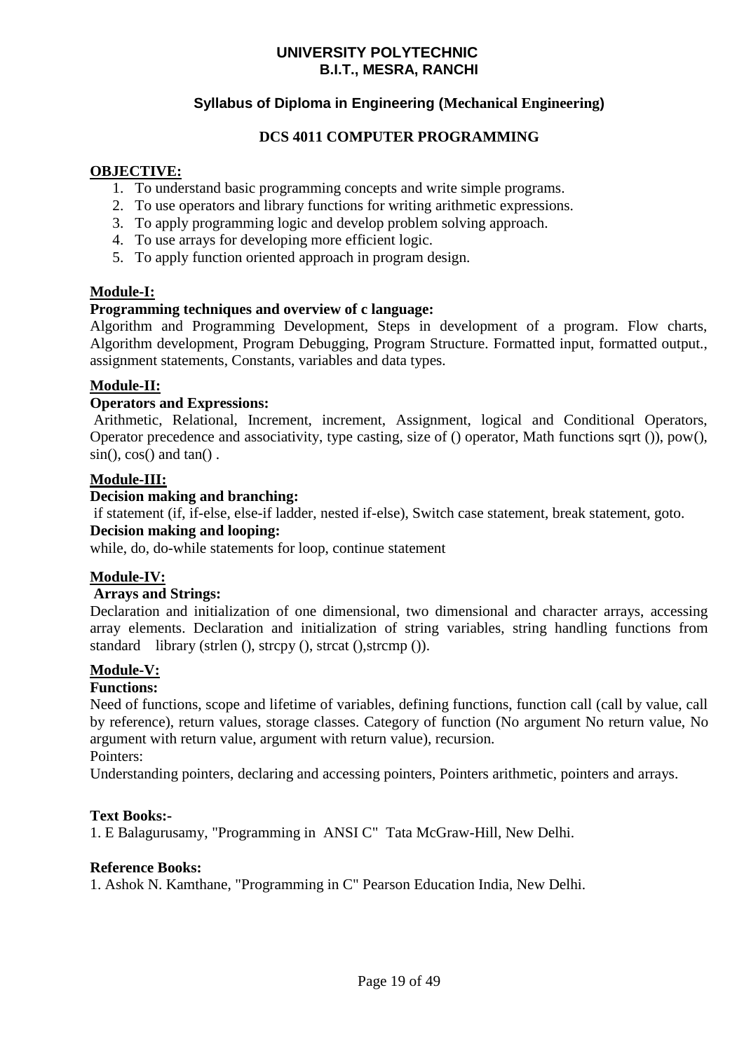**UNIVERSITY POLYTECHNIC**
**B.I.T., MESRA, RANCHI**

**Syllabus of Diploma in Engineering (Mechanical Engineering)**

## DCS 4011 COMPUTER PROGRAMMING

**OBJECTIVE:**

1. To understand basic programming concepts and write simple programs.
2. To use operators and library functions for writing arithmetic expressions.
3. To apply programming logic and develop problem solving approach.
4. To use arrays for developing more efficient logic.
5. To apply function oriented approach in program design.

**Module-I:**

**Programming techniques and overview of c language:**

Algorithm and Programming Development, Steps in development of a program. Flow charts, Algorithm development, Program Debugging, Program Structure. Formatted input, formatted output., assignment statements, Constants, variables and data types.

**Module-II:**

**Operators and Expressions:**

Arithmetic, Relational, Increment, increment, Assignment, logical and Conditional Operators, Operator precedence and associativity, type casting, size of () operator, Math functions sqrt ()), pow(), sin(), cos() and tan() .

**Module-III:**

**Decision making and branching:**

if statement (if, if-else, else-if ladder, nested if-else), Switch case statement, break statement, goto.

**Decision making and looping:**

while, do, do-while statements for loop, continue statement

**Module-IV:**

**Arrays and Strings:**

Declaration and initialization of one dimensional, two dimensional and character arrays, accessing array elements. Declaration and initialization of string variables, string handling functions from standard library (strlen (), strcpy (), strcat (),strcmp ()).

**Module-V:**

**Functions:**

Need of functions, scope and lifetime of variables, defining functions, function call (call by value, call by reference), return values, storage classes. Category of function (No argument No return value, No argument with return value, argument with return value), recursion.

Pointers:

Understanding pointers, declaring and accessing pointers, Pointers arithmetic, pointers and arrays.

**Text Books:-**

1. E Balagurusamy, "Programming in ANSI C" Tata McGraw-Hill, New Delhi.

**Reference Books:**

1. Ashok N. Kamthane, "Programming in C" Pearson Education India, New Delhi.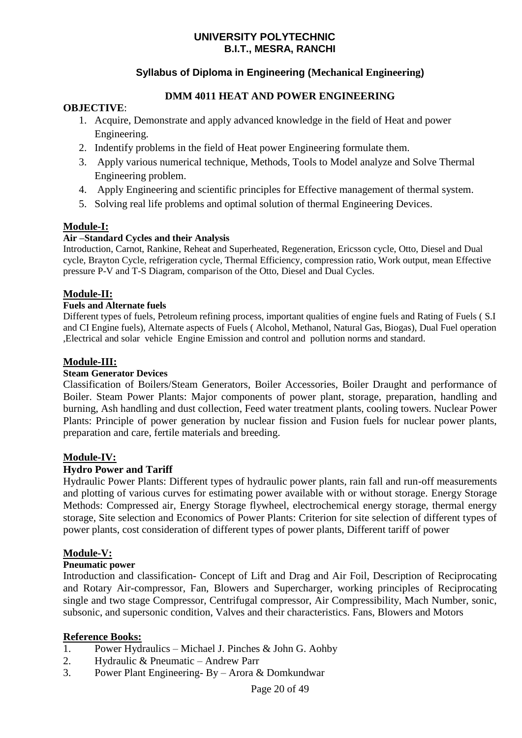# UNIVERSITY POLYTECHNIC
# B.I.T., MESRA, RANCHI

### Syllabus of Diploma in Engineering (Mechanical Engineering)

## DMM 4011 HEAT AND POWER ENGINEERING

**OBJECTIVE**:

1. Acquire, Demonstrate and apply advanced knowledge in the field of Heat and power Engineering.
2. Indentify problems in the field of Heat power Engineering formulate them.
3. Apply various numerical technique, Methods, Tools to Model analyze and Solve Thermal Engineering problem.
4. Apply Engineering and scientific principles for Effective management of thermal system.
5. Solving real life problems and optimal solution of thermal Engineering Devices.

### Module-I:

**Air –Standard Cycles and their Analysis**

Introduction, Carnot, Rankine, Reheat and Superheated, Regeneration, Ericsson cycle, Otto, Diesel and Dual cycle, Brayton Cycle, refrigeration cycle, Thermal Efficiency, compression ratio, Work output, mean Effective pressure P-V and T-S Diagram, comparison of the Otto, Diesel and Dual Cycles.

### Module-II:

**Fuels and Alternate fuels**

Different types of fuels, Petroleum refining process, important qualities of engine fuels and Rating of Fuels ( S.I and CI Engine fuels), Alternate aspects of Fuels ( Alcohol, Methanol, Natural Gas, Biogas), Dual Fuel operation ,Electrical and solar vehicle Engine Emission and control and pollution norms and standard.

### Module-III:

**Steam Generator Devices**

Classification of Boilers/Steam Generators, Boiler Accessories, Boiler Draught and performance of Boiler. Steam Power Plants: Major components of power plant, storage, preparation, handling and burning, Ash handling and dust collection, Feed water treatment plants, cooling towers. Nuclear Power Plants: Principle of power generation by nuclear fission and Fusion fuels for nuclear power plants, preparation and care, fertile materials and breeding.

### Module-IV:

**Hydro Power and Tariff**

Hydraulic Power Plants: Different types of hydraulic power plants, rain fall and run-off measurements and plotting of various curves for estimating power available with or without storage. Energy Storage Methods: Compressed air, Energy Storage flywheel, electrochemical energy storage, thermal energy storage, Site selection and Economics of Power Plants: Criterion for site selection of different types of power plants, cost consideration of different types of power plants, Different tariff of power

### Module-V:

**Pneumatic power**

Introduction and classification- Concept of Lift and Drag and Air Foil, Description of Reciprocating and Rotary Air-compressor, Fan, Blowers and Supercharger, working principles of Reciprocating single and two stage Compressor, Centrifugal compressor, Air Compressibility, Mach Number, sonic, subsonic, and supersonic condition, Valves and their characteristics. Fans, Blowers and Motors

### Reference Books:

1. Power Hydraulics – Michael J. Pinches & John G. Aohby
2. Hydraulic & Pneumatic – Andrew Parr
3. Power Plant Engineering- By – Arora & Domkundwar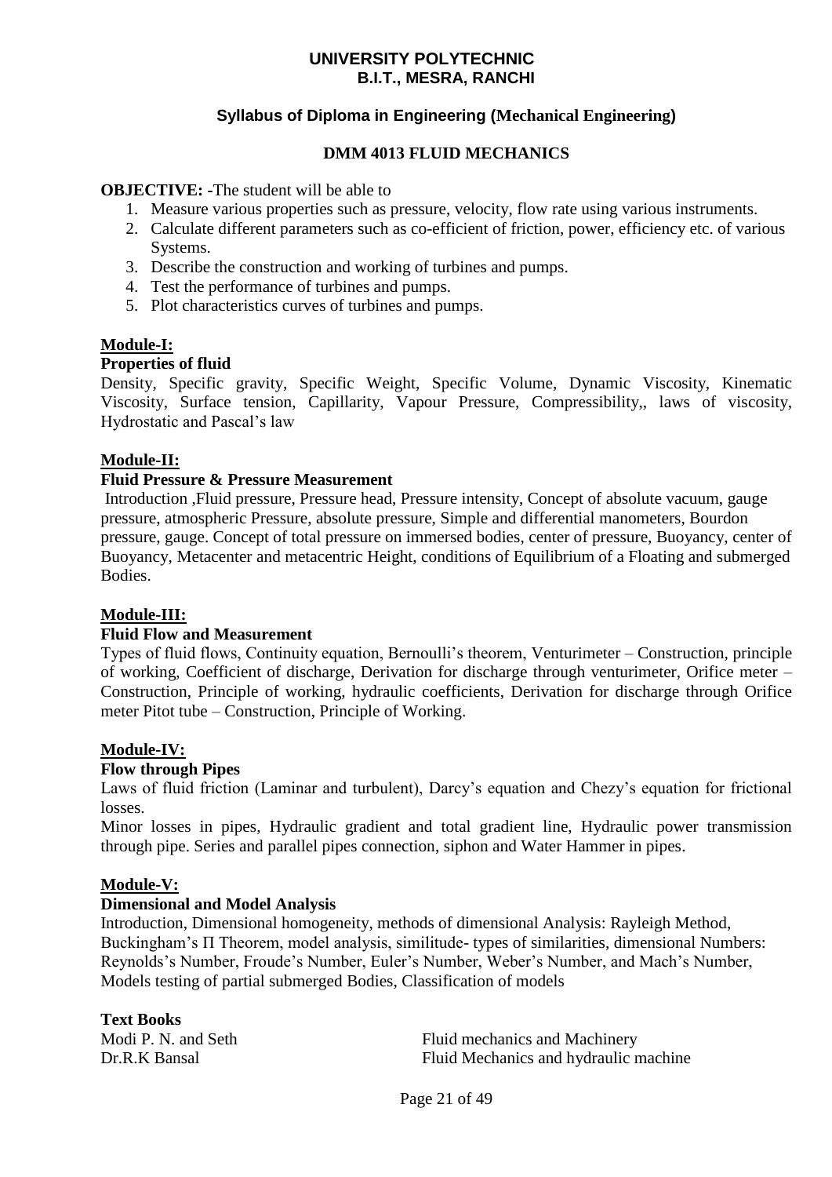# UNIVERSITY POLYTECHNIC
## B.I.T., MESRA, RANCHI

### Syllabus of Diploma in Engineering (Mechanical Engineering)

### DMM 4013 FLUID MECHANICS

**OBJECTIVE: -**The student will be able to

1. Measure various properties such as pressure, velocity, flow rate using various instruments.
2. Calculate different parameters such as co-efficient of friction, power, efficiency etc. of various Systems.
3. Describe the construction and working of turbines and pumps.
4. Test the performance of turbines and pumps.
5. Plot characteristics curves of turbines and pumps.

**Module-I:**

**Properties of fluid**

Density, Specific gravity, Specific Weight, Specific Volume, Dynamic Viscosity, Kinematic Viscosity, Surface tension, Capillarity, Vapour Pressure, Compressibility,, laws of viscosity, Hydrostatic and Pascal's law

**Module-II:**

**Fluid Pressure & Pressure Measurement**

Introduction ,Fluid pressure, Pressure head, Pressure intensity, Concept of absolute vacuum, gauge pressure, atmospheric Pressure, absolute pressure, Simple and differential manometers, Bourdon pressure, gauge. Concept of total pressure on immersed bodies, center of pressure, Buoyancy, center of Buoyancy, Metacenter and metacentric Height, conditions of Equilibrium of a Floating and submerged Bodies.

**Module-III:**

**Fluid Flow and Measurement**

Types of fluid flows, Continuity equation, Bernoulli's theorem, Venturimeter – Construction, principle of working, Coefficient of discharge, Derivation for discharge through venturimeter, Orifice meter – Construction, Principle of working, hydraulic coefficients, Derivation for discharge through Orifice meter Pitot tube – Construction, Principle of Working.

**Module-IV:**

**Flow through Pipes**

Laws of fluid friction (Laminar and turbulent), Darcy's equation and Chezy's equation for frictional losses.

Minor losses in pipes, Hydraulic gradient and total gradient line, Hydraulic power transmission through pipe. Series and parallel pipes connection, siphon and Water Hammer in pipes.

**Module-V:**

**Dimensional and Model Analysis**

Introduction, Dimensional homogeneity, methods of dimensional Analysis: Rayleigh Method, Buckingham's Π Theorem, model analysis, similitude- types of similarities, dimensional Numbers: Reynolds's Number, Froude's Number, Euler's Number, Weber's Number, and Mach's Number, Models testing of partial submerged Bodies, Classification of models

**Text Books**

| | |
|---|---|
| Modi P. N. and Seth | Fluid mechanics and Machinery |
| Dr.R.K Bansal | Fluid Mechanics and hydraulic machine |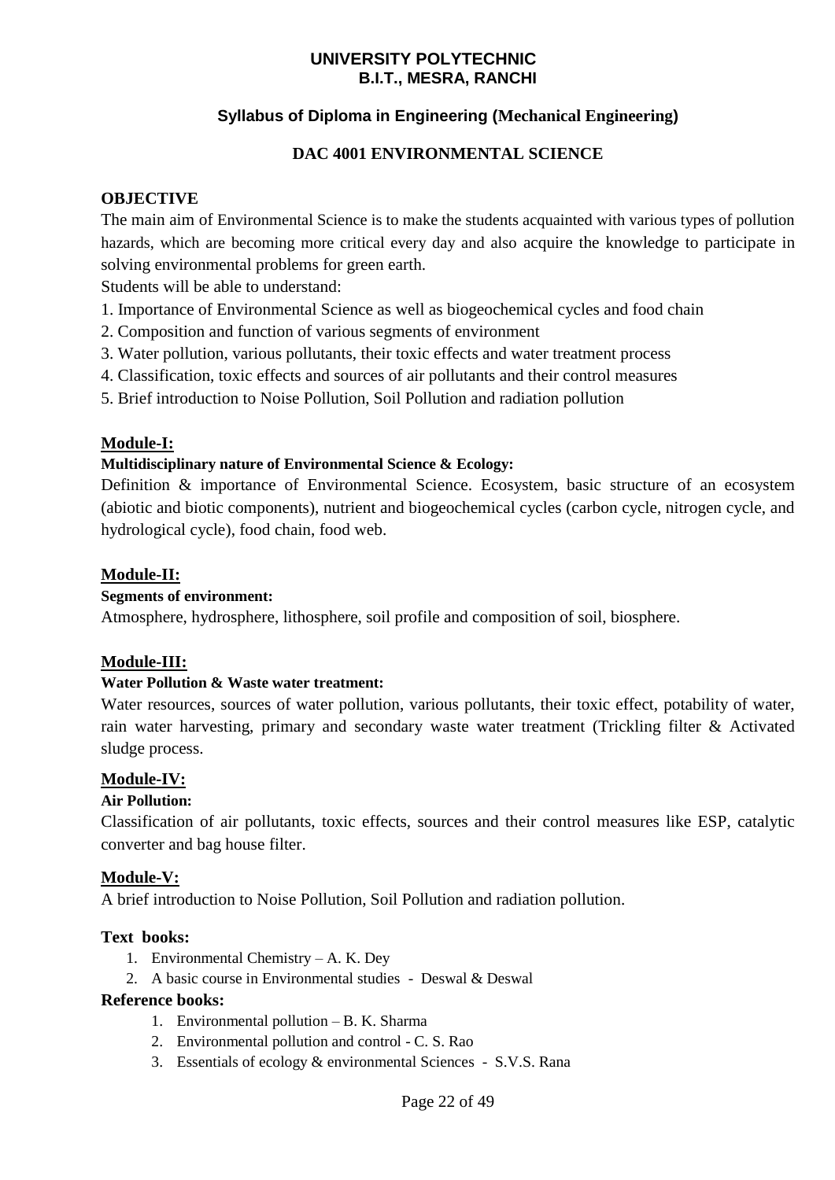**UNIVERSITY POLYTECHNIC**
**B.I.T., MESRA, RANCHI**

**Syllabus of Diploma in Engineering (Mechanical Engineering)**

# DAC 4001 ENVIRONMENTAL SCIENCE

## OBJECTIVE

The main aim of Environmental Science is to make the students acquainted with various types of pollution hazards, which are becoming more critical every day and also acquire the knowledge to participate in solving environmental problems for green earth.

Students will be able to understand:

1. Importance of Environmental Science as well as biogeochemical cycles and food chain
2. Composition and function of various segments of environment
3. Water pollution, various pollutants, their toxic effects and water treatment process
4. Classification, toxic effects and sources of air pollutants and their control measures
5. Brief introduction to Noise Pollution, Soil Pollution and radiation pollution

## Module-I:

**Multidisciplinary nature of Environmental Science & Ecology:**

Definition & importance of Environmental Science. Ecosystem, basic structure of an ecosystem (abiotic and biotic components), nutrient and biogeochemical cycles (carbon cycle, nitrogen cycle, and hydrological cycle), food chain, food web.

## Module-II:

**Segments of environment:**

Atmosphere, hydrosphere, lithosphere, soil profile and composition of soil, biosphere.

## Module-III:

**Water Pollution & Waste water treatment:**

Water resources, sources of water pollution, various pollutants, their toxic effect, potability of water, rain water harvesting, primary and secondary waste water treatment (Trickling filter & Activated sludge process.

## Module-IV:

**Air Pollution:**

Classification of air pollutants, toxic effects, sources and their control measures like ESP, catalytic converter and bag house filter.

## Module-V:

A brief introduction to Noise Pollution, Soil Pollution and radiation pollution.

**Text books:**

1. Environmental Chemistry – A. K. Dey
2. A basic course in Environmental studies - Deswal & Deswal

**Reference books:**

1. Environmental pollution – B. K. Sharma
2. Environmental pollution and control - C. S. Rao
3. Essentials of ecology & environmental Sciences - S.V.S. Rana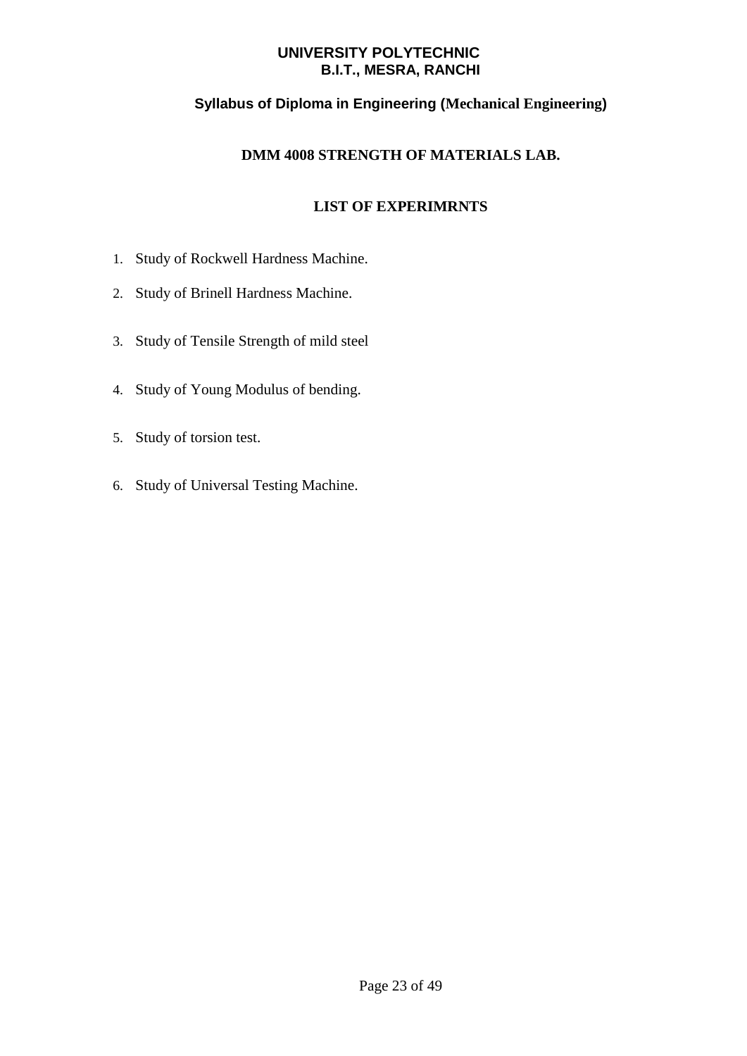**UNIVERSITY POLYTECHNIC**
**B.I.T., MESRA, RANCHI**

**Syllabus of Diploma in Engineering (Mechanical Engineering)**

## DMM 4008 STRENGTH OF MATERIALS LAB.

### LIST OF EXPERIMRNTS

1. Study of Rockwell Hardness Machine.
2. Study of Brinell Hardness Machine.
3. Study of Tensile Strength of mild steel
4. Study of Young Modulus of bending.
5. Study of torsion test.
6. Study of Universal Testing Machine.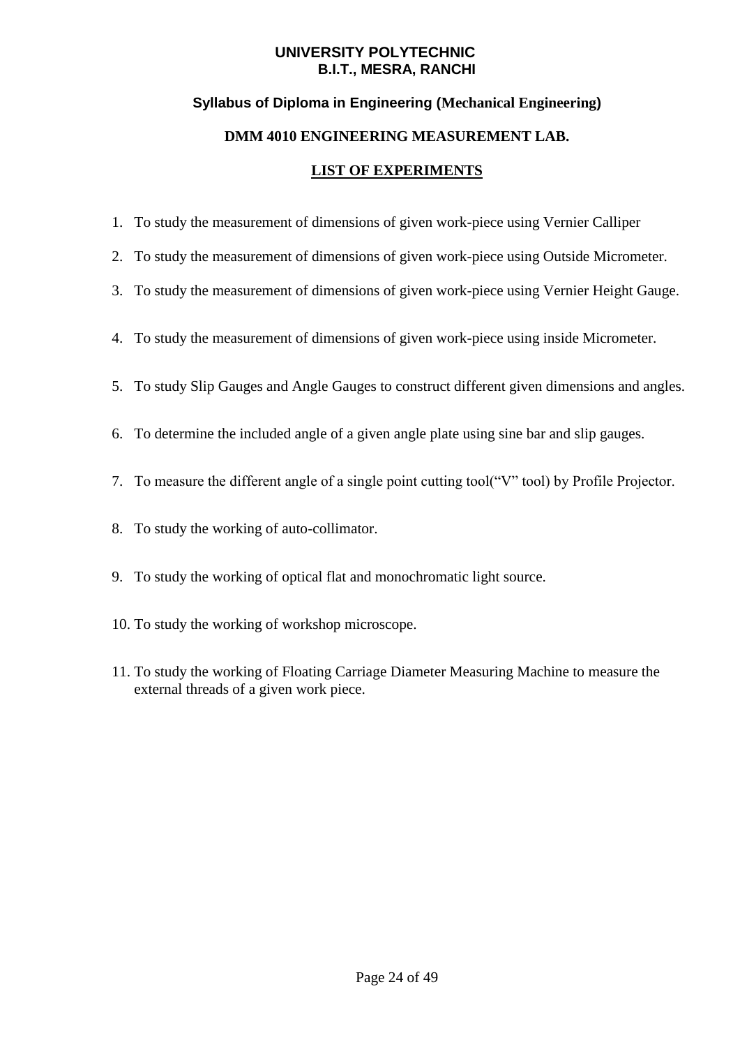**UNIVERSITY POLYTECHNIC**
**B.I.T., MESRA, RANCHI**

**Syllabus of Diploma in Engineering (Mechanical Engineering)**

**DMM 4010 ENGINEERING MEASUREMENT LAB.**

## LIST OF EXPERIMENTS

1. To study the measurement of dimensions of given work-piece using Vernier Calliper
2. To study the measurement of dimensions of given work-piece using Outside Micrometer.
3. To study the measurement of dimensions of given work-piece using Vernier Height Gauge.
4. To study the measurement of dimensions of given work-piece using inside Micrometer.
5. To study Slip Gauges and Angle Gauges to construct different given dimensions and angles.
6. To determine the included angle of a given angle plate using sine bar and slip gauges.
7. To measure the different angle of a single point cutting tool("V" tool) by Profile Projector.
8. To study the working of auto-collimator.
9. To study the working of optical flat and monochromatic light source.
10. To study the working of workshop microscope.
11. To study the working of Floating Carriage Diameter Measuring Machine to measure the external threads of a given work piece.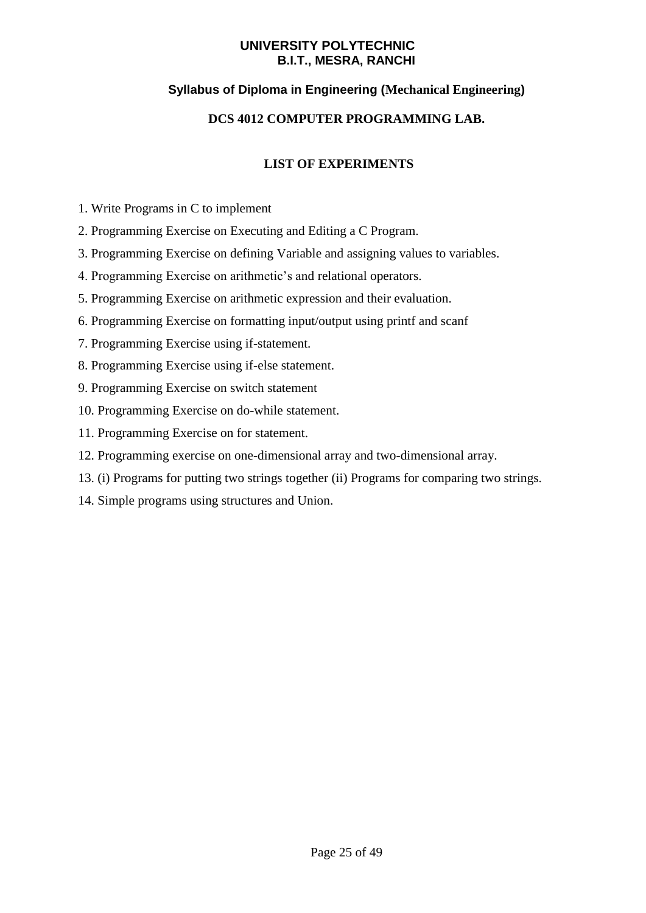# UNIVERSITY POLYTECHNIC
## B.I.T., MESRA, RANCHI

### Syllabus of Diploma in Engineering (Mechanical Engineering)

### DCS 4012 COMPUTER PROGRAMMING LAB.

### LIST OF EXPERIMENTS

1. Write Programs in C to implement
2. Programming Exercise on Executing and Editing a C Program.
3. Programming Exercise on defining Variable and assigning values to variables.
4. Programming Exercise on arithmetic's and relational operators.
5. Programming Exercise on arithmetic expression and their evaluation.
6. Programming Exercise on formatting input/output using printf and scanf
7. Programming Exercise using if-statement.
8. Programming Exercise using if-else statement.
9. Programming Exercise on switch statement
10. Programming Exercise on do-while statement.
11. Programming Exercise on for statement.
12. Programming exercise on one-dimensional array and two-dimensional array.
13. (i) Programs for putting two strings together (ii) Programs for comparing two strings.
14. Simple programs using structures and Union.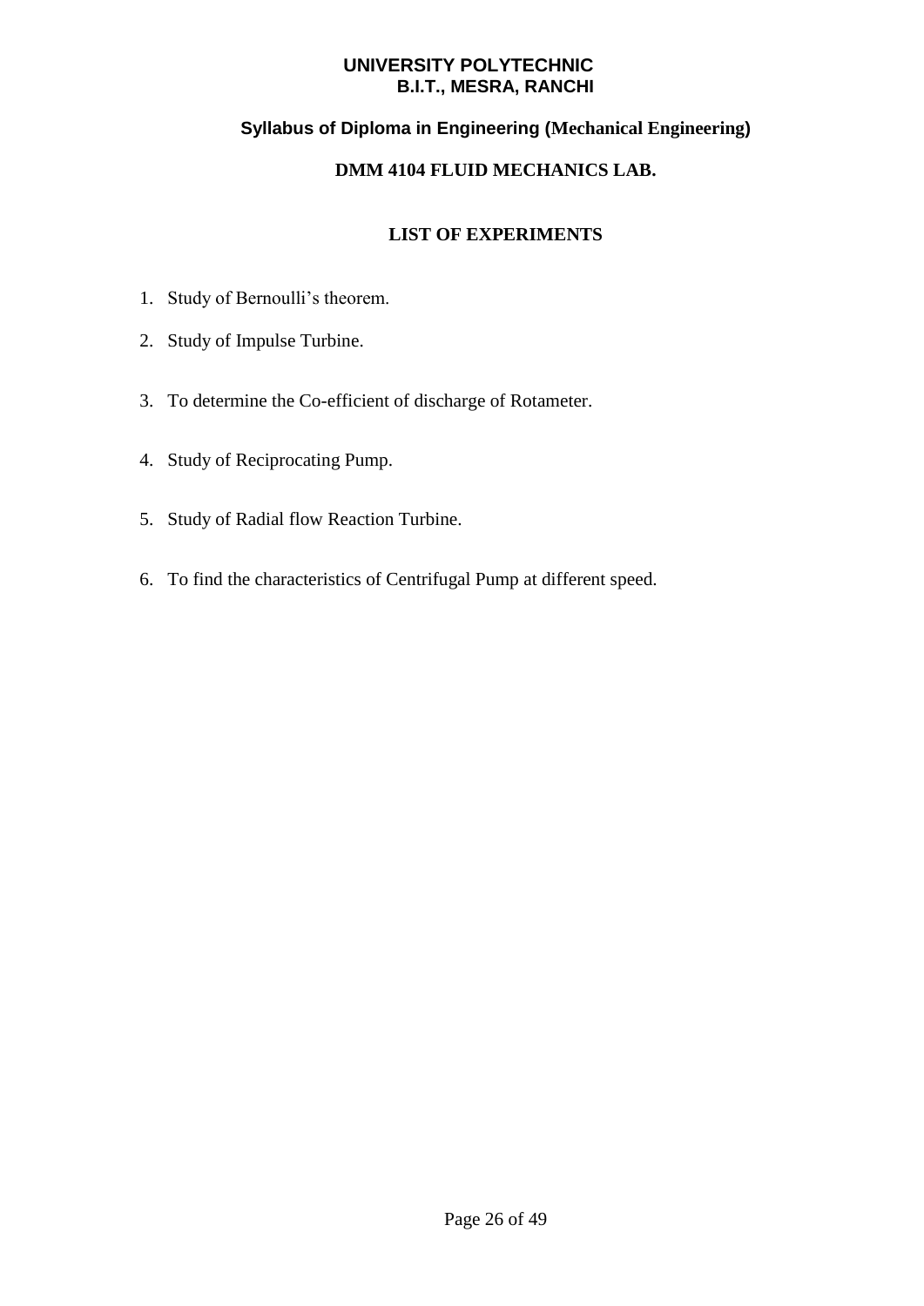**UNIVERSITY POLYTECHNIC**
**B.I.T., MESRA, RANCHI**

**Syllabus of Diploma in Engineering (Mechanical Engineering)**

# DMM 4104 FLUID MECHANICS LAB.

## LIST OF EXPERIMENTS

1. Study of Bernoulli's theorem.
2. Study of Impulse Turbine.
3. To determine the Co-efficient of discharge of Rotameter.
4. Study of Reciprocating Pump.
5. Study of Radial flow Reaction Turbine.
6. To find the characteristics of Centrifugal Pump at different speed.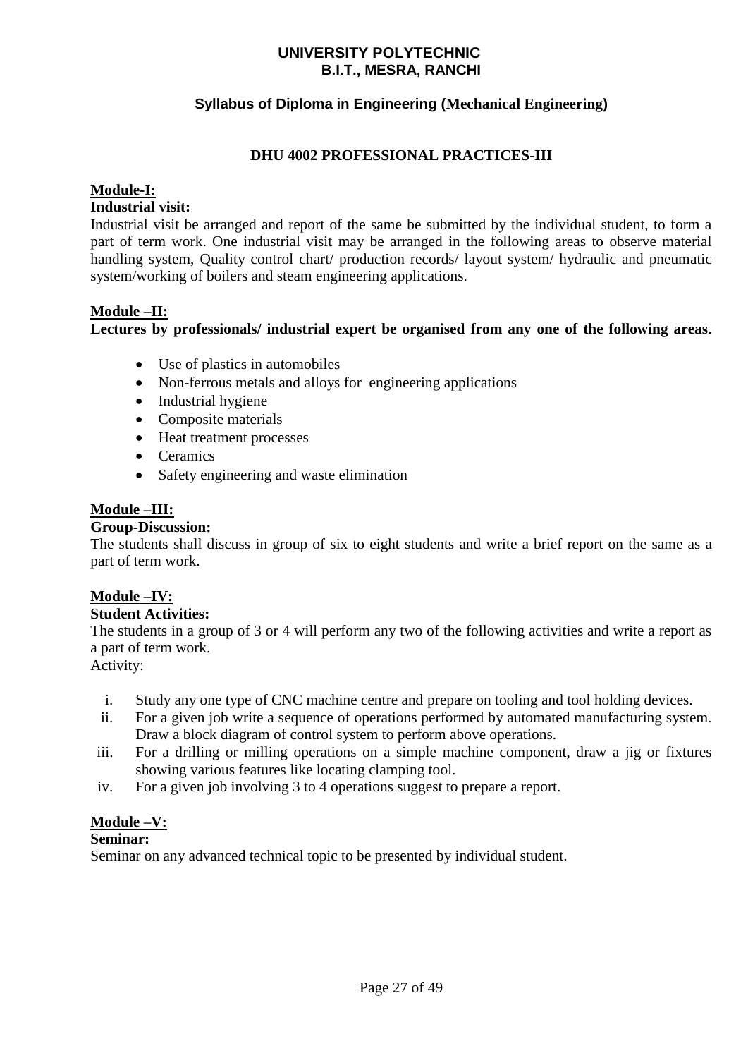# UNIVERSITY POLYTECHNIC
# B.I.T., MESRA, RANCHI

## Syllabus of Diploma in Engineering (Mechanical Engineering)

## DHU 4002 PROFESSIONAL PRACTICES-III

**Module-I:**

**Industrial visit:**

Industrial visit be arranged and report of the same be submitted by the individual student, to form a part of term work. One industrial visit may be arranged in the following areas to observe material handling system, Quality control chart/ production records/ layout system/ hydraulic and pneumatic system/working of boilers and steam engineering applications.

**Module –II:**

**Lectures by professionals/ industrial expert be organised from any one of the following areas.**

- Use of plastics in automobiles
- Non-ferrous metals and alloys for engineering applications
- Industrial hygiene
- Composite materials
- Heat treatment processes
- Ceramics
- Safety engineering and waste elimination

**Module –III:**

**Group-Discussion:**

The students shall discuss in group of six to eight students and write a brief report on the same as a part of term work.

**Module –IV:**

**Student Activities:**

The students in a group of 3 or 4 will perform any two of the following activities and write a report as a part of term work.

Activity:

i. Study any one type of CNC machine centre and prepare on tooling and tool holding devices.
ii. For a given job write a sequence of operations performed by automated manufacturing system. Draw a block diagram of control system to perform above operations.
iii. For a drilling or milling operations on a simple machine component, draw a jig or fixtures showing various features like locating clamping tool.
iv. For a given job involving 3 to 4 operations suggest to prepare a report.

**Module –V:**

**Seminar:**

Seminar on any advanced technical topic to be presented by individual student.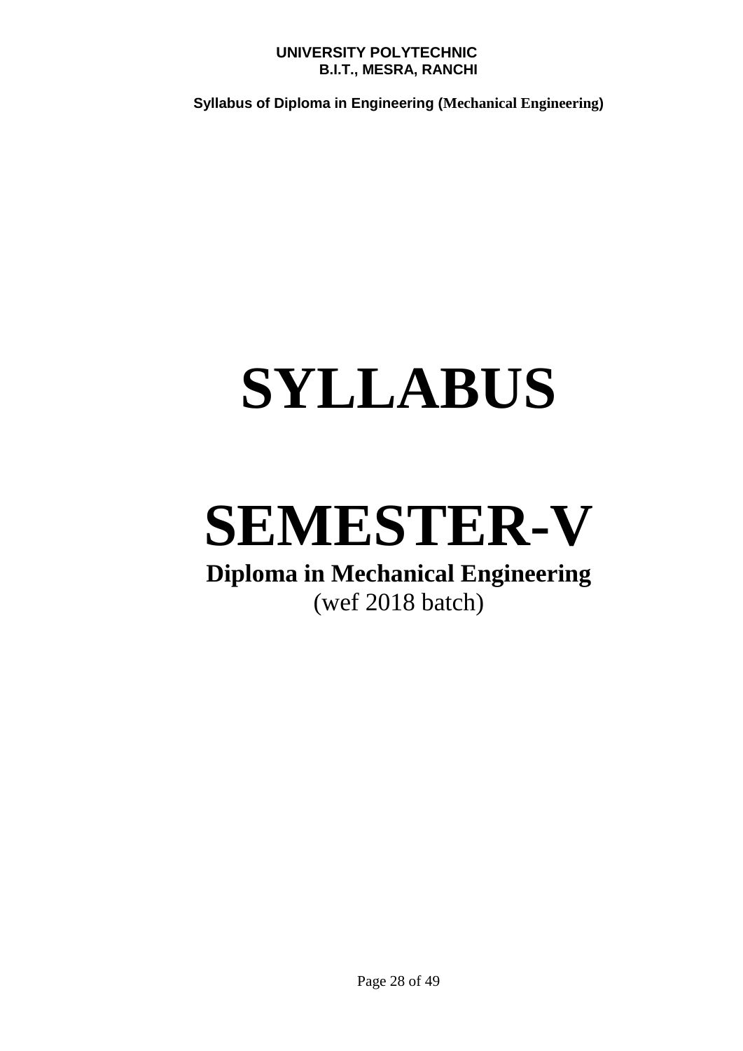# SYLLABUS

# SEMESTER-V

**Diploma in Mechanical Engineering**

(wef 2018 batch)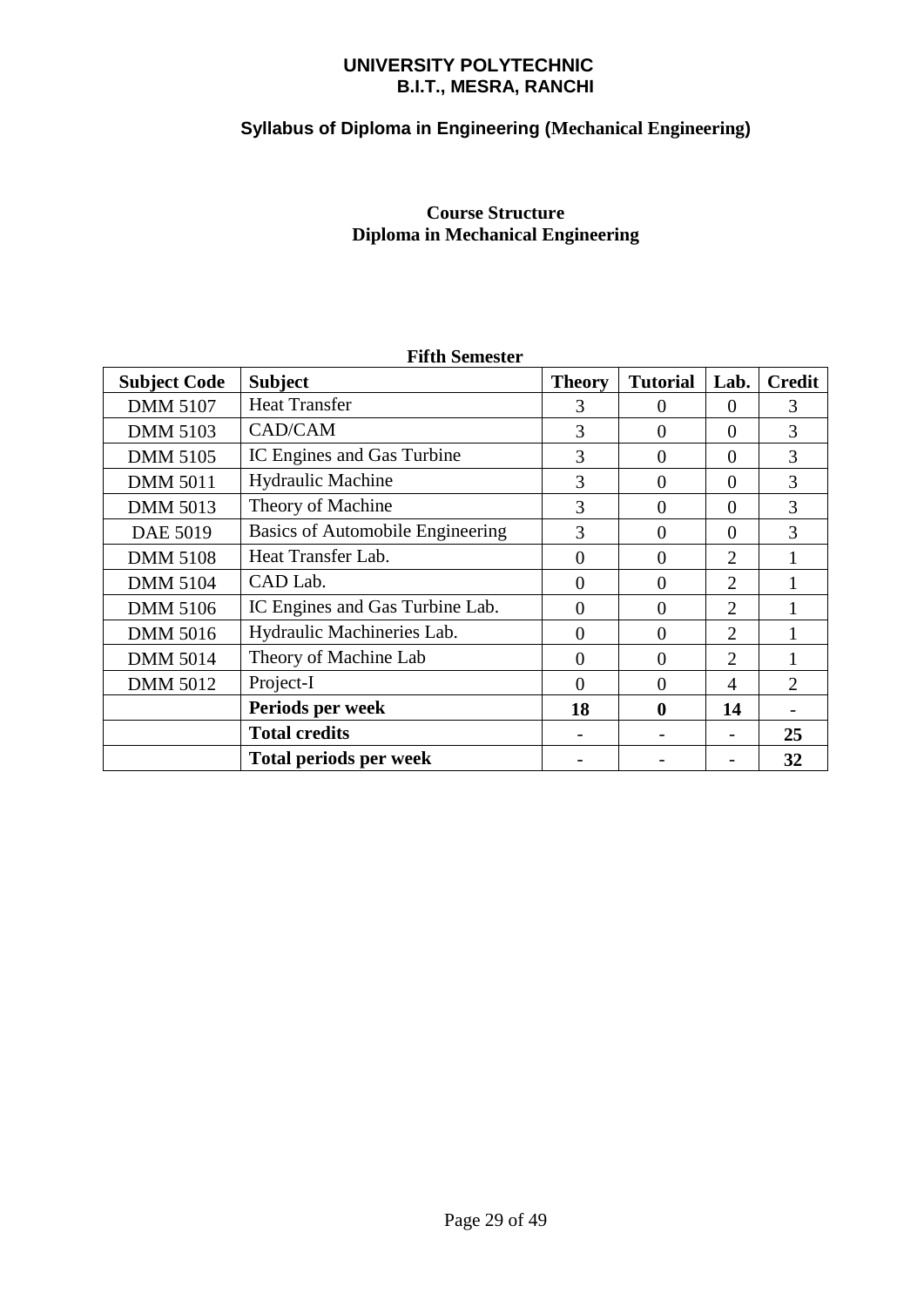**UNIVERSITY POLYTECHNIC**
**B.I.T., MESRA, RANCHI**

**Syllabus of Diploma in Engineering (Mechanical Engineering)**

**Course Structure**
**Diploma in Mechanical Engineering**

**Fifth Semester**

| Subject Code | Subject | Theory | Tutorial | Lab. | Credit |
|---|---|---|---|---|---|
| DMM 5107 | Heat Transfer | 3 | 0 | 0 | 3 |
| DMM 5103 | CAD/CAM | 3 | 0 | 0 | 3 |
| DMM 5105 | IC Engines and Gas Turbine | 3 | 0 | 0 | 3 |
| DMM 5011 | Hydraulic Machine | 3 | 0 | 0 | 3 |
| DMM 5013 | Theory of Machine | 3 | 0 | 0 | 3 |
| DAE 5019 | Basics of Automobile Engineering | 3 | 0 | 0 | 3 |
| DMM 5108 | Heat Transfer Lab. | 0 | 0 | 2 | 1 |
| DMM 5104 | CAD Lab. | 0 | 0 | 2 | 1 |
| DMM 5106 | IC Engines and Gas Turbine Lab. | 0 | 0 | 2 | 1 |
| DMM 5016 | Hydraulic Machineries Lab. | 0 | 0 | 2 | 1 |
| DMM 5014 | Theory of Machine Lab | 0 | 0 | 2 | 1 |
| DMM 5012 | Project-I | 0 | 0 | 4 | 2 |
| | **Periods per week** | **18** | **0** | **14** | **-** |
| | **Total credits** | **-** | **-** | **-** | **25** |
| | **Total periods per week** | **-** | **-** | **-** | **32** |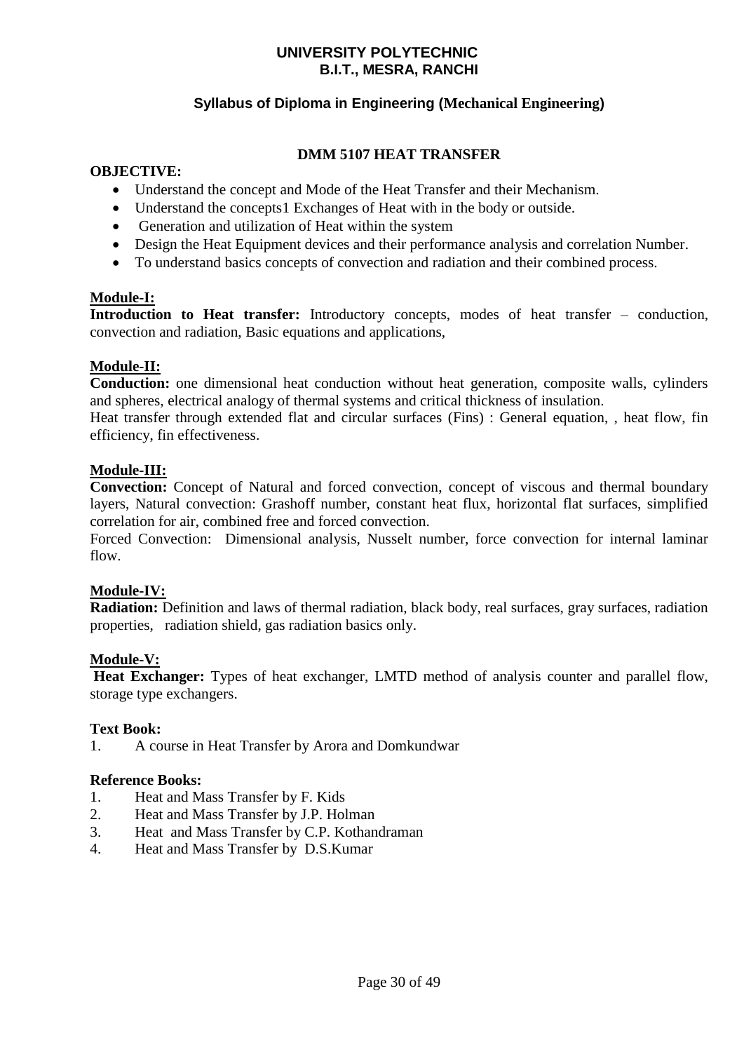**UNIVERSITY POLYTECHNIC**
**B.I.T., MESRA, RANCHI**

**Syllabus of Diploma in Engineering (Mechanical Engineering)**

## DMM 5107 HEAT TRANSFER

**OBJECTIVE:**

- Understand the concept and Mode of the Heat Transfer and their Mechanism.
- Understand the concepts1 Exchanges of Heat with in the body or outside.
- Generation and utilization of Heat within the system
- Design the Heat Equipment devices and their performance analysis and correlation Number.
- To understand basics concepts of convection and radiation and their combined process.

### Module-I:

**Introduction to Heat transfer:** Introductory concepts, modes of heat transfer – conduction, convection and radiation, Basic equations and applications,

### Module-II:

**Conduction:** one dimensional heat conduction without heat generation, composite walls, cylinders and spheres, electrical analogy of thermal systems and critical thickness of insulation.

Heat transfer through extended flat and circular surfaces (Fins) : General equation, , heat flow, fin efficiency, fin effectiveness.

### Module-III:

**Convection:** Concept of Natural and forced convection, concept of viscous and thermal boundary layers, Natural convection: Grashoff number, constant heat flux, horizontal flat surfaces, simplified correlation for air, combined free and forced convection.

Forced Convection: Dimensional analysis, Nusselt number, force convection for internal laminar flow.

### Module-IV:

**Radiation:** Definition and laws of thermal radiation, black body, real surfaces, gray surfaces, radiation properties, radiation shield, gas radiation basics only.

### Module-V:

**Heat Exchanger:** Types of heat exchanger, LMTD method of analysis counter and parallel flow, storage type exchangers.

**Text Book:**

1. A course in Heat Transfer by Arora and Domkundwar

**Reference Books:**

1. Heat and Mass Transfer by F. Kids
2. Heat and Mass Transfer by J.P. Holman
3. Heat and Mass Transfer by C.P. Kothandraman
4. Heat and Mass Transfer by D.S.Kumar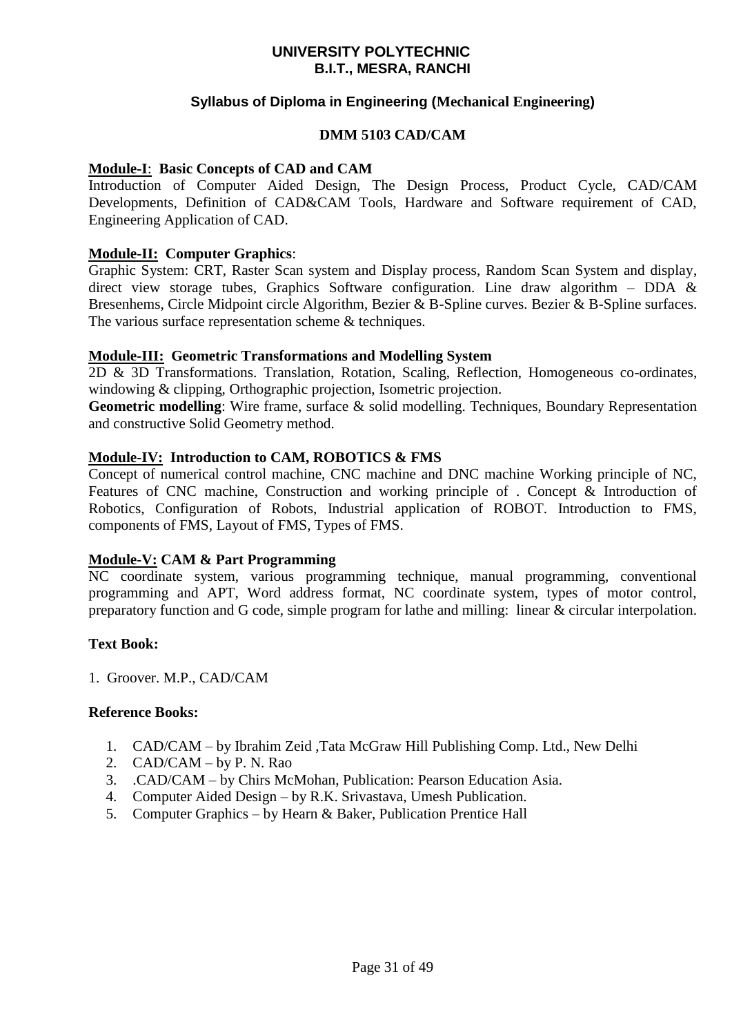**UNIVERSITY POLYTECHNIC**
**B.I.T., MESRA, RANCHI**

**Syllabus of Diploma in Engineering (Mechanical Engineering)**

**DMM 5103 CAD/CAM**

**Module-I**: **Basic Concepts of CAD and CAM**

Introduction of Computer Aided Design, The Design Process, Product Cycle, CAD/CAM Developments, Definition of CAD&CAM Tools, Hardware and Software requirement of CAD, Engineering Application of CAD.

**Module-II: Computer Graphics**:

Graphic System: CRT, Raster Scan system and Display process, Random Scan System and display, direct view storage tubes, Graphics Software configuration. Line draw algorithm – DDA & Bresenhems, Circle Midpoint circle Algorithm, Bezier & B-Spline curves. Bezier & B-Spline surfaces. The various surface representation scheme & techniques.

**Module-III: Geometric Transformations and Modelling System**

2D & 3D Transformations. Translation, Rotation, Scaling, Reflection, Homogeneous co-ordinates, windowing & clipping, Orthographic projection, Isometric projection.

**Geometric modelling**: Wire frame, surface & solid modelling. Techniques, Boundary Representation and constructive Solid Geometry method.

**Module-IV: Introduction to CAM, ROBOTICS & FMS**

Concept of numerical control machine, CNC machine and DNC machine Working principle of NC, Features of CNC machine, Construction and working principle of . Concept & Introduction of Robotics, Configuration of Robots, Industrial application of ROBOT. Introduction to FMS, components of FMS, Layout of FMS, Types of FMS.

**Module-V: CAM & Part Programming**

NC coordinate system, various programming technique, manual programming, conventional programming and APT, Word address format, NC coordinate system, types of motor control, preparatory function and G code, simple program for lathe and milling: linear & circular interpolation.

**Text Book:**

1. Groover. M.P., CAD/CAM

**Reference Books:**

1. CAD/CAM – by Ibrahim Zeid ,Tata McGraw Hill Publishing Comp. Ltd., New Delhi
2. CAD/CAM – by P. N. Rao
3. .CAD/CAM – by Chirs McMohan, Publication: Pearson Education Asia.
4. Computer Aided Design – by R.K. Srivastava, Umesh Publication.
5. Computer Graphics – by Hearn & Baker, Publication Prentice Hall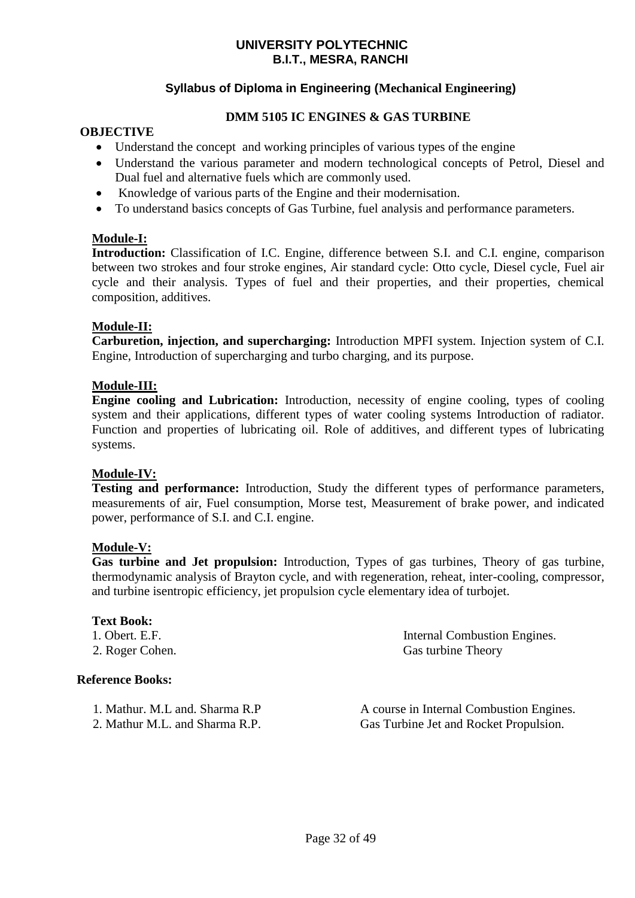**UNIVERSITY POLYTECHNIC**
**B.I.T., MESRA, RANCHI**

**Syllabus of Diploma in Engineering (Mechanical Engineering)**

# DMM 5105 IC ENGINES & GAS TURBINE

**OBJECTIVE**

- Understand the concept and working principles of various types of the engine
- Understand the various parameter and modern technological concepts of Petrol, Diesel and Dual fuel and alternative fuels which are commonly used.
- Knowledge of various parts of the Engine and their modernisation.
- To understand basics concepts of Gas Turbine, fuel analysis and performance parameters.

## Module-I:

**Introduction:** Classification of I.C. Engine, difference between S.I. and C.I. engine, comparison between two strokes and four stroke engines, Air standard cycle: Otto cycle, Diesel cycle, Fuel air cycle and their analysis. Types of fuel and their properties, and their properties, chemical composition, additives.

## Module-II:

**Carburetion, injection, and supercharging:** Introduction MPFI system. Injection system of C.I. Engine, Introduction of supercharging and turbo charging, and its purpose.

## Module-III:

**Engine cooling and Lubrication:** Introduction, necessity of engine cooling, types of cooling system and their applications, different types of water cooling systems Introduction of radiator. Function and properties of lubricating oil. Role of additives, and different types of lubricating systems.

## Module-IV:

**Testing and performance:** Introduction, Study the different types of performance parameters, measurements of air, Fuel consumption, Morse test, Measurement of brake power, and indicated power, performance of S.I. and C.I. engine.

## Module-V:

**Gas turbine and Jet propulsion:** Introduction, Types of gas turbines, Theory of gas turbine, thermodynamic analysis of Brayton cycle, and with regeneration, reheat, inter-cooling, compressor, and turbine isentropic efficiency, jet propulsion cycle elementary idea of turbojet.

**Text Book:**

| | |
|---|---|
| 1. Obert. E.F. | Internal Combustion Engines. |
| 2. Roger Cohen. | Gas turbine Theory |

**Reference Books:**

| | |
|---|---|
| 1. Mathur. M.L and. Sharma R.P | A course in Internal Combustion Engines. |
| 2. Mathur M.L. and Sharma R.P. | Gas Turbine Jet and Rocket Propulsion. |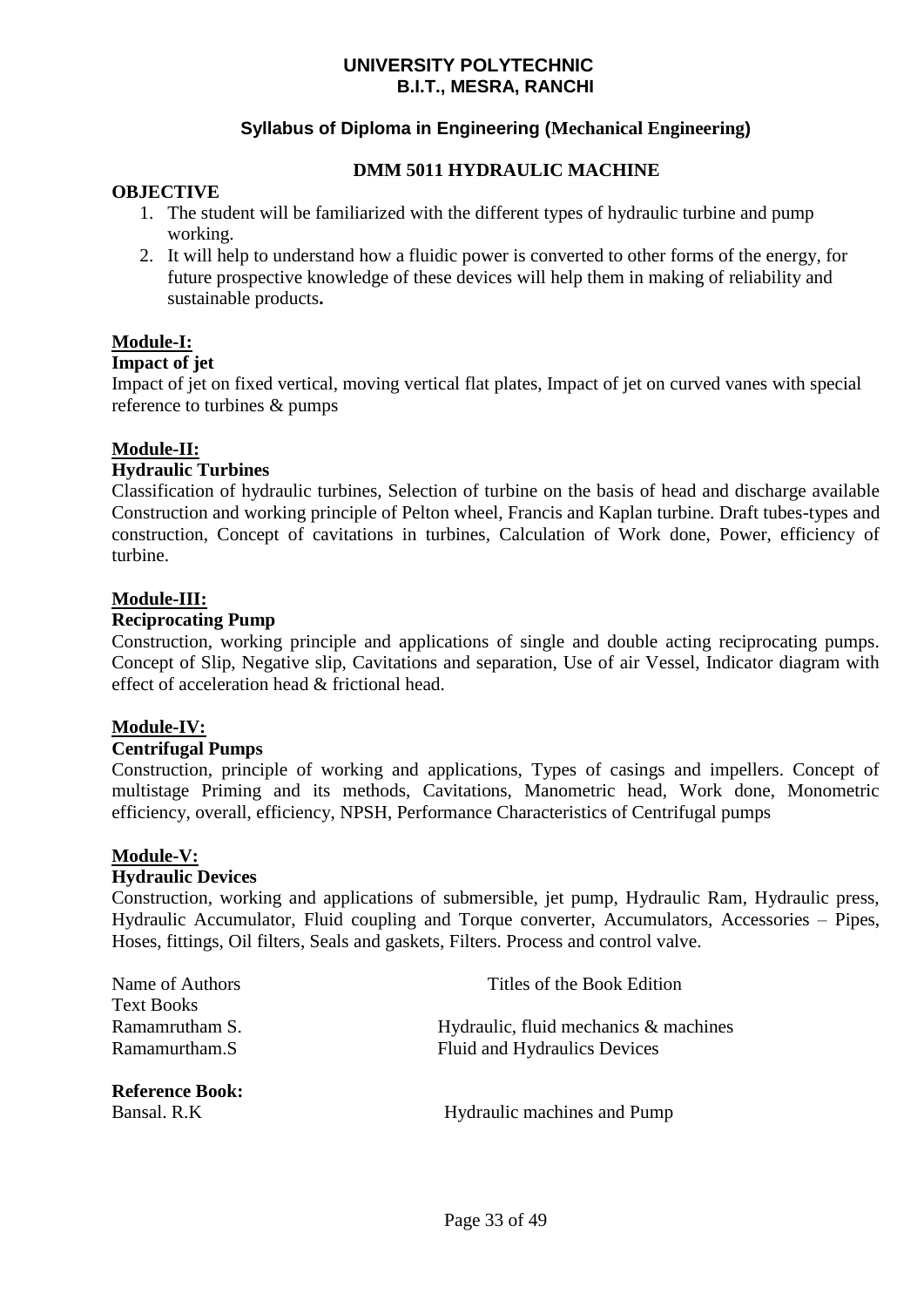# UNIVERSITY POLYTECHNIC
## B.I.T., MESRA, RANCHI

### Syllabus of Diploma in Engineering (Mechanical Engineering)

### DMM 5011 HYDRAULIC MACHINE

**OBJECTIVE**

1. The student will be familiarized with the different types of hydraulic turbine and pump working.
2. It will help to understand how a fluidic power is converted to other forms of the energy, for future prospective knowledge of these devices will help them in making of reliability and sustainable products**.**

**Module-I:**

**Impact of jet**

Impact of jet on fixed vertical, moving vertical flat plates, Impact of jet on curved vanes with special reference to turbines & pumps

**Module-II:**

**Hydraulic Turbines**

Classification of hydraulic turbines, Selection of turbine on the basis of head and discharge available Construction and working principle of Pelton wheel, Francis and Kaplan turbine. Draft tubes-types and construction, Concept of cavitations in turbines, Calculation of Work done, Power, efficiency of turbine.

**Module-III:**

**Reciprocating Pump**

Construction, working principle and applications of single and double acting reciprocating pumps. Concept of Slip, Negative slip, Cavitations and separation, Use of air Vessel, Indicator diagram with effect of acceleration head & frictional head.

**Module-IV:**

**Centrifugal Pumps**

Construction, principle of working and applications, Types of casings and impellers. Concept of multistage Priming and its methods, Cavitations, Manometric head, Work done, Monometric efficiency, overall, efficiency, NPSH, Performance Characteristics of Centrifugal pumps

**Module-V:**

**Hydraulic Devices**

Construction, working and applications of submersible, jet pump, Hydraulic Ram, Hydraulic press, Hydraulic Accumulator, Fluid coupling and Torque converter, Accumulators, Accessories – Pipes, Hoses, fittings, Oil filters, Seals and gaskets, Filters. Process and control valve.

| Name of Authors | Titles of the Book Edition |
|---|---|
| Text Books | |
| Ramamrutham S. | Hydraulic, fluid mechanics & machines |
| Ramamurtham.S | Fluid and Hydraulics Devices |

**Reference Book:**

| | |
|---|---|
| Bansal. R.K | Hydraulic machines and Pump |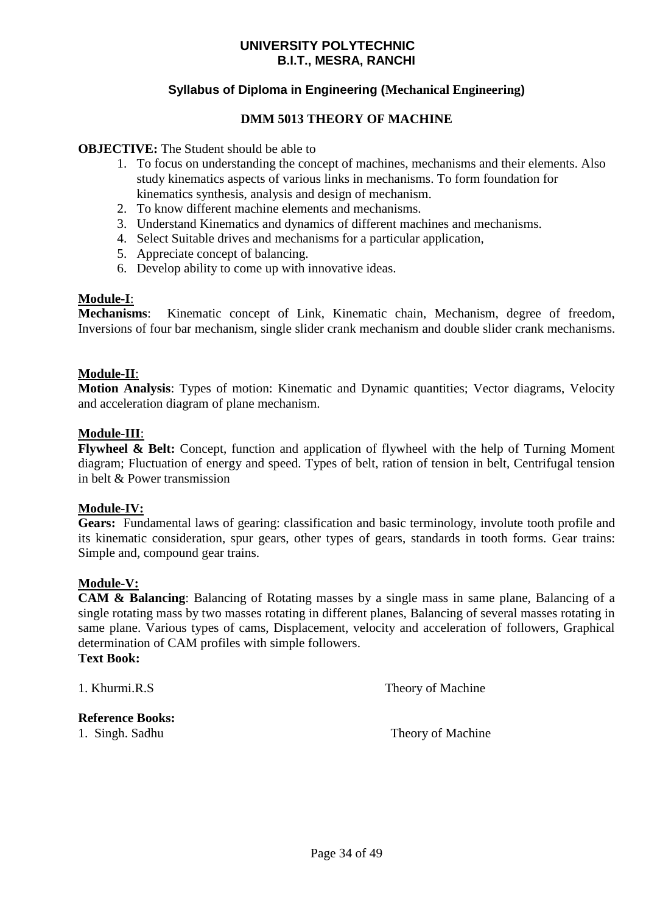**UNIVERSITY POLYTECHNIC**
**B.I.T., MESRA, RANCHI**

**Syllabus of Diploma in Engineering (Mechanical Engineering)**

## DMM 5013 THEORY OF MACHINE

**OBJECTIVE:** The Student should be able to

1. To focus on understanding the concept of machines, mechanisms and their elements. Also study kinematics aspects of various links in mechanisms. To form foundation for kinematics synthesis, analysis and design of mechanism.
2. To know different machine elements and mechanisms.
3. Understand Kinematics and dynamics of different machines and mechanisms.
4. Select Suitable drives and mechanisms for a particular application,
5. Appreciate concept of balancing.
6. Develop ability to come up with innovative ideas.

### Module-I:

**Mechanisms**: Kinematic concept of Link, Kinematic chain, Mechanism, degree of freedom, Inversions of four bar mechanism, single slider crank mechanism and double slider crank mechanisms.

### Module-II:

**Motion Analysis**: Types of motion: Kinematic and Dynamic quantities; Vector diagrams, Velocity and acceleration diagram of plane mechanism.

### Module-III:

**Flywheel & Belt:** Concept, function and application of flywheel with the help of Turning Moment diagram; Fluctuation of energy and speed. Types of belt, ration of tension in belt, Centrifugal tension in belt & Power transmission

### Module-IV:

**Gears:** Fundamental laws of gearing: classification and basic terminology, involute tooth profile and its kinematic consideration, spur gears, other types of gears, standards in tooth forms. Gear trains: Simple and, compound gear trains.

### Module-V:

**CAM & Balancing**: Balancing of Rotating masses by a single mass in same plane, Balancing of a single rotating mass by two masses rotating in different planes, Balancing of several masses rotating in same plane. Various types of cams, Displacement, velocity and acceleration of followers, Graphical determination of CAM profiles with simple followers.

**Text Book:**

1. Khurmi.R.S — Theory of Machine

**Reference Books:**

1. Singh. Sadhu — Theory of Machine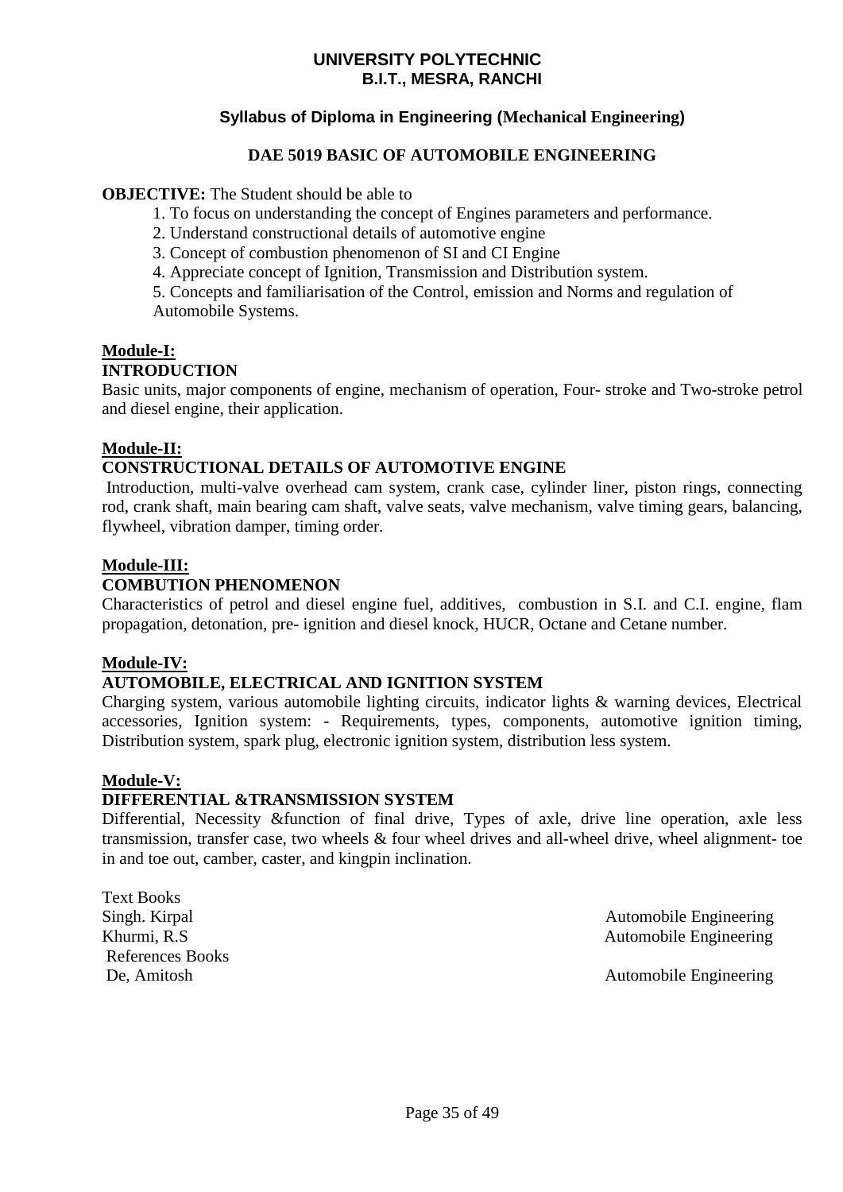**UNIVERSITY POLYTECHNIC**
**B.I.T., MESRA, RANCHI**

**Syllabus of Diploma in Engineering (Mechanical Engineering)**

## DAE 5019 BASIC OF AUTOMOBILE ENGINEERING

**OBJECTIVE:** The Student should be able to

1. To focus on understanding the concept of Engines parameters and performance.
2. Understand constructional details of automotive engine
3. Concept of combustion phenomenon of SI and CI Engine
4. Appreciate concept of Ignition, Transmission and Distribution system.
5. Concepts and familiarisation of the Control, emission and Norms and regulation of Automobile Systems.

### Module-I:
**INTRODUCTION**

Basic units, major components of engine, mechanism of operation, Four- stroke and Two-stroke petrol and diesel engine, their application.

### Module-II:
**CONSTRUCTIONAL DETAILS OF AUTOMOTIVE ENGINE**

Introduction, multi-valve overhead cam system, crank case, cylinder liner, piston rings, connecting rod, crank shaft, main bearing cam shaft, valve seats, valve mechanism, valve timing gears, balancing, flywheel, vibration damper, timing order.

### Module-III:
**COMBUTION PHENOMENON**

Characteristics of petrol and diesel engine fuel, additives, combustion in S.I. and C.I. engine, flam propagation, detonation, pre- ignition and diesel knock, HUCR, Octane and Cetane number.

### Module-IV:
**AUTOMOBILE, ELECTRICAL AND IGNITION SYSTEM**

Charging system, various automobile lighting circuits, indicator lights & warning devices, Electrical accessories, Ignition system: - Requirements, types, components, automotive ignition timing, Distribution system, spark plug, electronic ignition system, distribution less system.

### Module-V:
**DIFFERENTIAL &TRANSMISSION SYSTEM**

Differential, Necessity &function of final drive, Types of axle, drive line operation, axle less transmission, transfer case, two wheels & four wheel drives and all-wheel drive, wheel alignment- toe in and toe out, camber, caster, and kingpin inclination.

Text Books

| | |
|---|---|
| Singh. Kirpal | Automobile Engineering |
| Khurmi, R.S | Automobile Engineering |

References Books

| | |
|---|---|
| De, Amitosh | Automobile Engineering |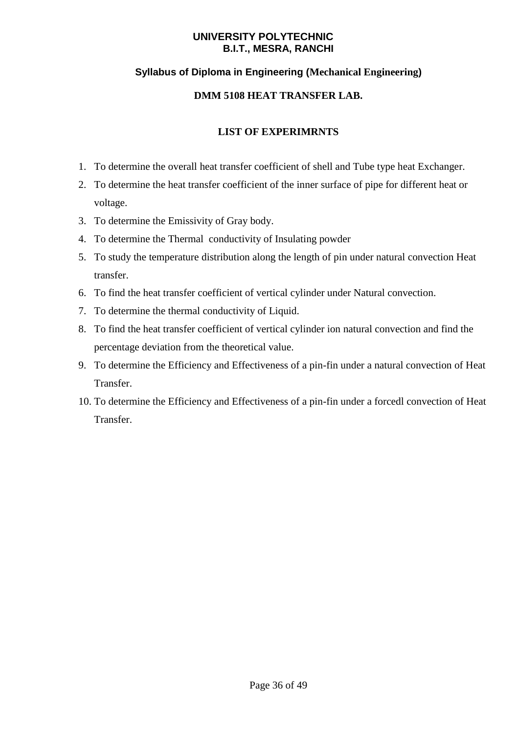**UNIVERSITY POLYTECHNIC**
**B.I.T., MESRA, RANCHI**

**Syllabus of Diploma in Engineering (Mechanical Engineering)**

**DMM 5108 HEAT TRANSFER LAB.**

**LIST OF EXPERIMRNTS**

1. To determine the overall heat transfer coefficient of shell and Tube type heat Exchanger.
2. To determine the heat transfer coefficient of the inner surface of pipe for different heat or voltage.
3. To determine the Emissivity of Gray body.
4. To determine the Thermal conductivity of Insulating powder
5. To study the temperature distribution along the length of pin under natural convection Heat transfer.
6. To find the heat transfer coefficient of vertical cylinder under Natural convection.
7. To determine the thermal conductivity of Liquid.
8. To find the heat transfer coefficient of vertical cylinder ion natural convection and find the percentage deviation from the theoretical value.
9. To determine the Efficiency and Effectiveness of a pin-fin under a natural convection of Heat Transfer.
10. To determine the Efficiency and Effectiveness of a pin-fin under a forcedl convection of Heat Transfer.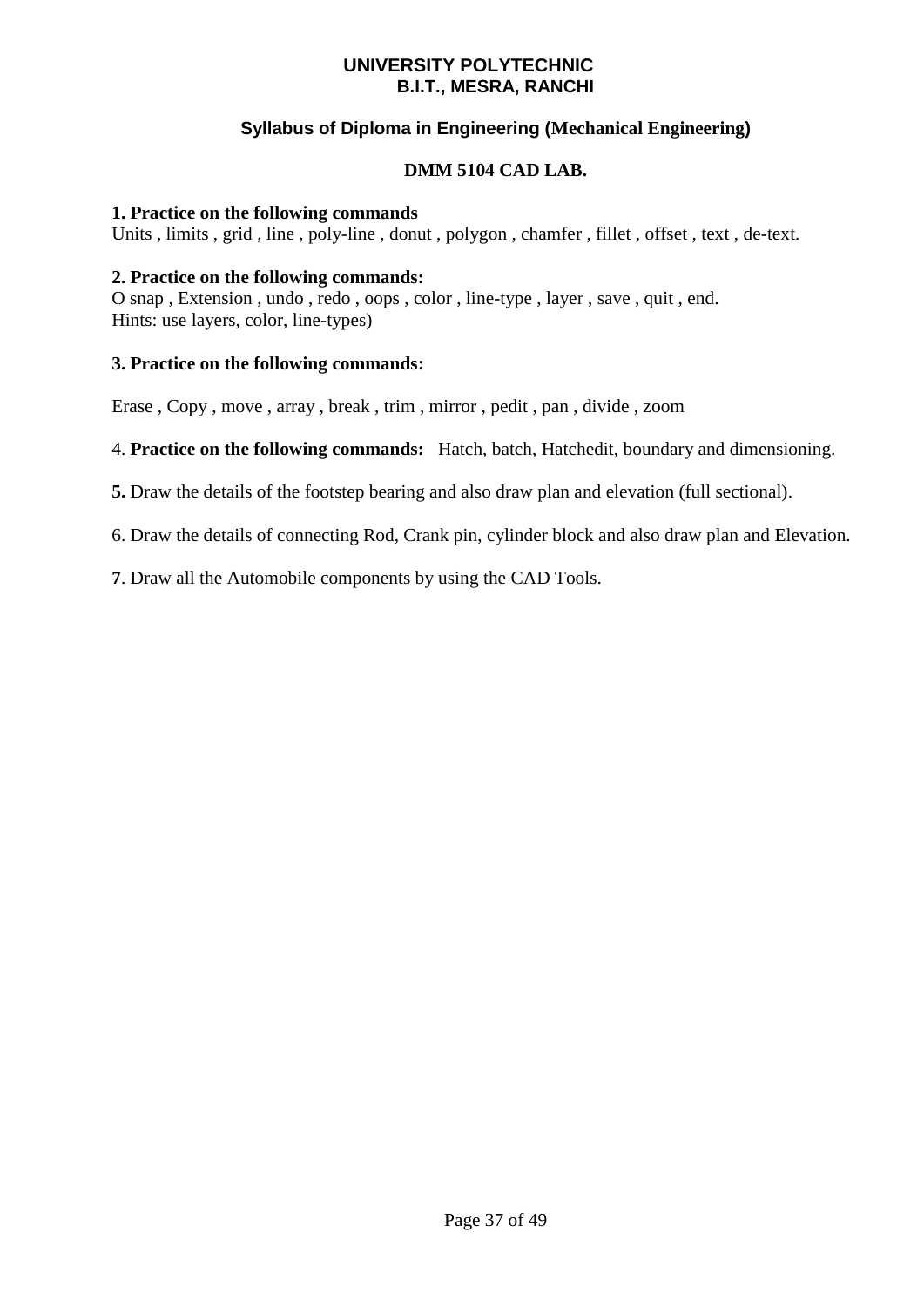**UNIVERSITY POLYTECHNIC**
**B.I.T., MESRA, RANCHI**

**Syllabus of Diploma in Engineering (Mechanical Engineering)**

## DMM 5104 CAD LAB.

**1. Practice on the following commands**
Units , limits , grid , line , poly-line , donut , polygon , chamfer , fillet , offset , text , de-text.

**2. Practice on the following commands:**
O snap , Extension , undo , redo , oops , color , line-type , layer , save , quit , end.
Hints: use layers, color, line-types)

**3. Practice on the following commands:**

Erase , Copy , move , array , break , trim , mirror , pedit , pan , divide , zoom

4. **Practice on the following commands:** Hatch, batch, Hatchedit, boundary and dimensioning.

**5.** Draw the details of the footstep bearing and also draw plan and elevation (full sectional).

6. Draw the details of connecting Rod, Crank pin, cylinder block and also draw plan and Elevation.

**7**. Draw all the Automobile components by using the CAD Tools.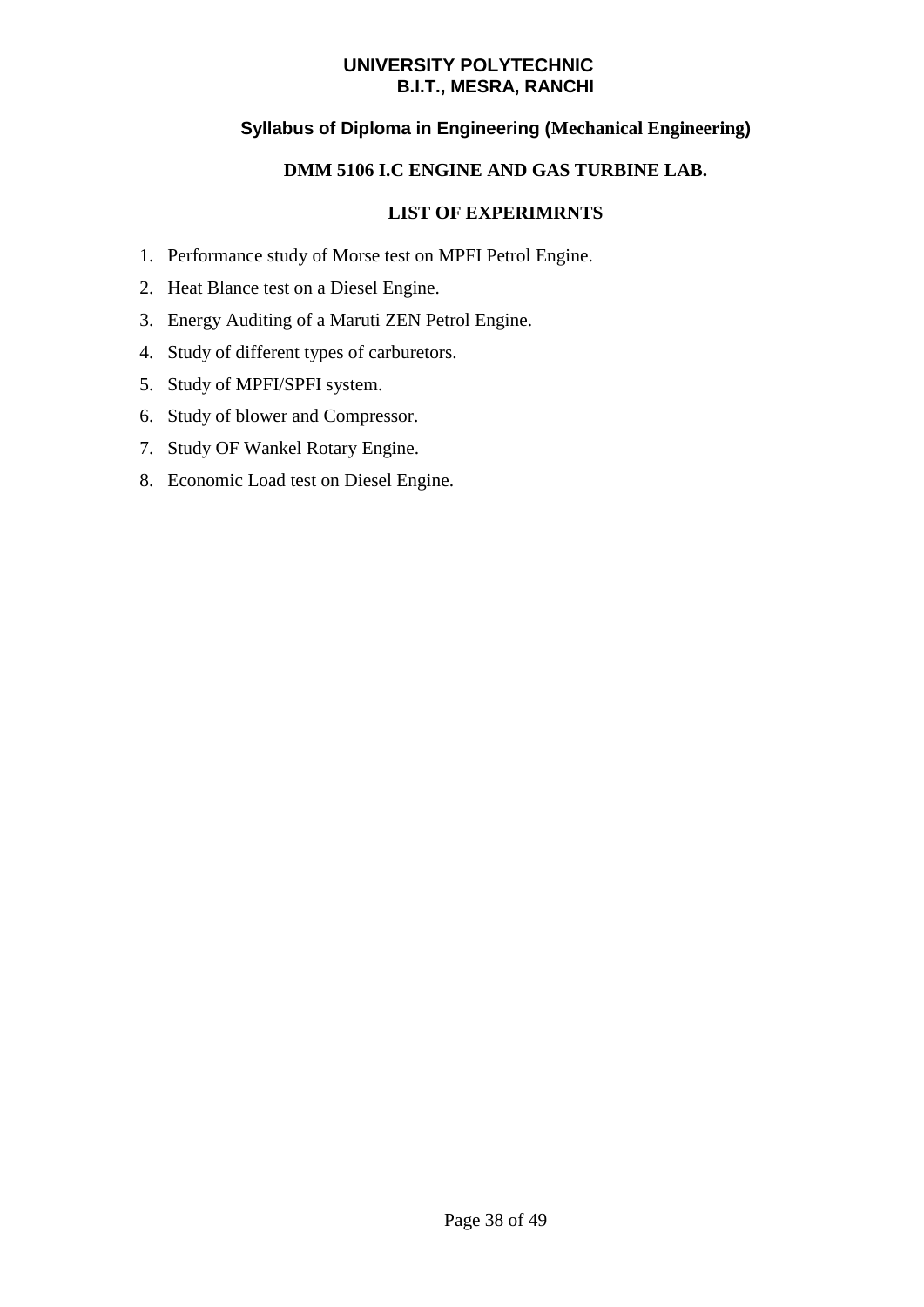**UNIVERSITY POLYTECHNIC**
**B.I.T., MESRA, RANCHI**

**Syllabus of Diploma in Engineering (Mechanical Engineering)**

## DMM 5106 I.C ENGINE AND GAS TURBINE LAB.

### LIST OF EXPERIMRNTS

1. Performance study of Morse test on MPFI Petrol Engine.
2. Heat Blance test on a Diesel Engine.
3. Energy Auditing of a Maruti ZEN Petrol Engine.
4. Study of different types of carburetors.
5. Study of MPFI/SPFI system.
6. Study of blower and Compressor.
7. Study OF Wankel Rotary Engine.
8. Economic Load test on Diesel Engine.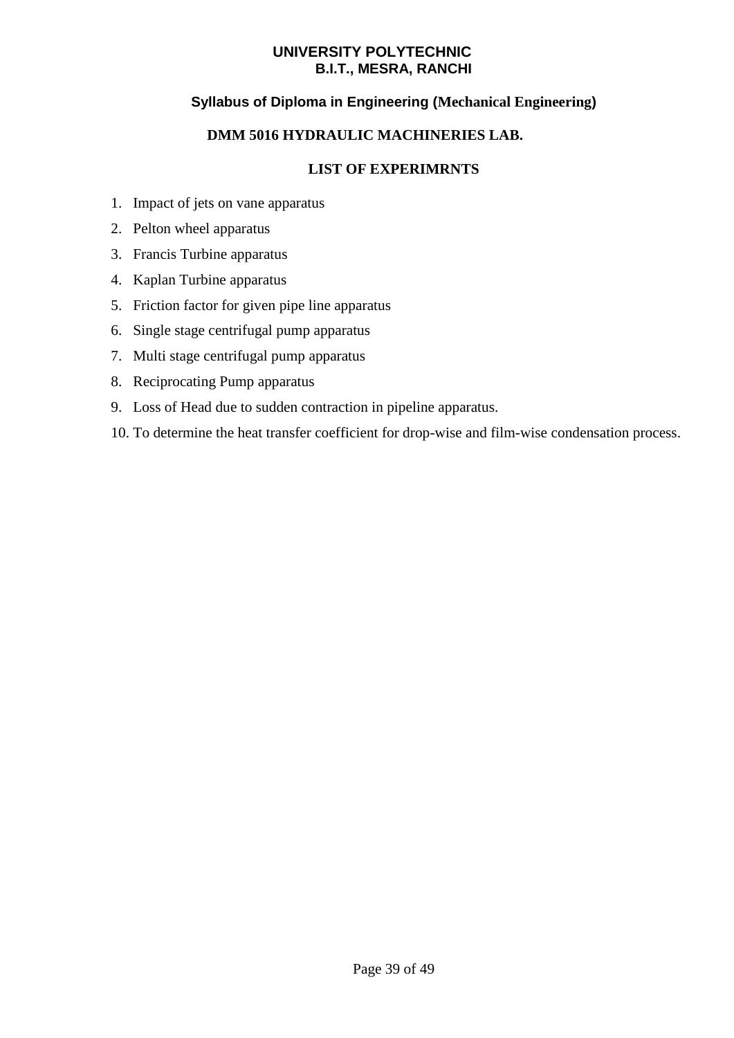# UNIVERSITY POLYTECHNIC
# B.I.T., MESRA, RANCHI

## Syllabus of Diploma in Engineering (Mechanical Engineering)

### DMM 5016 HYDRAULIC MACHINERIES LAB.

### LIST OF EXPERIMRNTS

1. Impact of jets on vane apparatus
2. Pelton wheel apparatus
3. Francis Turbine apparatus
4. Kaplan Turbine apparatus
5. Friction factor for given pipe line apparatus
6. Single stage centrifugal pump apparatus
7. Multi stage centrifugal pump apparatus
8. Reciprocating Pump apparatus
9. Loss of Head due to sudden contraction in pipeline apparatus.
10. To determine the heat transfer coefficient for drop-wise and film-wise condensation process.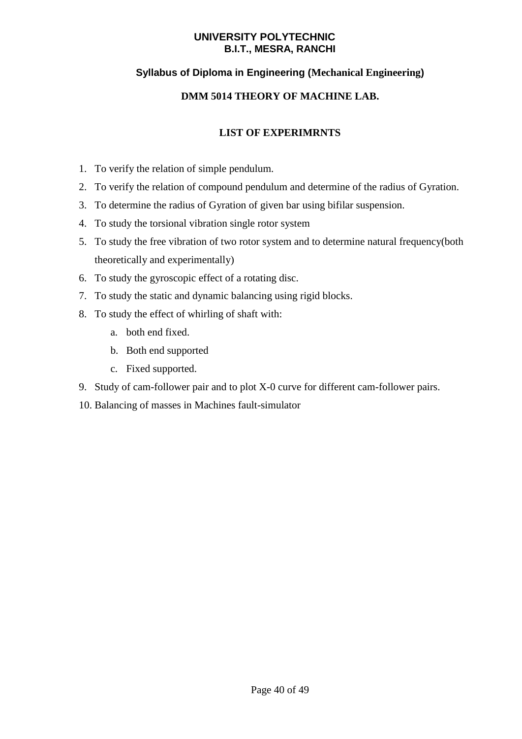**UNIVERSITY POLYTECHNIC**
**B.I.T., MESRA, RANCHI**

**Syllabus of Diploma in Engineering (Mechanical Engineering)**

## DMM 5014 THEORY OF MACHINE LAB.

### LIST OF EXPERIMRNTS

1. To verify the relation of simple pendulum.
2. To verify the relation of compound pendulum and determine of the radius of Gyration.
3. To determine the radius of Gyration of given bar using bifilar suspension.
4. To study the torsional vibration single rotor system
5. To study the free vibration of two rotor system and to determine natural frequency(both theoretically and experimentally)
6. To study the gyroscopic effect of a rotating disc.
7. To study the static and dynamic balancing using rigid blocks.
8. To study the effect of whirling of shaft with:
    a. both end fixed.
    b. Both end supported
    c. Fixed supported.
9. Study of cam-follower pair and to plot X-0 curve for different cam-follower pairs.
10. Balancing of masses in Machines fault-simulator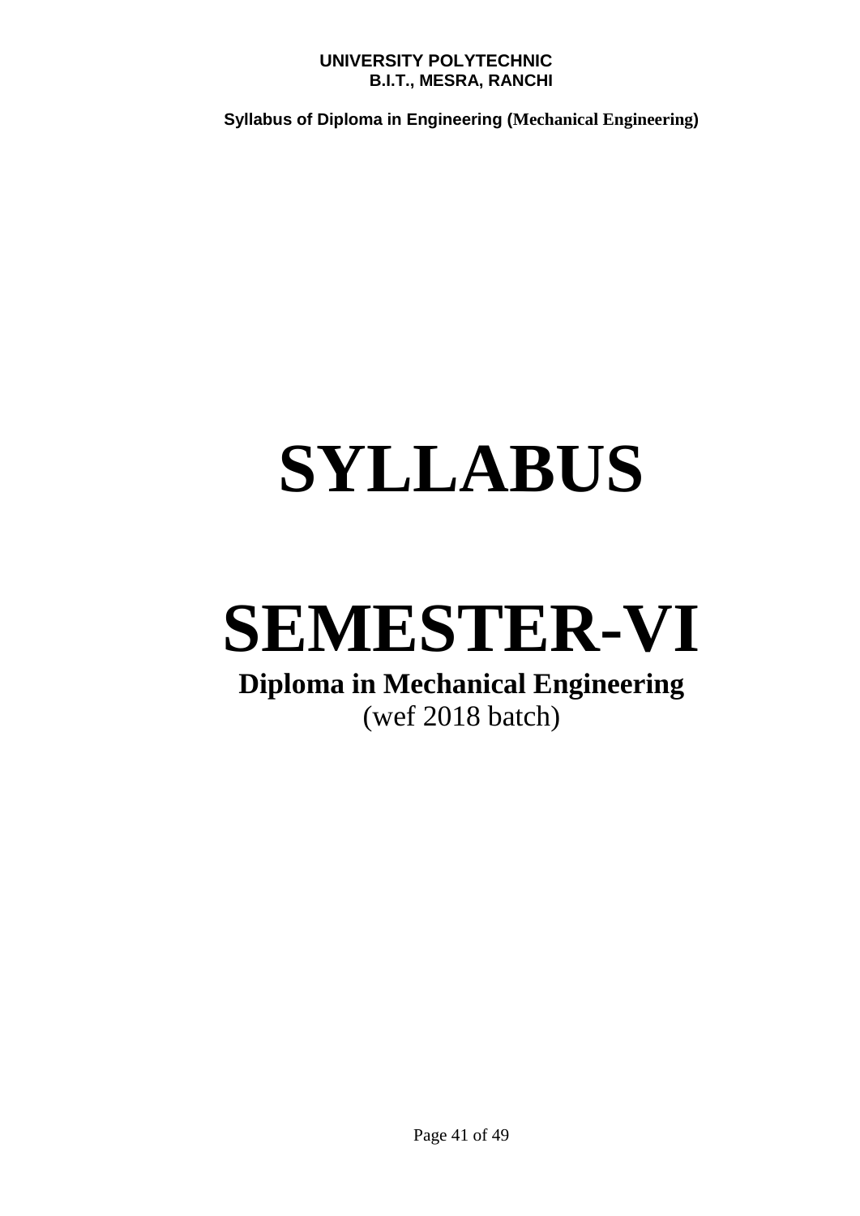# SYLLABUS

# SEMESTER-VI

**Diploma in Mechanical Engineering**

(wef 2018 batch)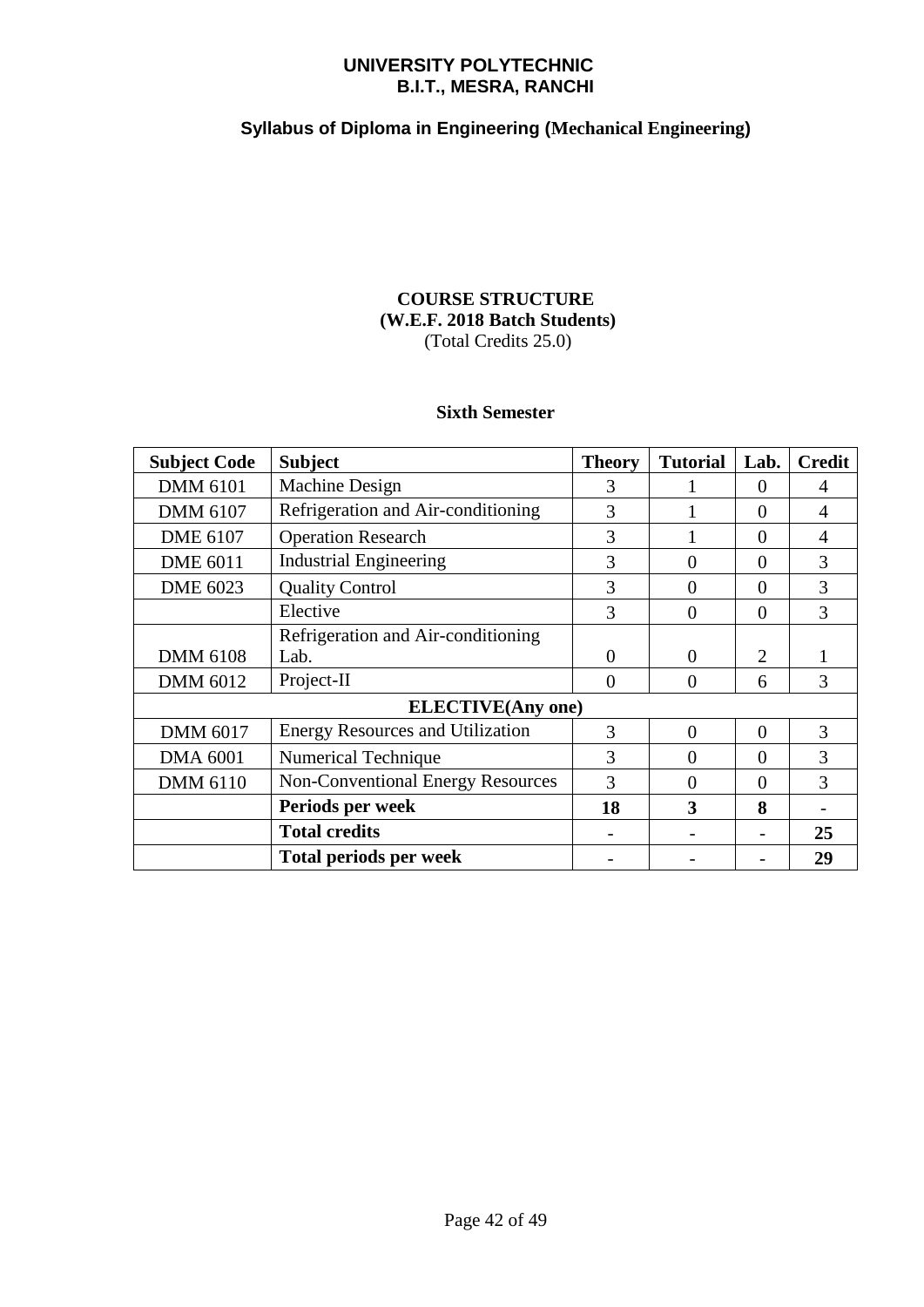**UNIVERSITY POLYTECHNIC**
**B.I.T., MESRA, RANCHI**

**Syllabus of Diploma in Engineering (Mechanical Engineering)**

**COURSE STRUCTURE**
**(W.E.F. 2018 Batch Students)**
(Total Credits 25.0)

**Sixth Semester**

| Subject Code | Subject | Theory | Tutorial | Lab. | Credit |
|---|---|---|---|---|---|
| DMM 6101 | Machine Design | 3 | 1 | 0 | 4 |
| DMM 6107 | Refrigeration and Air-conditioning | 3 | 1 | 0 | 4 |
| DME 6107 | Operation Research | 3 | 1 | 0 | 4 |
| DME 6011 | Industrial Engineering | 3 | 0 | 0 | 3 |
| DME 6023 | Quality Control | 3 | 0 | 0 | 3 |
| | Elective | 3 | 0 | 0 | 3 |
| DMM 6108 | Refrigeration and Air-conditioning Lab. | 0 | 0 | 2 | 1 |
| DMM 6012 | Project-II | 0 | 0 | 6 | 3 |
| **ELECTIVE(Any one)** | | | | | |
| DMM 6017 | Energy Resources and Utilization | 3 | 0 | 0 | 3 |
| DMA 6001 | Numerical Technique | 3 | 0 | 0 | 3 |
| DMM 6110 | Non-Conventional Energy Resources | 3 | 0 | 0 | 3 |
| | **Periods per week** | **18** | **3** | **8** | **-** |
| | **Total credits** | **-** | **-** | **-** | **25** |
| | **Total periods per week** | **-** | **-** | **-** | **29** |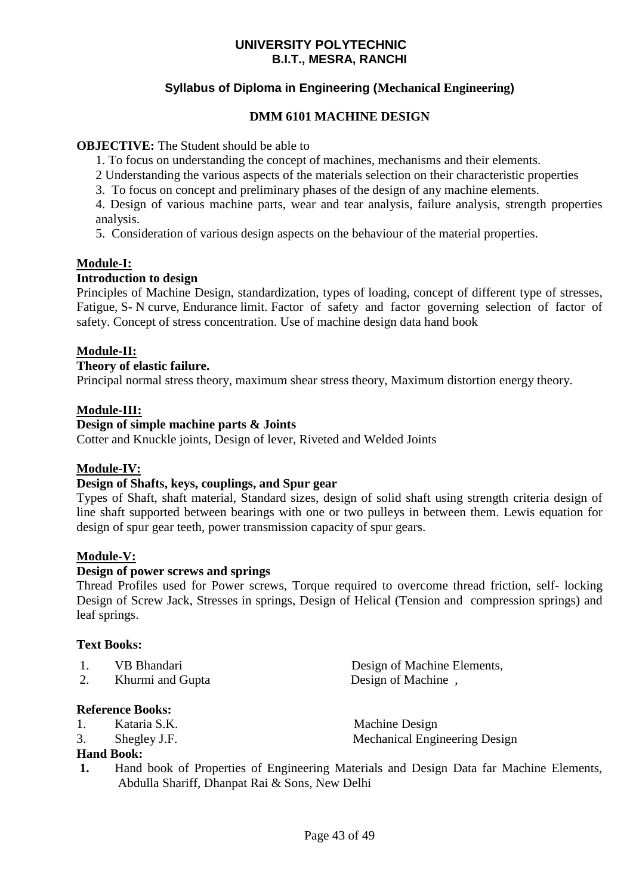**UNIVERSITY POLYTECHNIC**
**B.I.T., MESRA, RANCHI**

**Syllabus of Diploma in Engineering (Mechanical Engineering)**

# DMM 6101 MACHINE DESIGN

**OBJECTIVE:** The Student should be able to

1. To focus on understanding the concept of machines, mechanisms and their elements.
2 Understanding the various aspects of the materials selection on their characteristic properties
3. To focus on concept and preliminary phases of the design of any machine elements.
4. Design of various machine parts, wear and tear analysis, failure analysis, strength properties analysis.
5. Consideration of various design aspects on the behaviour of the material properties.

## Module-I:

**Introduction to design**

Principles of Machine Design, standardization, types of loading, concept of different type of stresses, Fatigue, S- N curve, Endurance limit. Factor of safety and factor governing selection of factor of safety. Concept of stress concentration. Use of machine design data hand book

## Module-II:

**Theory of elastic failure.**

Principal normal stress theory, maximum shear stress theory, Maximum distortion energy theory.

## Module-III:

**Design of simple machine parts & Joints**

Cotter and Knuckle joints, Design of lever, Riveted and Welded Joints

## Module-IV:

**Design of Shafts, keys, couplings, and Spur gear**

Types of Shaft, shaft material, Standard sizes, design of solid shaft using strength criteria design of line shaft supported between bearings with one or two pulleys in between them. Lewis equation for design of spur gear teeth, power transmission capacity of spur gears.

## Module-V:

**Design of power screws and springs**

Thread Profiles used for Power screws, Torque required to overcome thread friction, self- locking Design of Screw Jack, Stresses in springs, Design of Helical (Tension and compression springs) and leaf springs.

**Text Books:**

1. VB Bhandari — Design of Machine Elements,
2. Khurmi and Gupta — Design of Machine ,

**Reference Books:**

1. Kataria S.K. — Machine Design
3. Shegley J.F. — Mechanical Engineering Design

**Hand Book:**

1. Hand book of Properties of Engineering Materials and Design Data far Machine Elements, Abdulla Shariff, Dhanpat Rai & Sons, New Delhi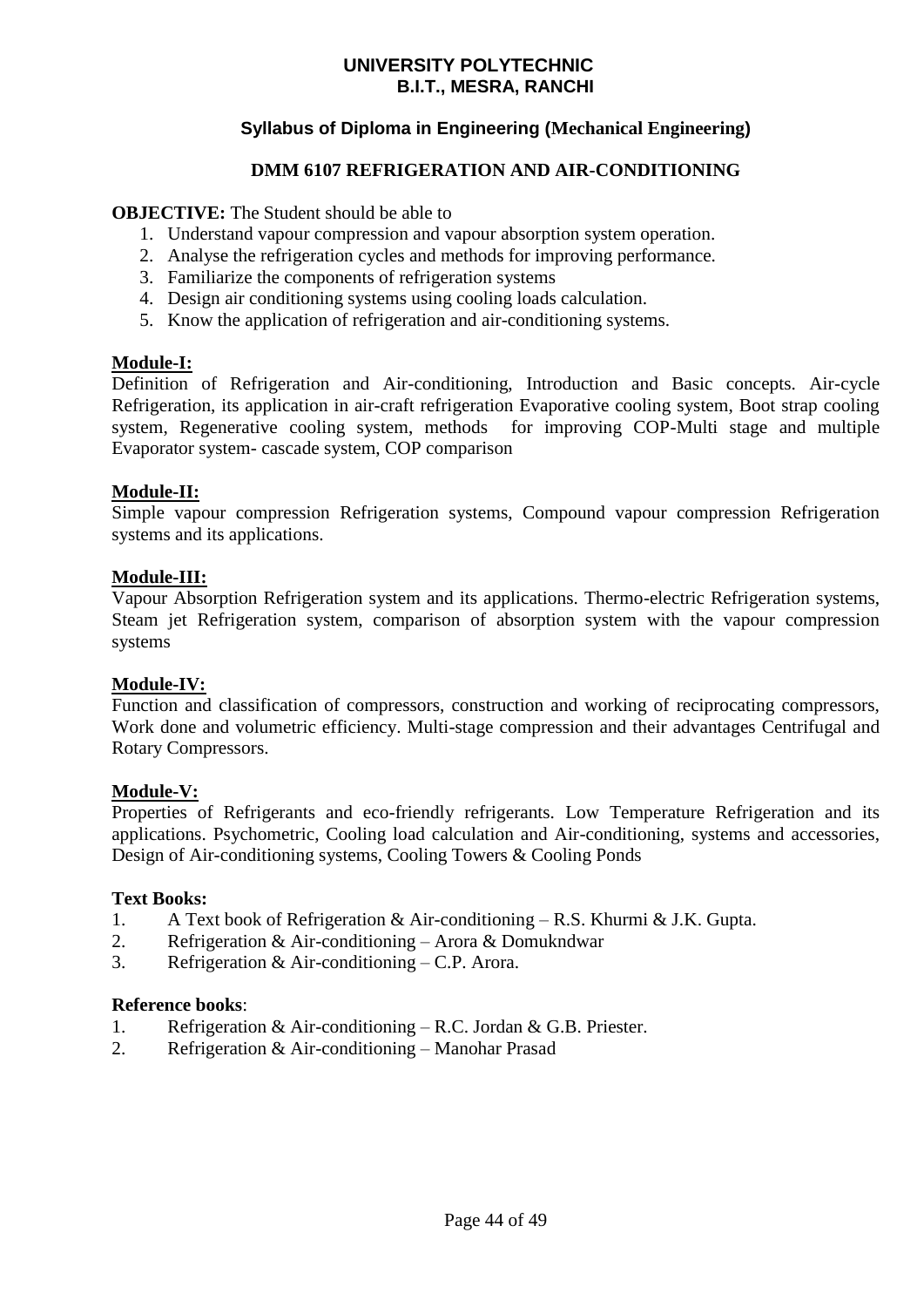**UNIVERSITY POLYTECHNIC**
**B.I.T., MESRA, RANCHI**

### Syllabus of Diploma in Engineering (Mechanical Engineering)

## DMM 6107 REFRIGERATION AND AIR-CONDITIONING

**OBJECTIVE:** The Student should be able to

1. Understand vapour compression and vapour absorption system operation.
2. Analyse the refrigeration cycles and methods for improving performance.
3. Familiarize the components of refrigeration systems
4. Design air conditioning systems using cooling loads calculation.
5. Know the application of refrigeration and air-conditioning systems.

**Module-I:**

Definition of Refrigeration and Air-conditioning, Introduction and Basic concepts. Air-cycle Refrigeration, its application in air-craft refrigeration Evaporative cooling system, Boot strap cooling system, Regenerative cooling system, methods for improving COP-Multi stage and multiple Evaporator system- cascade system, COP comparison

**Module-II:**

Simple vapour compression Refrigeration systems, Compound vapour compression Refrigeration systems and its applications.

**Module-III:**

Vapour Absorption Refrigeration system and its applications. Thermo-electric Refrigeration systems, Steam jet Refrigeration system, comparison of absorption system with the vapour compression systems

**Module-IV:**

Function and classification of compressors, construction and working of reciprocating compressors, Work done and volumetric efficiency. Multi-stage compression and their advantages Centrifugal and Rotary Compressors.

**Module-V:**

Properties of Refrigerants and eco-friendly refrigerants. Low Temperature Refrigeration and its applications. Psychometric, Cooling load calculation and Air-conditioning, systems and accessories, Design of Air-conditioning systems, Cooling Towers & Cooling Ponds

**Text Books:**

1. A Text book of Refrigeration & Air-conditioning – R.S. Khurmi & J.K. Gupta.
2. Refrigeration & Air-conditioning – Arora & Domukndwar
3. Refrigeration & Air-conditioning – C.P. Arora.

**Reference books**:

1. Refrigeration & Air-conditioning – R.C. Jordan & G.B. Priester.
2. Refrigeration & Air-conditioning – Manohar Prasad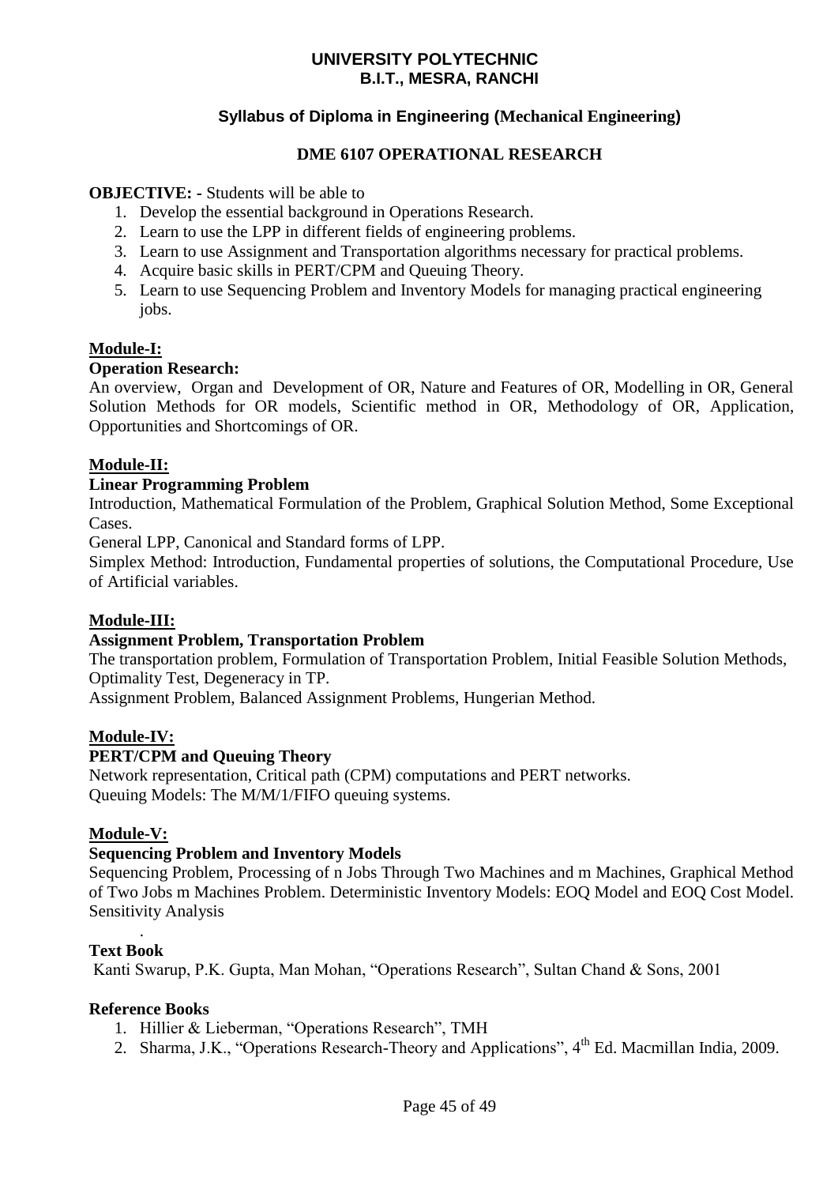**UNIVERSITY POLYTECHNIC**
**B.I.T., MESRA, RANCHI**

**Syllabus of Diploma in Engineering (Mechanical Engineering)**

# DME 6107 OPERATIONAL RESEARCH

**OBJECTIVE: -** Students will be able to

1. Develop the essential background in Operations Research.
2. Learn to use the LPP in different fields of engineering problems.
3. Learn to use Assignment and Transportation algorithms necessary for practical problems.
4. Acquire basic skills in PERT/CPM and Queuing Theory.
5. Learn to use Sequencing Problem and Inventory Models for managing practical engineering jobs.

## Module-I:

**Operation Research:**

An overview, Organ and Development of OR, Nature and Features of OR, Modelling in OR, General Solution Methods for OR models, Scientific method in OR, Methodology of OR, Application, Opportunities and Shortcomings of OR.

## Module-II:

**Linear Programming Problem**

Introduction, Mathematical Formulation of the Problem, Graphical Solution Method, Some Exceptional Cases.

General LPP, Canonical and Standard forms of LPP.

Simplex Method: Introduction, Fundamental properties of solutions, the Computational Procedure, Use of Artificial variables.

## Module-III:

**Assignment Problem, Transportation Problem**

The transportation problem, Formulation of Transportation Problem, Initial Feasible Solution Methods, Optimality Test, Degeneracy in TP.

Assignment Problem, Balanced Assignment Problems, Hungerian Method.

## Module-IV:

**PERT/CPM and Queuing Theory**

Network representation, Critical path (CPM) computations and PERT networks.

Queuing Models: The M/M/1/FIFO queuing systems.

## Module-V:

**Sequencing Problem and Inventory Models**

Sequencing Problem, Processing of n Jobs Through Two Machines and m Machines, Graphical Method of Two Jobs m Machines Problem. Deterministic Inventory Models: EOQ Model and EOQ Cost Model. Sensitivity Analysis

.

**Text Book**

Kanti Swarup, P.K. Gupta, Man Mohan, "Operations Research", Sultan Chand & Sons, 2001

**Reference Books**

1. Hillier & Lieberman, "Operations Research", TMH
2. Sharma, J.K., "Operations Research-Theory and Applications", 4th Ed. Macmillan India, 2009.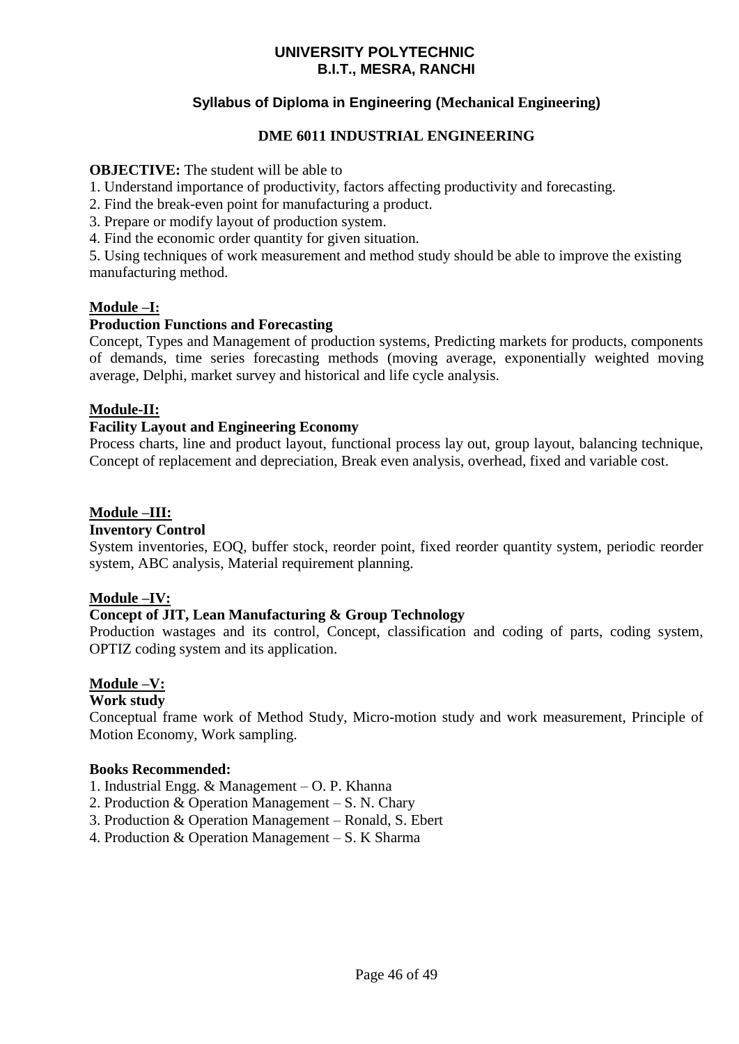**UNIVERSITY POLYTECHNIC**
**B.I.T., MESRA, RANCHI**

**Syllabus of Diploma in Engineering (Mechanical Engineering)**

## DME 6011 INDUSTRIAL ENGINEERING

**OBJECTIVE:** The student will be able to

1. Understand importance of productivity, factors affecting productivity and forecasting.
2. Find the break-even point for manufacturing a product.
3. Prepare or modify layout of production system.
4. Find the economic order quantity for given situation.
5. Using techniques of work measurement and method study should be able to improve the existing manufacturing method.

### Module –I:

**Production Functions and Forecasting**

Concept, Types and Management of production systems, Predicting markets for products, components of demands, time series forecasting methods (moving average, exponentially weighted moving average, Delphi, market survey and historical and life cycle analysis.

### Module-II:

**Facility Layout and Engineering Economy**

Process charts, line and product layout, functional process lay out, group layout, balancing technique, Concept of replacement and depreciation, Break even analysis, overhead, fixed and variable cost.

### Module –III:

**Inventory Control**

System inventories, EOQ, buffer stock, reorder point, fixed reorder quantity system, periodic reorder system, ABC analysis, Material requirement planning.

### Module –IV:

**Concept of JIT, Lean Manufacturing & Group Technology**

Production wastages and its control, Concept, classification and coding of parts, coding system, OPTIZ coding system and its application.

### Module –V:

**Work study**

Conceptual frame work of Method Study, Micro-motion study and work measurement, Principle of Motion Economy, Work sampling.

**Books Recommended:**

1. Industrial Engg. & Management – O. P. Khanna
2. Production & Operation Management – S. N. Chary
3. Production & Operation Management – Ronald, S. Ebert
4. Production & Operation Management – S. K Sharma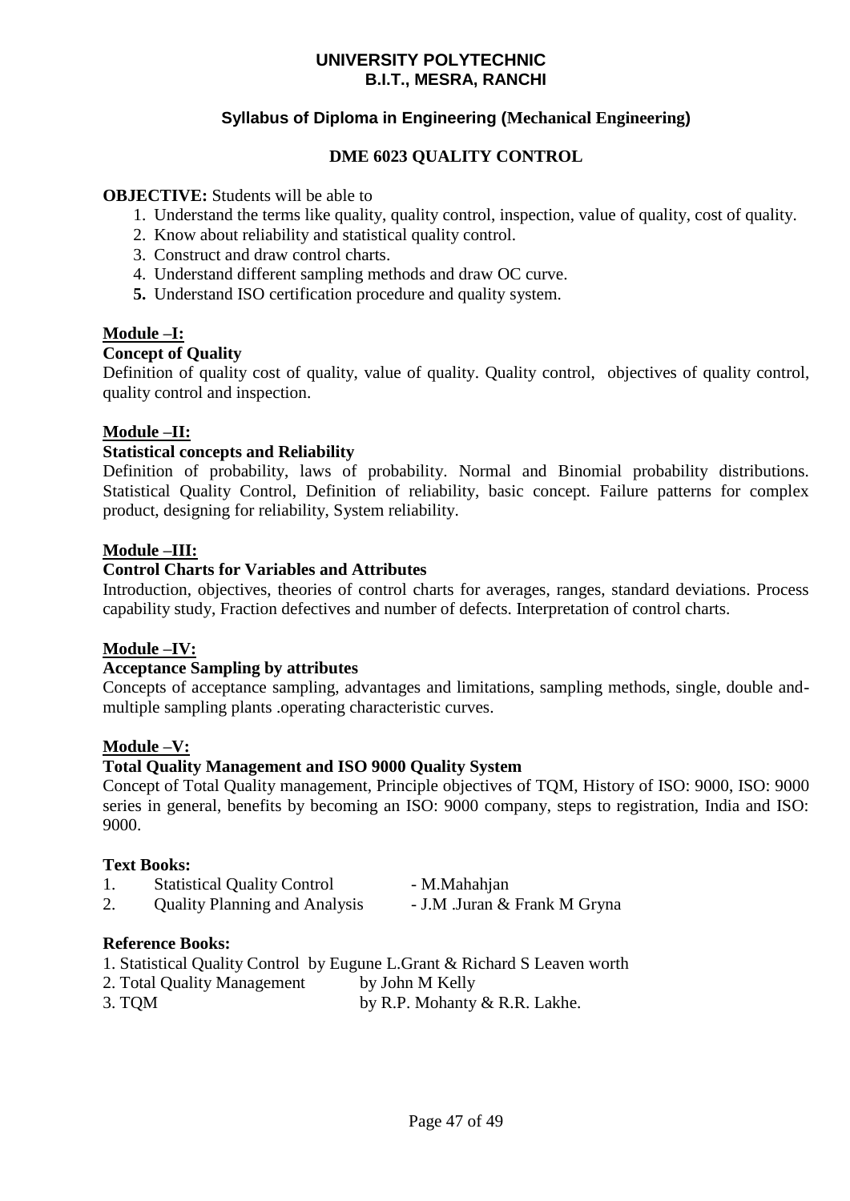# UNIVERSITY POLYTECHNIC
## B.I.T., MESRA, RANCHI

### Syllabus of Diploma in Engineering (Mechanical Engineering)

### DME 6023 QUALITY CONTROL

**OBJECTIVE:** Students will be able to

1. Understand the terms like quality, quality control, inspection, value of quality, cost of quality.
2. Know about reliability and statistical quality control.
3. Construct and draw control charts.
4. Understand different sampling methods and draw OC curve.
5. Understand ISO certification procedure and quality system.

**Module –I:**

**Concept of Quality**

Definition of quality cost of quality, value of quality. Quality control, objectives of quality control, quality control and inspection.

**Module –II:**

**Statistical concepts and Reliability**

Definition of probability, laws of probability. Normal and Binomial probability distributions. Statistical Quality Control, Definition of reliability, basic concept. Failure patterns for complex product, designing for reliability, System reliability.

**Module –III:**

**Control Charts for Variables and Attributes**

Introduction, objectives, theories of control charts for averages, ranges, standard deviations. Process capability study, Fraction defectives and number of defects. Interpretation of control charts.

**Module –IV:**

**Acceptance Sampling by attributes**

Concepts of acceptance sampling, advantages and limitations, sampling methods, single, double and-multiple sampling plants .operating characteristic curves.

**Module –V:**

**Total Quality Management and ISO 9000 Quality System**

Concept of Total Quality management, Principle objectives of TQM, History of ISO: 9000, ISO: 9000 series in general, benefits by becoming an ISO: 9000 company, steps to registration, India and ISO: 9000.

**Text Books:**

1. Statistical Quality Control - M.Mahahjan
2. Quality Planning and Analysis - J.M .Juran & Frank M Gryna

**Reference Books:**

1. Statistical Quality Control by Eugune L.Grant & Richard S Leaven worth
2. Total Quality Management by John M Kelly
3. TQM by R.P. Mohanty & R.R. Lakhe.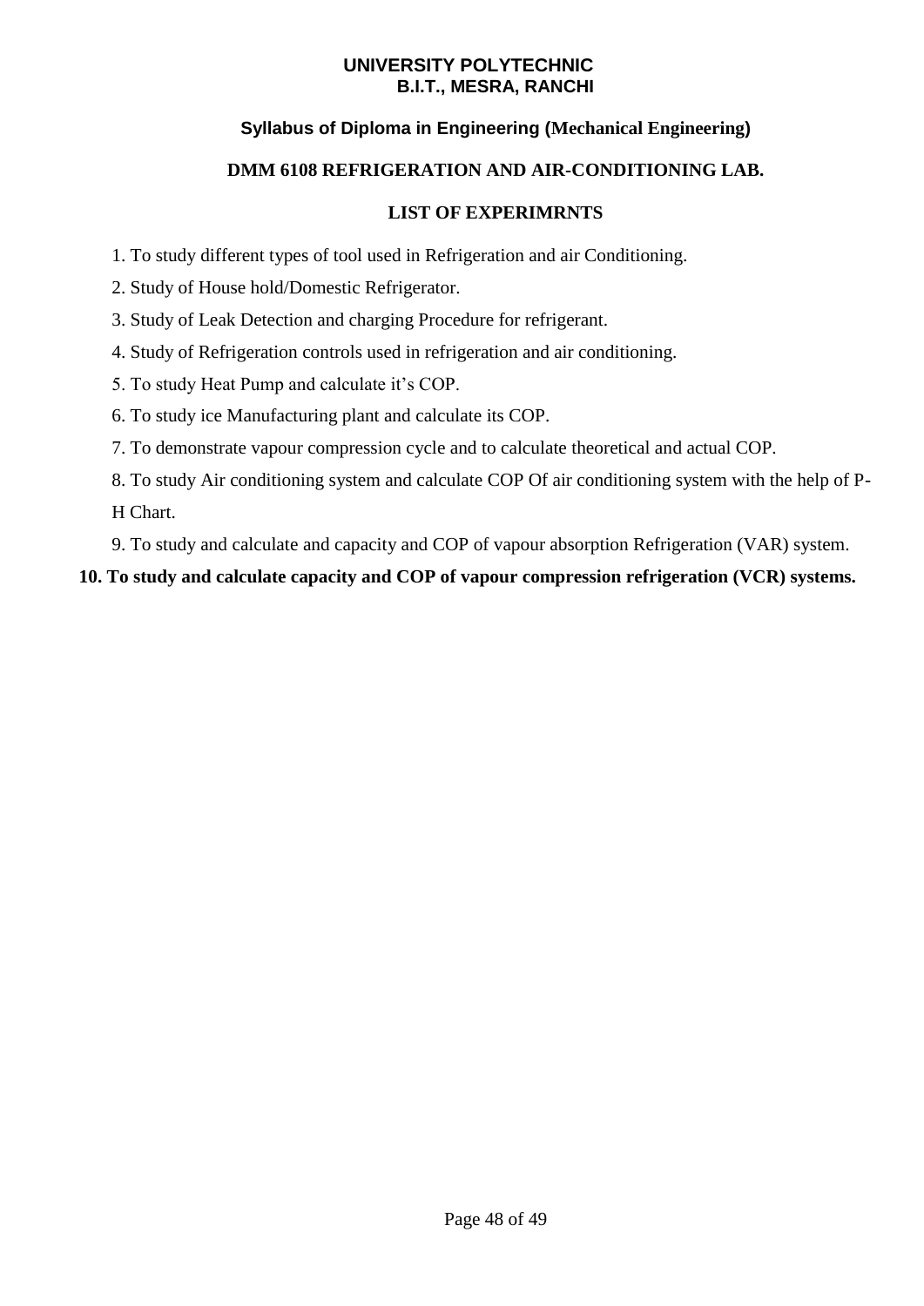**UNIVERSITY POLYTECHNIC**
**B.I.T., MESRA, RANCHI**

**Syllabus of Diploma in Engineering (Mechanical Engineering)**

## DMM 6108 REFRIGERATION AND AIR-CONDITIONING LAB.

### LIST OF EXPERIMRNTS

1. To study different types of tool used in Refrigeration and air Conditioning.
2. Study of House hold/Domestic Refrigerator.
3. Study of Leak Detection and charging Procedure for refrigerant.
4. Study of Refrigeration controls used in refrigeration and air conditioning.
5. To study Heat Pump and calculate it's COP.
6. To study ice Manufacturing plant and calculate its COP.
7. To demonstrate vapour compression cycle and to calculate theoretical and actual COP.
8. To study Air conditioning system and calculate COP Of air conditioning system with the help of P-H Chart.
9. To study and calculate and capacity and COP of vapour absorption Refrigeration (VAR) system.
10. **To study and calculate capacity and COP of vapour compression refrigeration (VCR) systems.**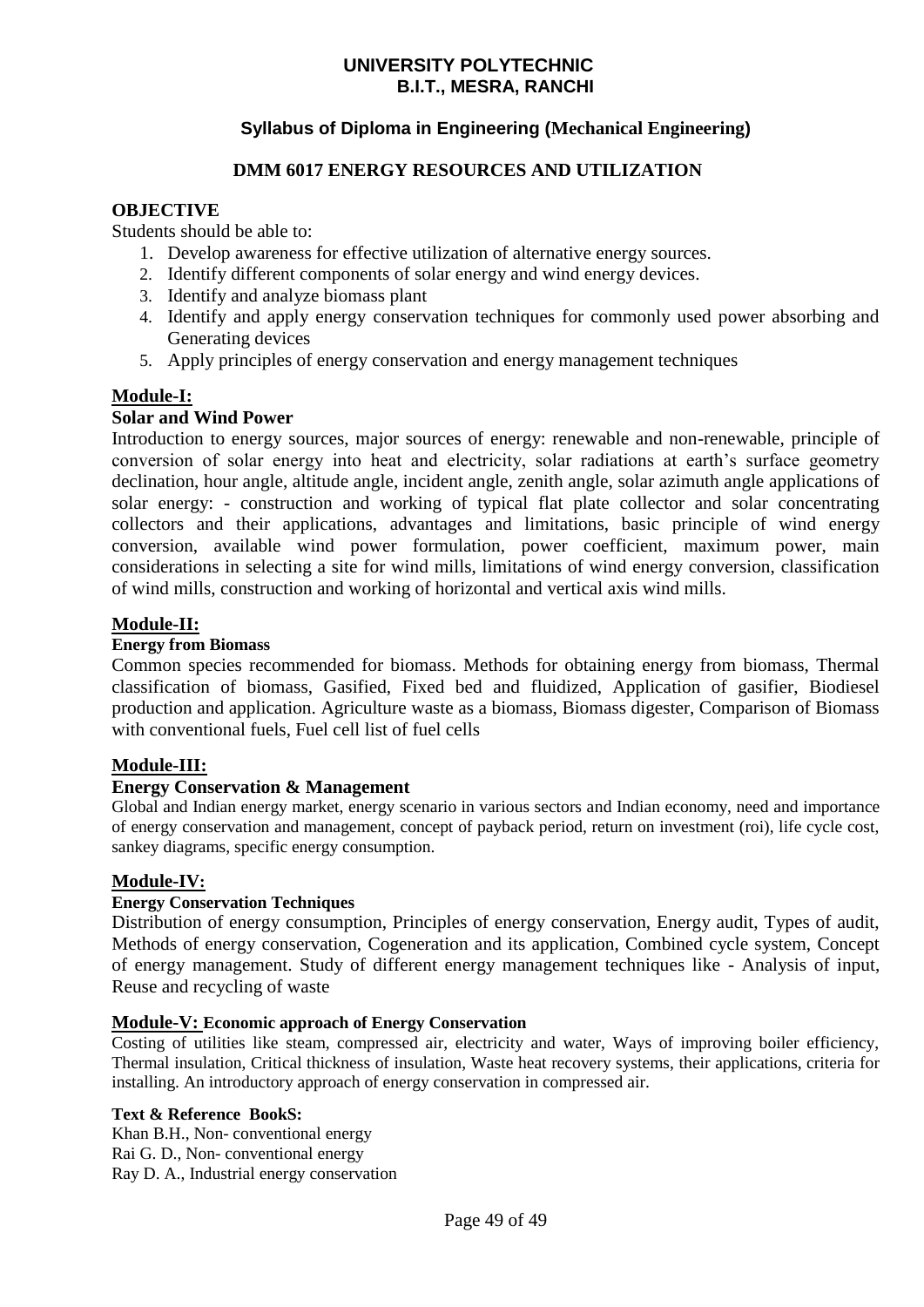# UNIVERSITY POLYTECHNIC
## B.I.T., MESRA, RANCHI

### Syllabus of Diploma in Engineering (Mechanical Engineering)

### DMM 6017 ENERGY RESOURCES AND UTILIZATION

**OBJECTIVE**

Students should be able to:

1. Develop awareness for effective utilization of alternative energy sources.
2. Identify different components of solar energy and wind energy devices.
3. Identify and analyze biomass plant
4. Identify and apply energy conservation techniques for commonly used power absorbing and Generating devices
5. Apply principles of energy conservation and energy management techniques

**Module-I:**

**Solar and Wind Power**

Introduction to energy sources, major sources of energy: renewable and non-renewable, principle of conversion of solar energy into heat and electricity, solar radiations at earth's surface geometry declination, hour angle, altitude angle, incident angle, zenith angle, solar azimuth angle applications of solar energy: - construction and working of typical flat plate collector and solar concentrating collectors and their applications, advantages and limitations, basic principle of wind energy conversion, available wind power formulation, power coefficient, maximum power, main considerations in selecting a site for wind mills, limitations of wind energy conversion, classification of wind mills, construction and working of horizontal and vertical axis wind mills.

**Module-II:**

**Energy from Biomass**

Common species recommended for biomass. Methods for obtaining energy from biomass, Thermal classification of biomass, Gasified, Fixed bed and fluidized, Application of gasifier, Biodiesel production and application. Agriculture waste as a biomass, Biomass digester, Comparison of Biomass with conventional fuels, Fuel cell list of fuel cells

**Module-III:**

**Energy Conservation & Management**

Global and Indian energy market, energy scenario in various sectors and Indian economy, need and importance of energy conservation and management, concept of payback period, return on investment (roi), life cycle cost, sankey diagrams, specific energy consumption.

**Module-IV:**

**Energy Conservation Techniques**

Distribution of energy consumption, Principles of energy conservation, Energy audit, Types of audit, Methods of energy conservation, Cogeneration and its application, Combined cycle system, Concept of energy management. Study of different energy management techniques like - Analysis of input, Reuse and recycling of waste

**Module-V: Economic approach of Energy Conservation**

Costing of utilities like steam, compressed air, electricity and water, Ways of improving boiler efficiency, Thermal insulation, Critical thickness of insulation, Waste heat recovery systems, their applications, criteria for installing. An introductory approach of energy conservation in compressed air.

**Text & Reference BookS:**

Khan B.H., Non- conventional energy
Rai G. D., Non- conventional energy
Ray D. A., Industrial energy conservation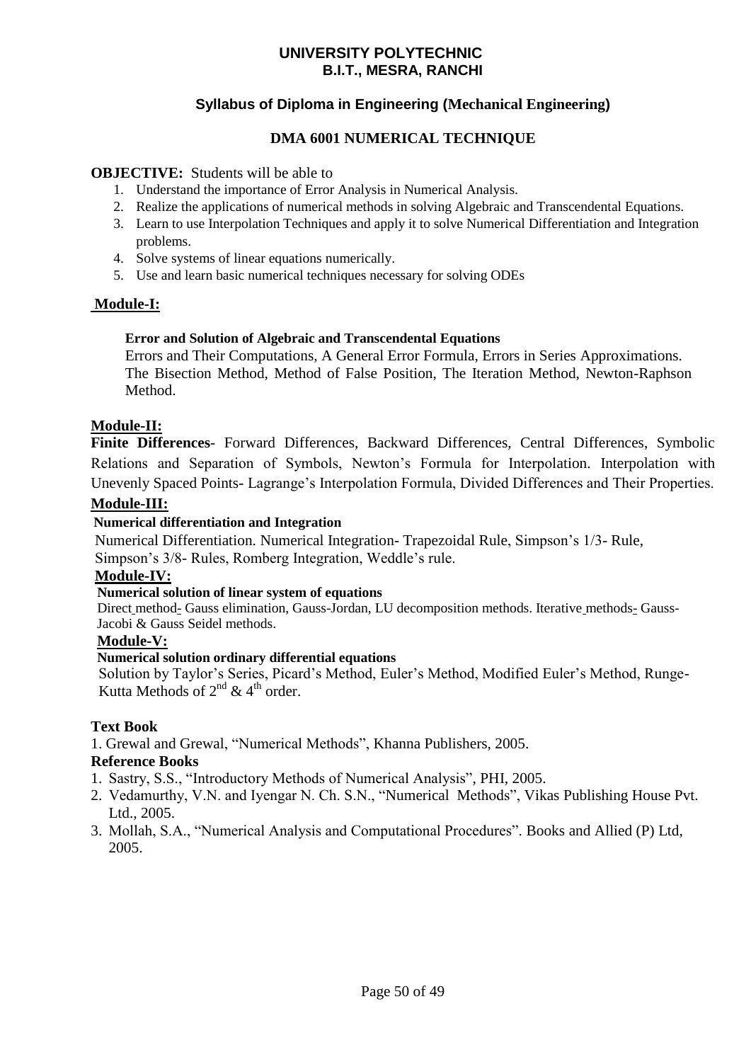# UNIVERSITY POLYTECHNIC
## B.I.T., MESRA, RANCHI

### Syllabus of Diploma in Engineering (Mechanical Engineering)

### DMA 6001 NUMERICAL TECHNIQUE

**OBJECTIVE:** Students will be able to

1. Understand the importance of Error Analysis in Numerical Analysis.
2. Realize the applications of numerical methods in solving Algebraic and Transcendental Equations.
3. Learn to use Interpolation Techniques and apply it to solve Numerical Differentiation and Integration problems.
4. Solve systems of linear equations numerically.
5. Use and learn basic numerical techniques necessary for solving ODEs

**Module-I:**

**Error and Solution of Algebraic and Transcendental Equations**

Errors and Their Computations, A General Error Formula, Errors in Series Approximations. The Bisection Method, Method of False Position, The Iteration Method, Newton-Raphson Method.

**Module-II:**

**Finite Differences**- Forward Differences, Backward Differences, Central Differences, Symbolic Relations and Separation of Symbols, Newton's Formula for Interpolation. Interpolation with Unevenly Spaced Points- Lagrange's Interpolation Formula, Divided Differences and Their Properties.

**Module-III:**

**Numerical differentiation and Integration**

Numerical Differentiation. Numerical Integration- Trapezoidal Rule, Simpson's 1/3- Rule, Simpson's 3/8- Rules, Romberg Integration, Weddle's rule.

**Module-IV:**

**Numerical solution of linear system of equations**

Direct method- Gauss elimination, Gauss-Jordan, LU decomposition methods. Iterative methods- Gauss-Jacobi & Gauss Seidel methods.

**Module-V:**

**Numerical solution ordinary differential equations**

Solution by Taylor's Series, Picard's Method, Euler's Method, Modified Euler's Method, Runge-Kutta Methods of 2nd & 4th order.

**Text Book**

1. Grewal and Grewal, "Numerical Methods", Khanna Publishers, 2005.

**Reference Books**

1. Sastry, S.S., "Introductory Methods of Numerical Analysis", PHI, 2005.
2. Vedamurthy, V.N. and Iyengar N. Ch. S.N., "Numerical Methods", Vikas Publishing House Pvt. Ltd., 2005.
3. Mollah, S.A., "Numerical Analysis and Computational Procedures". Books and Allied (P) Ltd, 2005.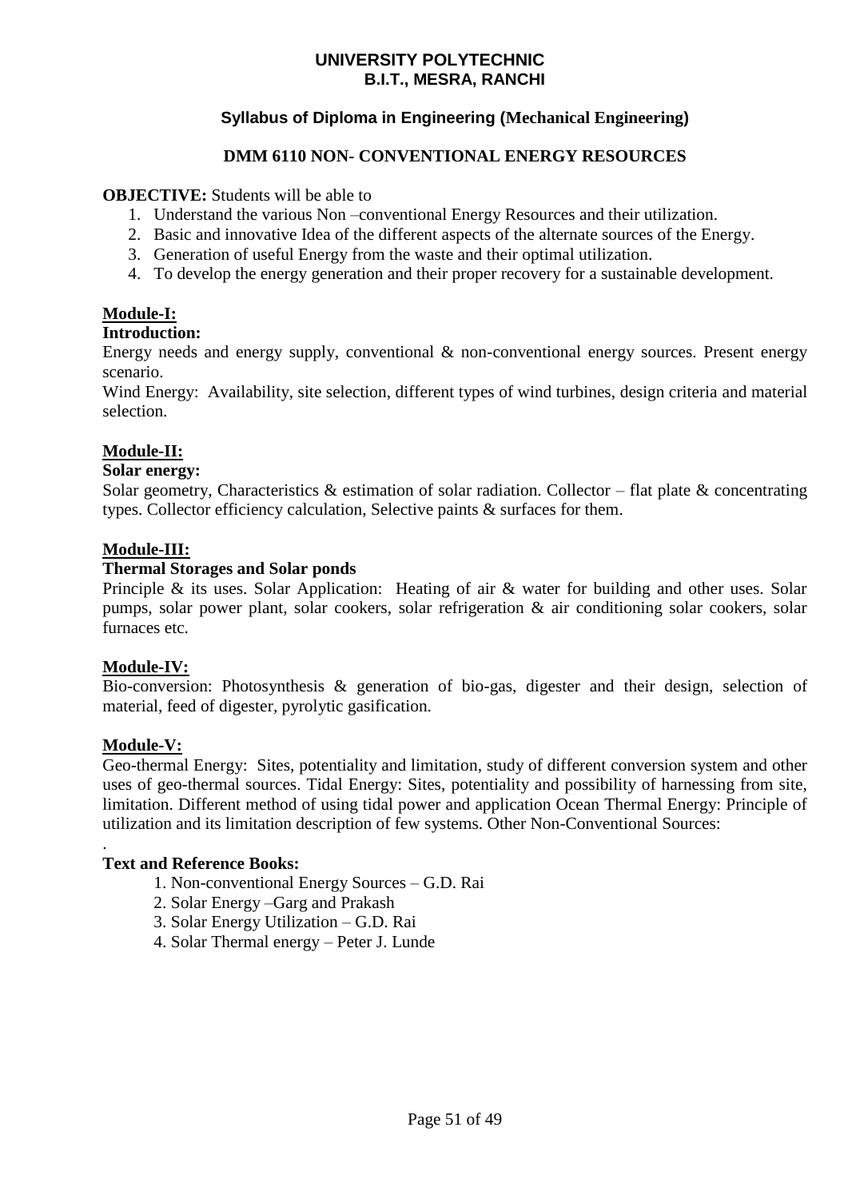**UNIVERSITY POLYTECHNIC**
**B.I.T., MESRA, RANCHI**

**Syllabus of Diploma in Engineering (Mechanical Engineering)**

## DMM 6110 NON- CONVENTIONAL ENERGY RESOURCES

**OBJECTIVE:** Students will be able to

1. Understand the various Non –conventional Energy Resources and their utilization.
2. Basic and innovative Idea of the different aspects of the alternate sources of the Energy.
3. Generation of useful Energy from the waste and their optimal utilization.
4. To develop the energy generation and their proper recovery for a sustainable development.

### Module-I:

**Introduction:**

Energy needs and energy supply, conventional & non-conventional energy sources. Present energy scenario.

Wind Energy: Availability, site selection, different types of wind turbines, design criteria and material selection.

### Module-II:

**Solar energy:**

Solar geometry, Characteristics & estimation of solar radiation. Collector – flat plate & concentrating types. Collector efficiency calculation, Selective paints & surfaces for them.

### Module-III:

**Thermal Storages and Solar ponds**

Principle & its uses. Solar Application: Heating of air & water for building and other uses. Solar pumps, solar power plant, solar cookers, solar refrigeration & air conditioning solar cookers, solar furnaces etc.

### Module-IV:

Bio-conversion: Photosynthesis & generation of bio-gas, digester and their design, selection of material, feed of digester, pyrolytic gasification.

### Module-V:

Geo-thermal Energy: Sites, potentiality and limitation, study of different conversion system and other uses of geo-thermal sources. Tidal Energy: Sites, potentiality and possibility of harnessing from site, limitation. Different method of using tidal power and application Ocean Thermal Energy: Principle of utilization and its limitation description of few systems. Other Non-Conventional Sources:

.

**Text and Reference Books:**

1. Non-conventional Energy Sources – G.D. Rai
2. Solar Energy –Garg and Prakash
3. Solar Energy Utilization – G.D. Rai
4. Solar Thermal energy – Peter J. Lunde